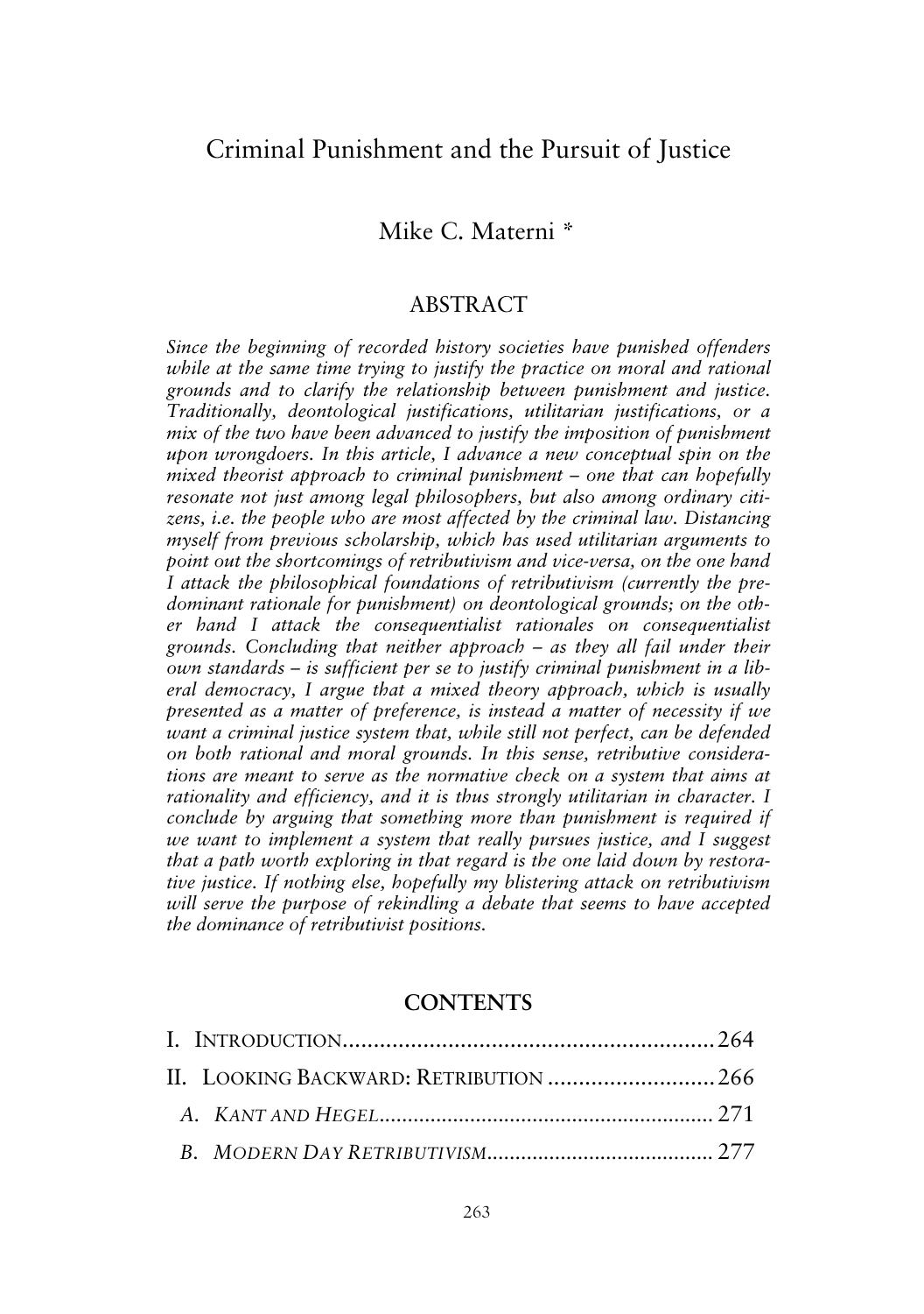# Criminal Punishment and the Pursuit of Justice

Mike C. Materni *

## ABSTRACT

*Since the beginning of recorded history societies have punished offenders while at the same time trying to justify the practice on moral and rational grounds and to clarify the relationship between punishment and justice. Traditionally, deontological justifications, utilitarian justifications, or a mix of the two have been advanced to justify the imposition of punishment upon wrongdoers. In this article, I advance a new conceptual spin on the mixed theorist approach to criminal punishment – one that can hopefully resonate not just among legal philosophers, but also among ordinary citizens, i.e. the people who are most affected by the criminal law. Distancing myself from previous scholarship, which has used utilitarian arguments to point out the shortcomings of retributivism and vice-versa, on the one hand I attack the philosophical foundations of retributivism (currently the predominant rationale for punishment) on deontological grounds; on the other hand I attack the consequentialist rationales on consequentialist grounds. Concluding that neither approach – as they all fail under their own standards – is sufficient per se to justify criminal punishment in a liberal democracy, I argue that a mixed theory approach, which is usually presented as a matter of preference, is instead a matter of necessity if we want a criminal justice system that, while still not perfect, can be defended on both rational and moral grounds. In this sense, retributive considerations are meant to serve as the normative check on a system that aims at rationality and efficiency, and it is thus strongly utilitarian in character. I conclude by arguing that something more than punishment is required if we want to implement a system that really pursues justice, and I suggest that a path worth exploring in that regard is the one laid down by restorative justice. If nothing else, hopefully my blistering attack on retributivism will serve the purpose of rekindling a debate that seems to have accepted the dominance of retributivist positions.*

## CONTENTS

I. INTRODUCTION .......................................................... 264

II. LOOKING BACKWARD: RETRIBUTION ........................... 266

*A. KANT AND HEGEL* ......................................................... 271

*B. MODERN DAY RETRIBUTIVISM* ...................................... 277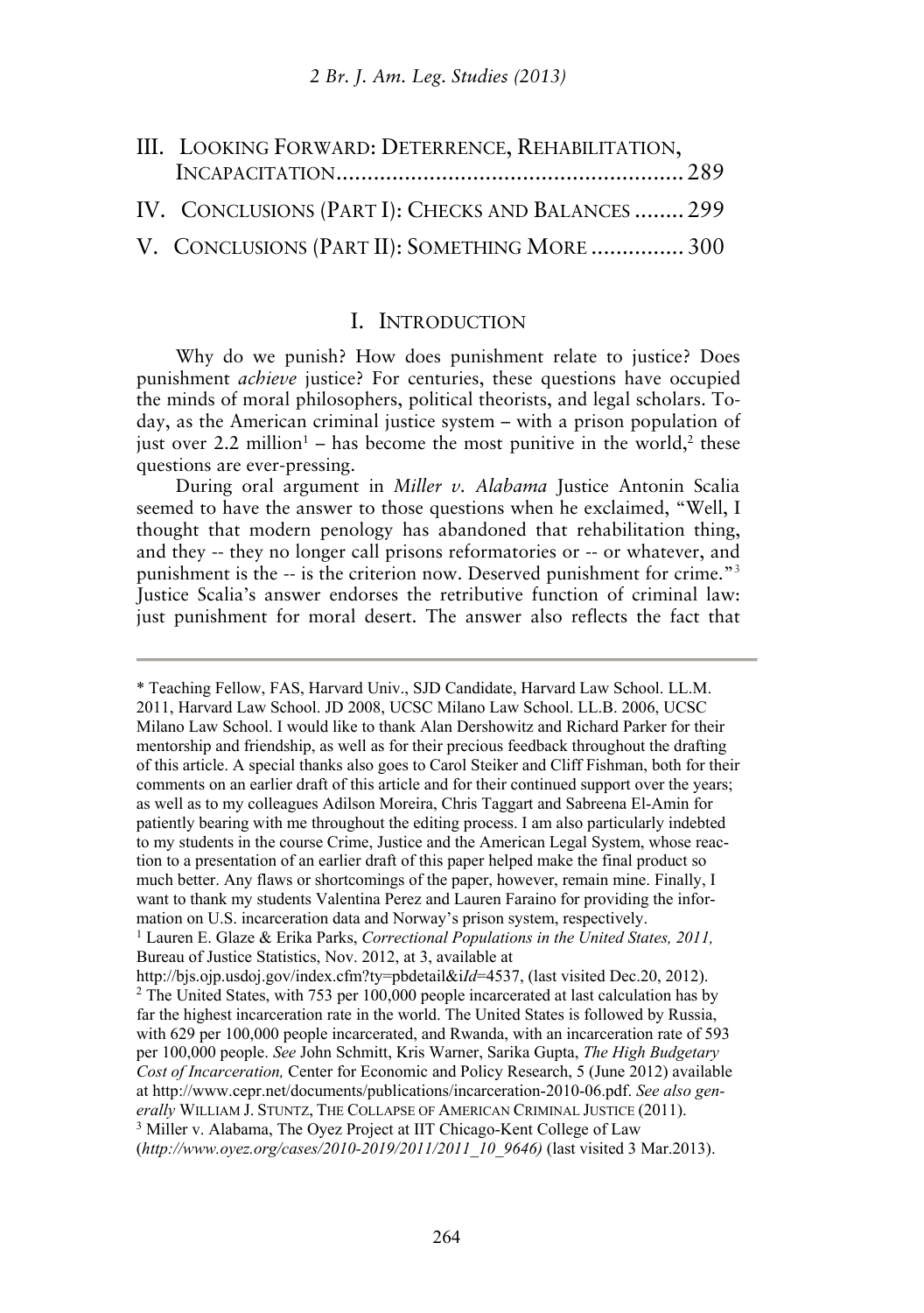III. LOOKING FORWARD: DETERRENCE, REHABILITATION, INCAPACITATION........................................................ 289

IV. CONCLUSIONS (PART I): CHECKS AND BALANCES ........ 299

V. CONCLUSIONS (PART II): SOMETHING MORE ............... 300

## I. INTRODUCTION

Why do we punish? How does punishment relate to justice? Does punishment *achieve* justice? For centuries, these questions have occupied the minds of moral philosophers, political theorists, and legal scholars. Today, as the American criminal justice system – with a prison population of just over 2.2 million[1] – has become the most punitive in the world,[2] these questions are ever-pressing.

During oral argument in *Miller v. Alabama* Justice Antonin Scalia seemed to have the answer to those questions when he exclaimed, "Well, I thought that modern penology has abandoned that rehabilitation thing, and they -- they no longer call prisons reformatories or -- or whatever, and punishment is the -- is the criterion now. Deserved punishment for crime."[3] Justice Scalia's answer endorses the retributive function of criminal law: just punishment for moral desert. The answer also reflects the fact that

---

\* Teaching Fellow, FAS, Harvard Univ., SJD Candidate, Harvard Law School. LL.M. 2011, Harvard Law School. JD 2008, UCSC Milano Law School. LL.B. 2006, UCSC Milano Law School. I would like to thank Alan Dershowitz and Richard Parker for their mentorship and friendship, as well as for their precious feedback throughout the drafting of this article. A special thanks also goes to Carol Steiker and Cliff Fishman, both for their comments on an earlier draft of this article and for their continued support over the years; as well as to my colleagues Adilson Moreira, Chris Taggart and Sabreena El-Amin for patiently bearing with me throughout the editing process. I am also particularly indebted to my students in the course Crime, Justice and the American Legal System, whose reaction to a presentation of an earlier draft of this paper helped make the final product so much better. Any flaws or shortcomings of the paper, however, remain mine. Finally, I want to thank my students Valentina Perez and Lauren Faraino for providing the information on U.S. incarceration data and Norway's prison system, respectively.

[1] Lauren E. Glaze & Erika Parks, *Correctional Populations in the United States, 2011,* Bureau of Justice Statistics, Nov. 2012, at 3, available at http://bjs.ojp.usdoj.gov/index.cfm?ty=pbdetail&i*Id*=4537, (last visited Dec.20, 2012).

[2] The United States, with 753 per 100,000 people incarcerated at last calculation has by far the highest incarceration rate in the world. The United States is followed by Russia, with 629 per 100,000 people incarcerated, and Rwanda, with an incarceration rate of 593 per 100,000 people. *See* John Schmitt, Kris Warner, Sarika Gupta, *The High Budgetary Cost of Incarceration,* Center for Economic and Policy Research, 5 (June 2012) available at http://www.cepr.net/documents/publications/incarceration-2010-06.pdf. *See also generally* WILLIAM J. STUNTZ, THE COLLAPSE OF AMERICAN CRIMINAL JUSTICE (2011).

[3] Miller v. Alabama, The Oyez Project at IIT Chicago-Kent College of Law (*http://www.oyez.org/cases/2010-2019/2011/2011_10_9646)* (last visited 3 Mar.2013).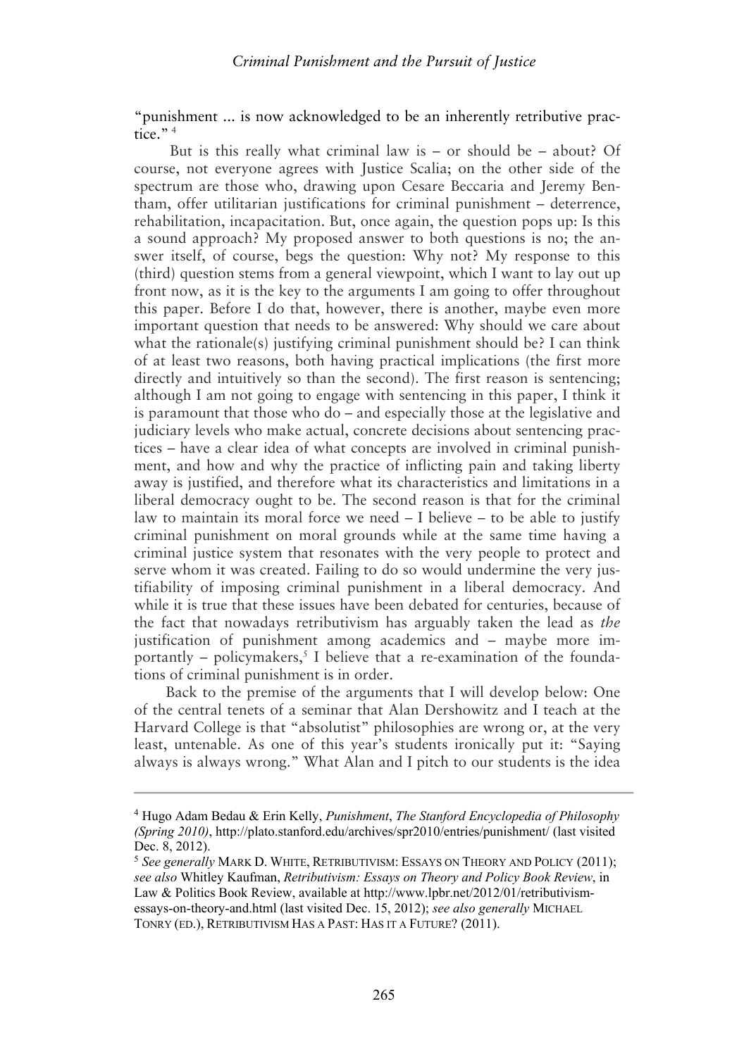"punishment ... is now acknowledged to be an inherently retributive practice." [4]

But is this really what criminal law is – or should be – about? Of course, not everyone agrees with Justice Scalia; on the other side of the spectrum are those who, drawing upon Cesare Beccaria and Jeremy Bentham, offer utilitarian justifications for criminal punishment – deterrence, rehabilitation, incapacitation. But, once again, the question pops up: Is this a sound approach? My proposed answer to both questions is no; the answer itself, of course, begs the question: Why not? My response to this (third) question stems from a general viewpoint, which I want to lay out up front now, as it is the key to the arguments I am going to offer throughout this paper. Before I do that, however, there is another, maybe even more important question that needs to be answered: Why should we care about what the rationale(s) justifying criminal punishment should be? I can think of at least two reasons, both having practical implications (the first more directly and intuitively so than the second). The first reason is sentencing; although I am not going to engage with sentencing in this paper, I think it is paramount that those who do – and especially those at the legislative and judiciary levels who make actual, concrete decisions about sentencing practices – have a clear idea of what concepts are involved in criminal punishment, and how and why the practice of inflicting pain and taking liberty away is justified, and therefore what its characteristics and limitations in a liberal democracy ought to be. The second reason is that for the criminal law to maintain its moral force we need – I believe – to be able to justify criminal punishment on moral grounds while at the same time having a criminal justice system that resonates with the very people to protect and serve whom it was created. Failing to do so would undermine the very justifiability of imposing criminal punishment in a liberal democracy. And while it is true that these issues have been debated for centuries, because of the fact that nowadays retributivism has arguably taken the lead as *the* justification of punishment among academics and – maybe more importantly – policymakers,[5] I believe that a re-examination of the foundations of criminal punishment is in order.

Back to the premise of the arguments that I will develop below: One of the central tenets of a seminar that Alan Dershowitz and I teach at the Harvard College is that "absolutist" philosophies are wrong or, at the very least, untenable. As one of this year's students ironically put it: "Saying always is always wrong." What Alan and I pitch to our students is the idea

---

[4] Hugo Adam Bedau & Erin Kelly, *Punishment*, *The Stanford Encyclopedia of Philosophy (Spring 2010)*, http://plato.stanford.edu/archives/spr2010/entries/punishment/ (last visited Dec. 8, 2012).

[5] *See generally* MARK D. WHITE, RETRIBUTIVISM: ESSAYS ON THEORY AND POLICY (2011); *see also* Whitley Kaufman, *Retributivism: Essays on Theory and Policy Book Review*, in Law & Politics Book Review, available at http://www.lpbr.net/2012/01/retributivism-essays-on-theory-and.html (last visited Dec. 15, 2012); *see also generally* MICHAEL TONRY (ED.), RETRIBUTIVISM HAS A PAST: HAS IT A FUTURE? (2011).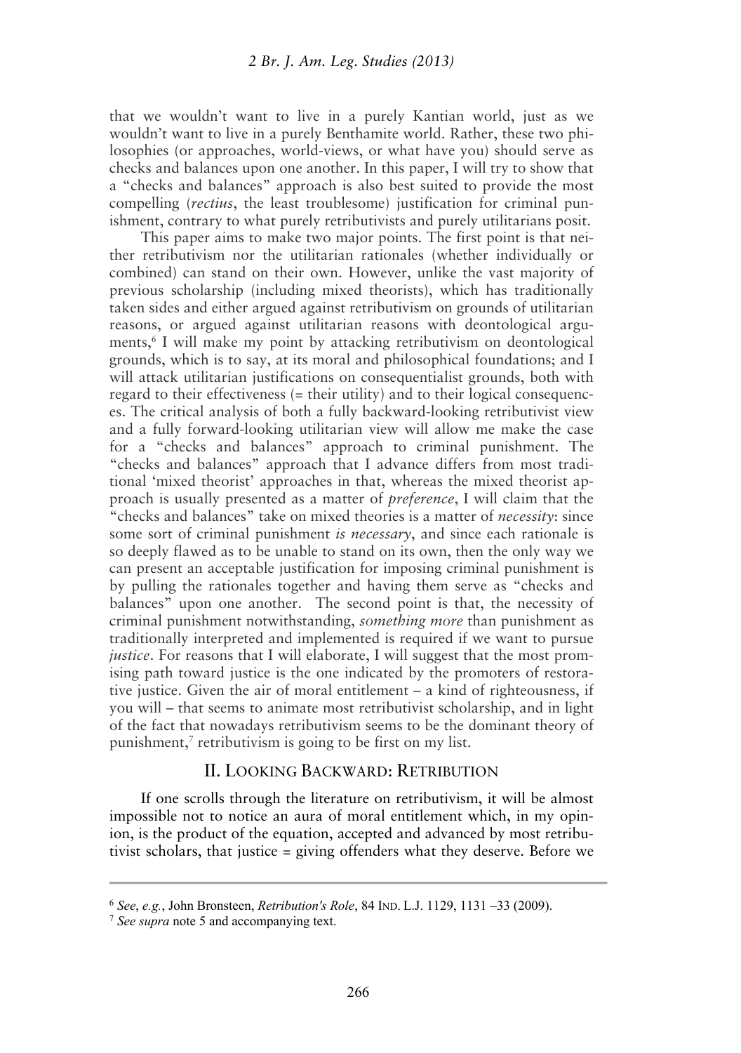that we wouldn't want to live in a purely Kantian world, just as we wouldn't want to live in a purely Benthamite world. Rather, these two philosophies (or approaches, world-views, or what have you) should serve as checks and balances upon one another. In this paper, I will try to show that a "checks and balances" approach is also best suited to provide the most compelling (*rectius*, the least troublesome) justification for criminal punishment, contrary to what purely retributivists and purely utilitarians posit.

This paper aims to make two major points. The first point is that neither retributivism nor the utilitarian rationales (whether individually or combined) can stand on their own. However, unlike the vast majority of previous scholarship (including mixed theorists), which has traditionally taken sides and either argued against retributivism on grounds of utilitarian reasons, or argued against utilitarian reasons with deontological arguments,[6] I will make my point by attacking retributivism on deontological grounds, which is to say, at its moral and philosophical foundations; and I will attack utilitarian justifications on consequentialist grounds, both with regard to their effectiveness (= their utility) and to their logical consequences. The critical analysis of both a fully backward-looking retributivist view and a fully forward-looking utilitarian view will allow me make the case for a "checks and balances" approach to criminal punishment. The "checks and balances" approach that I advance differs from most traditional 'mixed theorist' approaches in that, whereas the mixed theorist approach is usually presented as a matter of *preference*, I will claim that the "checks and balances" take on mixed theories is a matter of *necessity*: since some sort of criminal punishment *is necessary*, and since each rationale is so deeply flawed as to be unable to stand on its own, then the only way we can present an acceptable justification for imposing criminal punishment is by pulling the rationales together and having them serve as "checks and balances" upon one another. The second point is that, the necessity of criminal punishment notwithstanding, *something more* than punishment as traditionally interpreted and implemented is required if we want to pursue *justice*. For reasons that I elaborate, I will suggest that the most promising path toward justice is the one indicated by the promoters of restorative justice. Given the air of moral entitlement – a kind of righteousness, if you will – that seems to animate most retributivist scholarship, and in light of the fact that nowadays retributivism seems to be the dominant theory of punishment,[7] retributivism is going to be first on my list.

## II. Looking Backward: Retribution

If one scrolls through the literature on retributivism, it will be almost impossible not to notice an aura of moral entitlement which, in my opinion, is the product of the equation, accepted and advanced by most retributivist scholars, that justice = giving offenders what they deserve. Before we

---

[6] *See*, *e.g.*, John Bronsteen, *Retribution's Role*, 84 Ind. L.J. 1129, 1131 –33 (2009).

[7] *See supra* note 5 and accompanying text.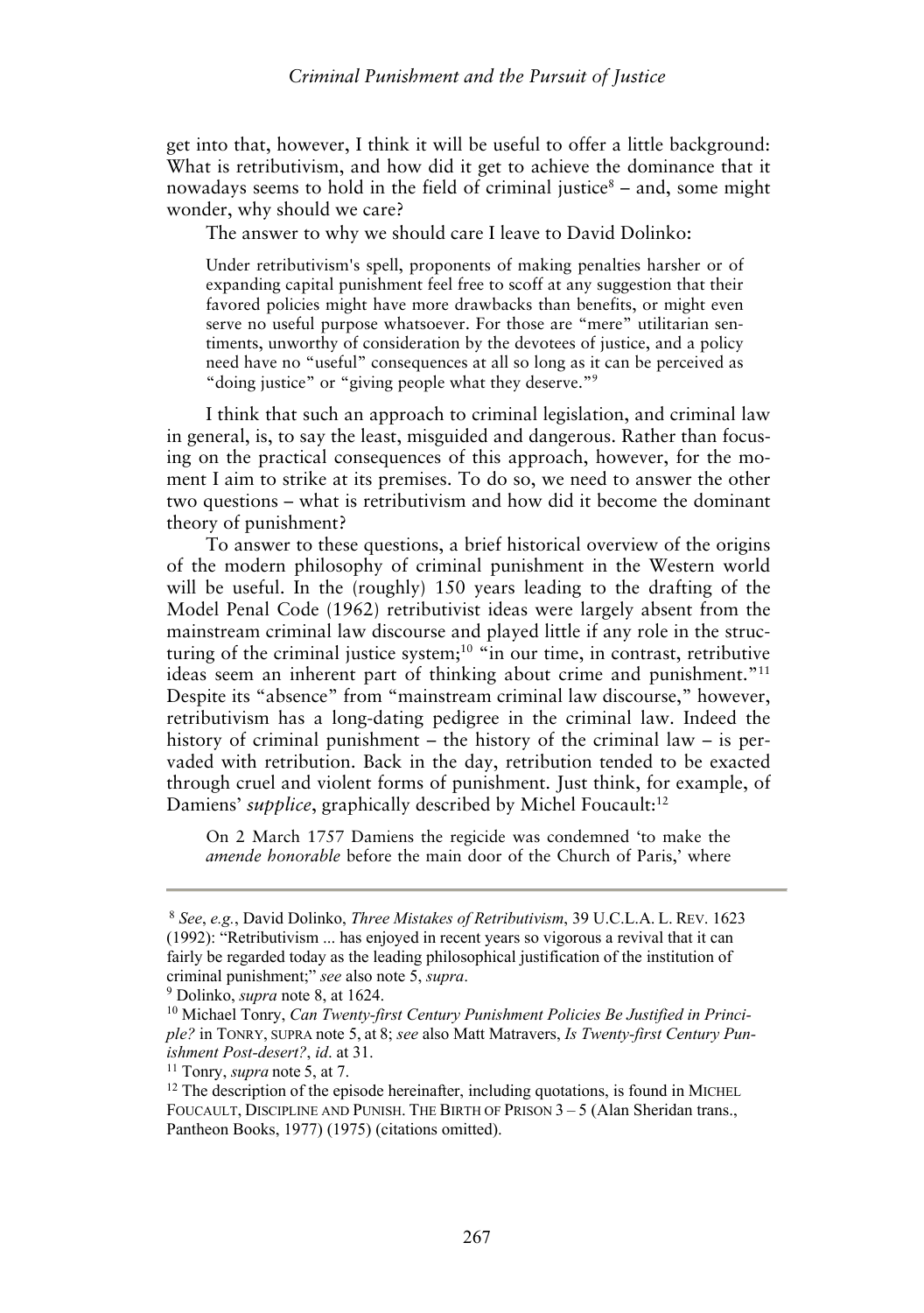get into that, however, I think it will be useful to offer a little background: What is retributivism, and how did it get to achieve the dominance that it nowadays seems to hold in the field of criminal justice[8] – and, some might wonder, why should we care?

The answer to why we should care I leave to David Dolinko:

> Under retributivism's spell, proponents of making penalties harsher or of expanding capital punishment feel free to scoff at any suggestion that their favored policies might have more drawbacks than benefits, or might even serve no useful purpose whatsoever. For those are "mere" utilitarian sentiments, unworthy of consideration by the devotees of justice, and a policy need have no "useful" consequences at all so long as it can be perceived as "doing justice" or "giving people what they deserve."[9]

I think that such an approach to criminal legislation, and criminal law in general, is, to say the least, misguided and dangerous. Rather than focusing on the practical consequences of this approach, however, for the moment I aim to strike at its premises. To do so, we need to answer the other two questions – what is retributivism and how did it become the dominant theory of punishment?

To answer to these questions, a brief historical overview of the origins of the modern philosophy of criminal punishment in the Western world will be useful. In the (roughly) 150 years leading to the drafting of the Model Penal Code (1962) retributivist ideas were largely absent from the mainstream criminal law discourse and played little if any role in the structuring of the criminal justice system;[10] "in our time, in contrast, retributive ideas seem an inherent part of thinking about crime and punishment."[11] Despite its "absence" from "mainstream criminal law discourse," however, retributivism has a long-dating pedigree in the criminal law. Indeed the history of criminal punishment – the history of the criminal law – is pervaded with retribution. Back in the day, retribution tended to be exacted through cruel and violent forms of punishment. Just think, for example, of Damiens' *supplice*, graphically described by Michel Foucault:[12]

> On 2 March 1757 Damiens the regicide was condemned 'to make the *amende honorable* before the main door of the Church of Paris,' where

---

[8] *See*, *e.g.*, David Dolinko, *Three Mistakes of Retributivism*, 39 U.C.L.A. L. REV. 1623 (1992): "Retributivism ... has enjoyed in recent years so vigorous a revival that it can fairly be regarded today as the leading philosophical justification of the institution of criminal punishment;" *see* also note 5, *supra*.

[9] Dolinko, *supra* note 8, at 1624.

[10] Michael Tonry, *Can Twenty-first Century Punishment Policies Be Justified in Principle?* in TONRY, SUPRA note 5, at 8; *see* also Matt Matravers, *Is Twenty-first Century Punishment Post-desert?*, *id.* at 31.

[11] Tonry, *supra* note 5, at 7.

[12] The description of the episode hereinafter, including quotations, is found in MICHEL FOUCAULT, DISCIPLINE AND PUNISH. THE BIRTH OF PRISON 3 – 5 (Alan Sheridan trans., Pantheon Books, 1977) (1975) (citations omitted).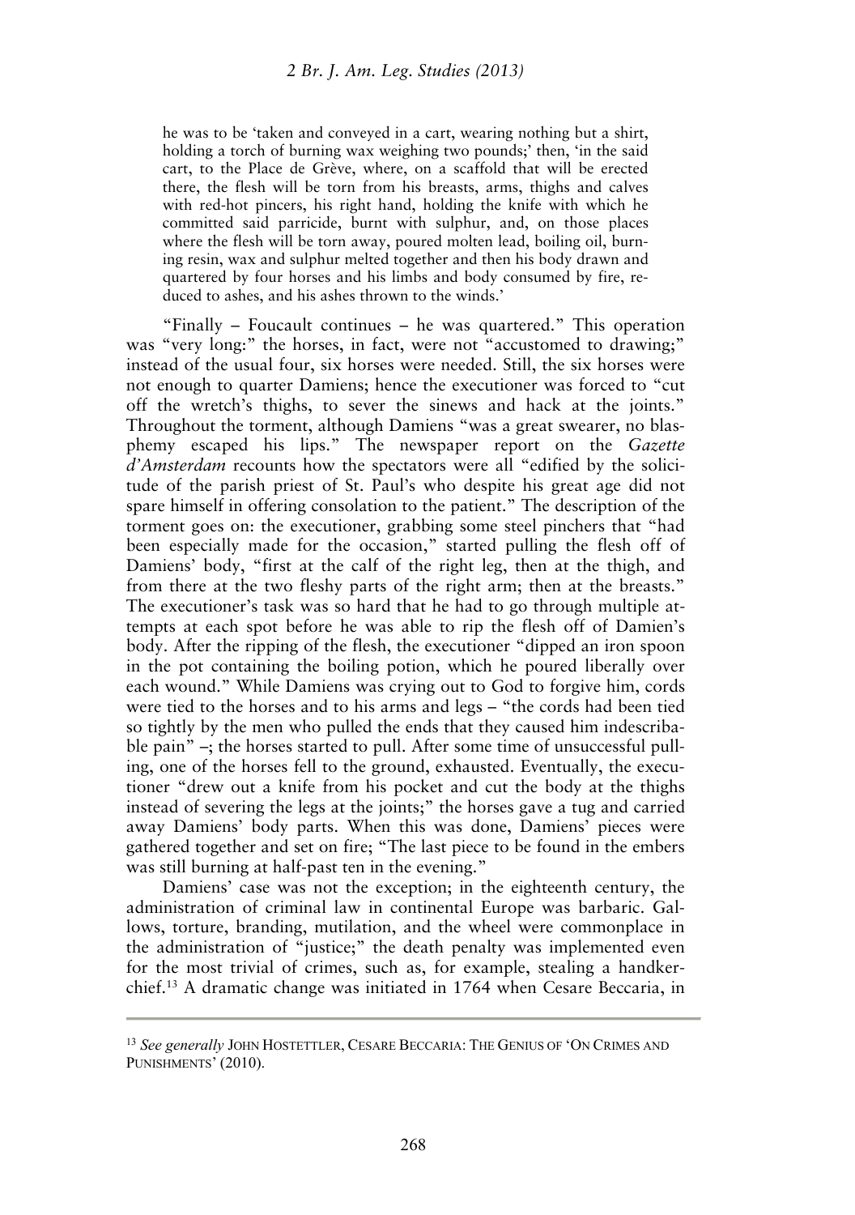he was to be 'taken and conveyed in a cart, wearing nothing but a shirt, holding a torch of burning wax weighing two pounds;' then, 'in the said cart, to the Place de Grève, where, on a scaffold that will be erected there, the flesh will be torn from his breasts, arms, thighs and calves with red-hot pincers, his right hand, holding the knife with which he committed said parricide, burnt with sulphur, and, on those places where the flesh will be torn away, poured molten lead, boiling oil, burning resin, wax and sulphur melted together and then his body drawn and quartered by four horses and his limbs and body consumed by fire, reduced to ashes, and his ashes thrown to the winds.'

"Finally – Foucault continues – he was quartered." This operation was "very long:" the horses, in fact, were not "accustomed to drawing;" instead of the usual four, six horses were needed. Still, the six horses were not enough to quarter Damiens; hence the executioner was forced to "cut off the wretch's thighs, to sever the sinews and hack at the joints." Throughout the torment, although Damiens "was a great swearer, no blasphemy escaped his lips." The newspaper report on the *Gazette d'Amsterdam* recounts how the spectators were all "edified by the solicitude of the parish priest of St. Paul's who despite his great age did not spare himself in offering consolation to the patient." The description of the torment goes on: the executioner, grabbing some steel pinchers that "had been especially made for the occasion," started pulling the flesh off of Damiens' body, "first at the calf of the right leg, then at the thigh, and from there at the two fleshy parts of the right arm; then at the breasts." The executioner's task was so hard that he had to go through multiple attempts at each spot before he was able to rip the flesh off of Damien's body. After the ripping of the flesh, the executioner "dipped an iron spoon in the pot containing the boiling potion, which he poured liberally over each wound." While Damiens was crying out to God to forgive him, cords were tied to the horses and to his arms and legs – "the cords had been tied so tightly by the men who pulled the ends that they caused him indescribable pain" –; the horses started to pull. After some time of unsuccessful pulling, one of the horses fell to the ground, exhausted. Eventually, the executioner "drew out a knife from his pocket and cut the body at the thighs instead of severing the legs at the joints;" the horses gave a tug and carried away Damiens' body parts. When this was done, Damiens' pieces were gathered together and set on fire; "The last piece to be found in the embers was still burning at half-past ten in the evening."

Damiens' case was not the exception; in the eighteenth century, the administration of criminal law in continental Europe was barbaric. Gallows, torture, branding, mutilation, and the wheel were commonplace in the administration of "justice;" the death penalty was implemented even for the most trivial of crimes, such as, for example, stealing a handkerchief.[13] A dramatic change was initiated in 1764 when Cesare Beccaria, in

[13] *See generally* JOHN HOSTETTLER, CESARE BECCARIA: THE GENIUS OF 'ON CRIMES AND PUNISHMENTS' (2010).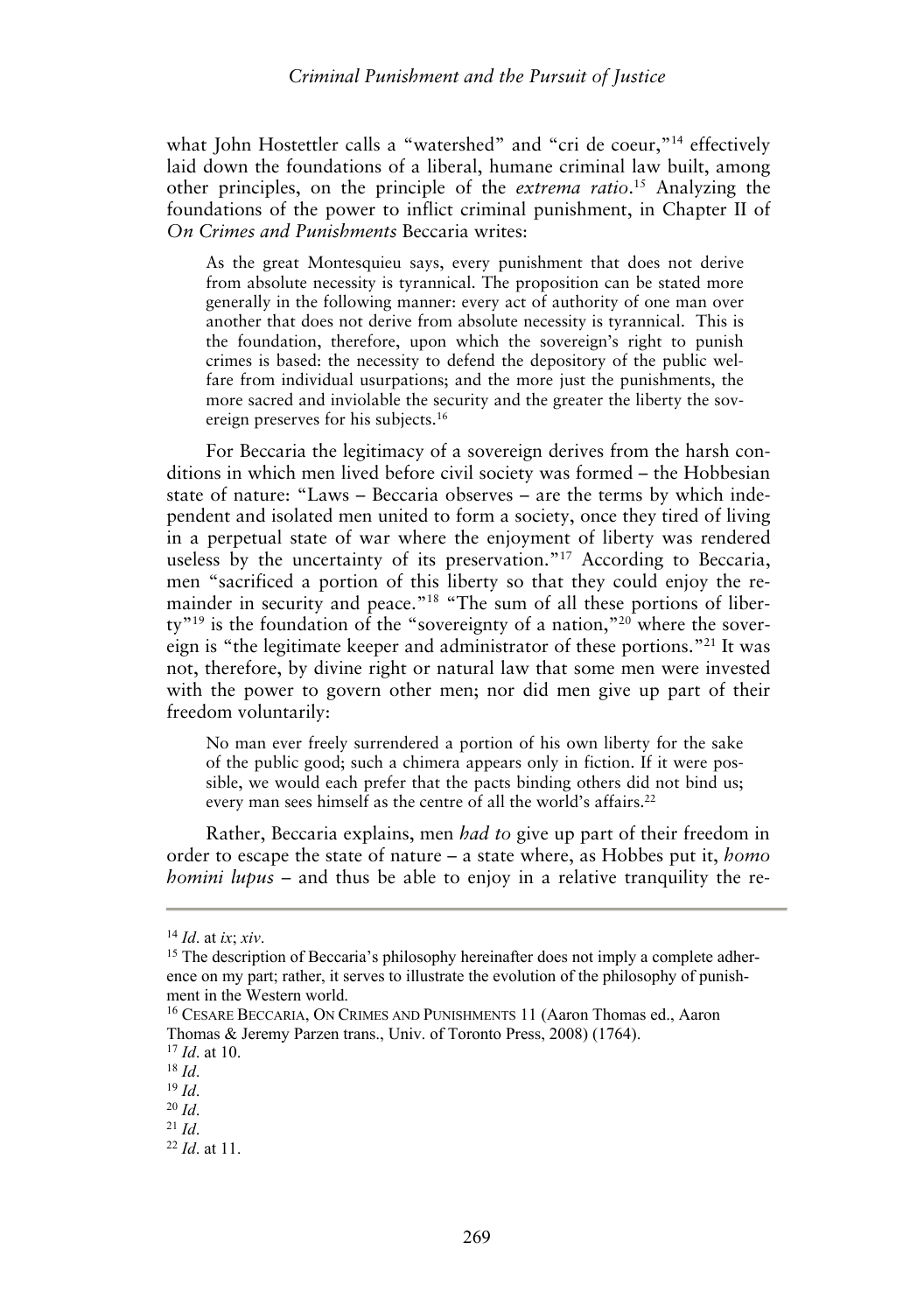what John Hostettler calls a "watershed" and "cri de coeur,"[14] effectively laid down the foundations of a liberal, humane criminal law built, among other principles, on the principle of the *extrema ratio*.[15] Analyzing the foundations of the power to inflict criminal punishment, in Chapter II of *On Crimes and Punishments* Beccaria writes:

> As the great Montesquieu says, every punishment that does not derive from absolute necessity is tyrannical. The proposition can be stated more generally in the following manner: every act of authority of one man over another that does not derive from absolute necessity is tyrannical. This is the foundation, therefore, upon which the sovereign's right to punish crimes is based: the necessity to defend the depository of the public welfare from individual usurpations; and the more just the punishments, the more sacred and inviolable the security and the greater the liberty the sovereign preserves for his subjects.[16]

For Beccaria the legitimacy of a sovereign derives from the harsh conditions in which men lived before civil society was formed – the Hobbesian state of nature: "Laws – Beccaria observes – are the terms by which independent and isolated men united to form a society, once they tired of living in a perpetual state of war where the enjoyment of liberty was rendered useless by the uncertainty of its preservation."[17] According to Beccaria, men "sacrificed a portion of this liberty so that they could enjoy the remainder in security and peace."[18] "The sum of all these portions of liberty"[19] is the foundation of the "sovereignty of a nation,"[20] where the sovereign is "the legitimate keeper and administrator of these portions."[21] It was not, therefore, by divine right or natural law that some men were invested with the power to govern other men; nor did men give up part of their freedom voluntarily:

> No man ever freely surrendered a portion of his own liberty for the sake of the public good; such a chimera appears only in fiction. If it were possible, we would each prefer that the pacts binding others did not bind us; every man sees himself as the centre of all the world's affairs.[22]

Rather, Beccaria explains, men *had to* give up part of their freedom in order to escape the state of nature – a state where, as Hobbes put it, *homo homini lupus* – and thus be able to enjoy in a relative tranquility the re-

---

[14] *Id*. at *ix*; *xiv*.

[15] The description of Beccaria's philosophy hereinafter does not imply a complete adherence on my part; rather, it serves to illustrate the evolution of the philosophy of punishment in the Western world.

[16] CESARE BECCARIA, ON CRIMES AND PUNISHMENTS 11 (Aaron Thomas ed., Aaron Thomas & Jeremy Parzen trans., Univ. of Toronto Press, 2008) (1764).

[17] *Id*. at 10.

[18] *Id*.

[19] *Id*.

[20] *Id*.

[21] *Id*.

[22] *Id*. at 11.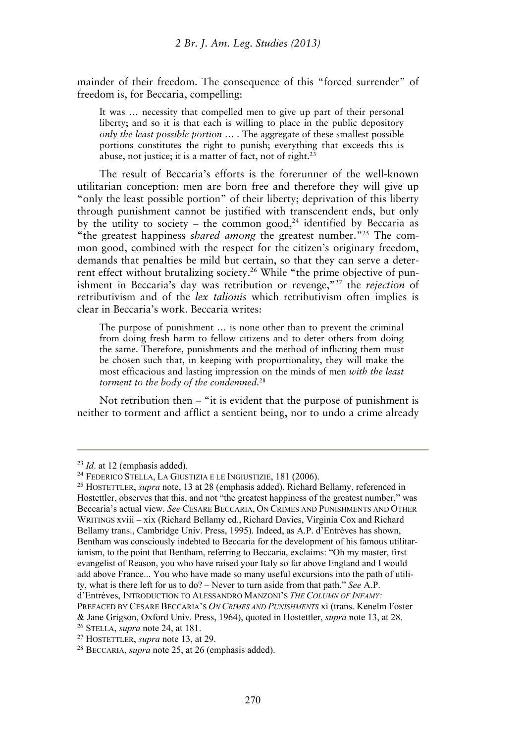mainder of their freedom. The consequence of this "forced surrender" of freedom is, for Beccaria, compelling:

> It was … necessity that compelled men to give up part of their personal liberty; and so it is that each is willing to place in the public depository *only the least possible portion* … . The aggregate of these smallest possible portions constitutes the right to punish; everything that exceeds this is abuse, not justice; it is a matter of fact, not of right.[23]

The result of Beccaria's efforts is the forerunner of the well-known utilitarian conception: men are born free and therefore they will give up "only the least possible portion" of their liberty; deprivation of this liberty through punishment cannot be justified with transcendent ends, but only by the utility to society – the common good,[24] identified by Beccaria as "the greatest happiness *shared among* the greatest number."[25] The common good, combined with the respect for the citizen's originary freedom, demands that penalties be mild but certain, so that they can serve a deterrent effect without brutalizing society.[26] While "the prime objective of punishment in Beccaria's day was retribution or revenge,"[27] the *rejection* of retributivism and of the *lex talionis* which retributivism often implies is clear in Beccaria's work. Beccaria writes:

> The purpose of punishment … is none other than to prevent the criminal from doing fresh harm to fellow citizens and to deter others from doing the same. Therefore, punishments and the method of inflicting them must be chosen such that, in keeping with proportionality, they will make the most efficacious and lasting impression on the minds of men *with the least torment to the body of the condemned*.[28]

Not retribution then – "it is evident that the purpose of punishment is neither to torment and afflict a sentient being, nor to undo a crime already

---

[23] *Id*. at 12 (emphasis added).

[24] FEDERICO STELLA, LA GIUSTIZIA E LE INGIUSTIZIE, 181 (2006).

[25] HOSTETTLER, *supra* note, 13 at 28 (emphasis added). Richard Bellamy, referenced in Hostettler, observes that this, and not "the greatest happiness of the greatest number," was Beccaria's actual view. *See* CESARE BECCARIA, ON CRIMES AND PUNISHMENTS AND OTHER WRITINGS xviii – xix (Richard Bellamy ed., Richard Davies, Virginia Cox and Richard Bellamy trans., Cambridge Univ. Press, 1995). Indeed, as A.P. d'Entrèves has shown, Bentham was consciously indebted to Beccaria for the development of his famous utilitarianism, to the point that Bentham, referring to Beccaria, exclaims: "Oh my master, first evangelist of Reason, you who have raised your Italy so far above England and I would add above France... You who have made so many useful excursions into the path of utility, what is there left for us to do? – Never to turn aside from that path." *See* A.P. d'Entrèves, INTRODUCTION TO ALESSANDRO MANZONI'S *THE COLUMN OF INFAMY:* PREFACED BY CESARE BECCARIA'S *ON CRIMES AND PUNISHMENTS* xi (trans. Kenelm Foster & Jane Grigson, Oxford Univ. Press, 1964), quoted in Hostettler, *supra* note 13, at 28.

[26] STELLA, *supra* note 24, at 181.

[27] HOSTETTLER, *supra* note 13, at 29.

[28] BECCARIA, *supra* note 25, at 26 (emphasis added).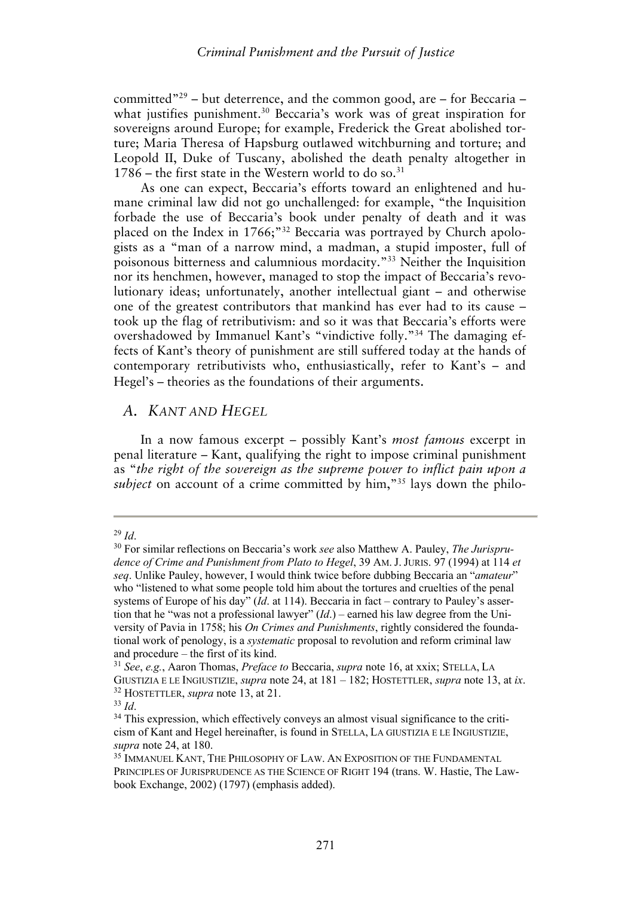committed"[29] – but deterrence, and the common good, are – for Beccaria – what justifies punishment.[30] Beccaria's work was of great inspiration for sovereigns around Europe; for example, Frederick the Great abolished torture; Maria Theresa of Hapsburg outlawed witchburning and torture; and Leopold II, Duke of Tuscany, abolished the death penalty altogether in 1786 – the first state in the Western world to do so.[31]

As one can expect, Beccaria's efforts toward an enlightened and humane criminal law did not go unchallenged: for example, "the Inquisition forbade the use of Beccaria's book under penalty of death and it was placed on the Index in 1766;"[32] Beccaria was portrayed by Church apologists as a "man of a narrow mind, a madman, a stupid imposter, full of poisonous bitterness and calumnious mordacity."[33] Neither the Inquisition nor its henchmen, however, managed to stop the impact of Beccaria's revolutionary ideas; unfortunately, another intellectual giant – and otherwise one of the greatest contributors that mankind has ever had to its cause – took up the flag of retributivism: and so it was that Beccaria's efforts were overshadowed by Immanuel Kant's "vindictive folly."[34] The damaging effects of Kant's theory of punishment are still suffered today at the hands of contemporary retributivists who, enthusiastically, refer to Kant's – and Hegel's – theories as the foundations of their arguments.

## A. KANT AND HEGEL

In a now famous excerpt – possibly Kant's *most famous* excerpt in penal literature – Kant, qualifying the right to impose criminal punishment as "*the right of the sovereign as the supreme power to inflict pain upon a subject* on account of a crime committed by him,"[35] lays down the philo-

---

[29] *Id*.

[30] For similar reflections on Beccaria's work *see* also Matthew A. Pauley, *The Jurisprudence of Crime and Punishment from Plato to Hegel*, 39 AM. J. JURIS. 97 (1994) at 114 *et seq*. Unlike Pauley, however, I would think twice before dubbing Beccaria an "*amateur*" who "listened to what some people told him about the tortures and cruelties of the penal systems of Europe of his day" (*Id*. at 114). Beccaria in fact – contrary to Pauley's assertion that he "was not a professional lawyer" (*Id*.) – earned his law degree from the University of Pavia in 1758; his *On Crimes and Punishments*, rightly considered the foundational work of penology, is a *systematic* proposal to revolution and reform criminal law and procedure – the first of its kind.

[31] *See*, *e.g.*, Aaron Thomas, *Preface to* Beccaria, *supra* note 16, at xxix; STELLA, LA GIUSTIZIA E LE INGIUSTIZIE, *supra* note 24, at 181 – 182; HOSTETTLER, *supra* note 13, at *ix*.

[32] HOSTETTLER, *supra* note 13, at 21.

[33] *Id*.

[34] This expression, which effectively conveys an almost visual significance to the criticism of Kant and Hegel hereinafter, is found in STELLA, LA GIUSTIZIA E LE INGIUSTIZIE, *supra* note 24, at 180.

[35] IMMANUEL KANT, THE PHILOSOPHY OF LAW. AN EXPOSITION OF THE FUNDAMENTAL PRINCIPLES OF JURISPRUDENCE AS THE SCIENCE OF RIGHT 194 (trans. W. Hastie, The Lawbook Exchange, 2002) (1797) (emphasis added).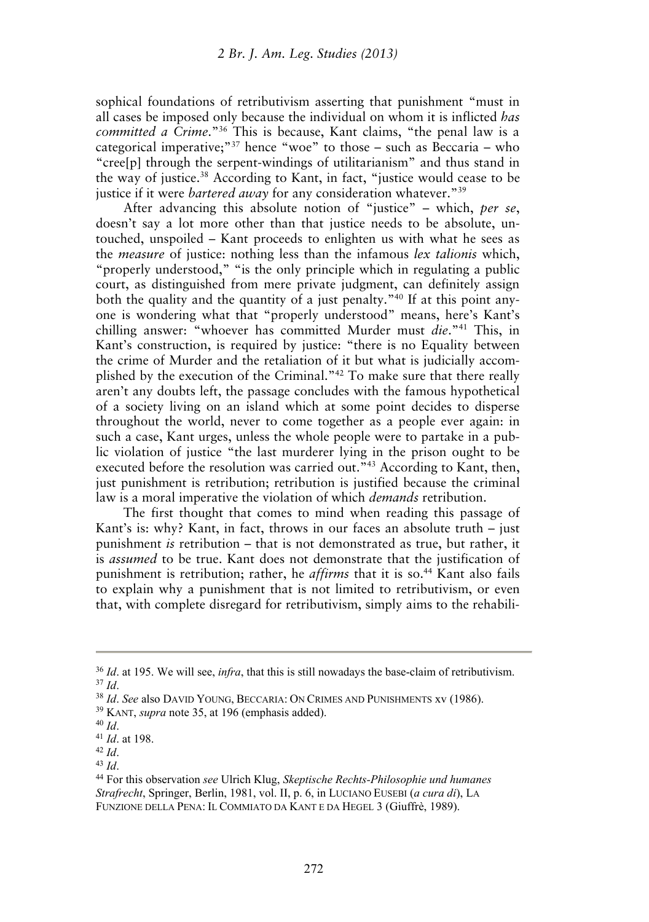sophical foundations of retributivism asserting that punishment "must in all cases be imposed only because the individual on whom it is inflicted *has committed a Crime*."[36] This is because, Kant claims, "the penal law is a categorical imperative;"[37] hence "woe" to those – such as Beccaria – who "cree[p] through the serpent-windings of utilitarianism" and thus stand in the way of justice.[38] According to Kant, in fact, "justice would cease to be justice if it were *bartered away* for any consideration whatever."[39]

After advancing this absolute notion of "justice" – which, *per se*, doesn't say a lot more other than that justice needs to be absolute, untouched, unspoiled – Kant proceeds to enlighten us with what he sees as the *measure* of justice: nothing less than the infamous *lex talionis* which, "properly understood," "is the only principle which in regulating a public court, as distinguished from mere private judgment, can definitely assign both the quality and the quantity of a just penalty."[40] If at this point anyone is wondering what that "properly understood" means, here's Kant's chilling answer: "whoever has committed Murder must *die*."[41] This, in Kant's construction, is required by justice: "there is no Equality between the crime of Murder and the retaliation of it but what is judicially accomplished by the execution of the Criminal."[42] To make sure that there really aren't any doubts left, the passage concludes with the famous hypothetical of a society living on an island which at some point decides to disperse throughout the world, never to come together as a people ever again: in such a case, Kant urges, unless the whole people were to partake in a public violation of justice "the last murderer lying in the prison ought to be executed before the resolution was carried out."[43] According to Kant, then, just punishment is retribution; retribution is justified because the criminal law is a moral imperative the violation of which *demands* retribution.

The first thought that comes to mind when reading this passage of Kant's is: why? Kant, in fact, throws in our faces an absolute truth – just punishment *is* retribution – that is not demonstrated as true, but rather, it is *assumed* to be true. Kant does not demonstrate that the justification of punishment is retribution; rather, he *affirms* that it is so.[44] Kant also fails to explain why a punishment that is not limited to retributivism, or even that, with complete disregard for retributivism, simply aims to the rehabili-

---

[36] *Id*. at 195. We will see, *infra*, that this is still nowadays the base-claim of retributivism.

[37] *Id*.

[38] *Id*. *See* also DAVID YOUNG, BECCARIA: ON CRIMES AND PUNISHMENTS xv (1986).

[39] KANT, *supra* note 35, at 196 (emphasis added).

[40] *Id*.

[41] *Id*. at 198.

[42] *Id*.

[43] *Id*.

[44] For this observation *see* Ulrich Klug, *Skeptische Rechts-Philosophie und humanes Strafrecht*, Springer, Berlin, 1981, vol. II, p. 6, in LUCIANO EUSEBI (*a cura di*), LA FUNZIONE DELLA PENA: IL COMMIATO DA KANT E DA HEGEL 3 (Giuffrè, 1989).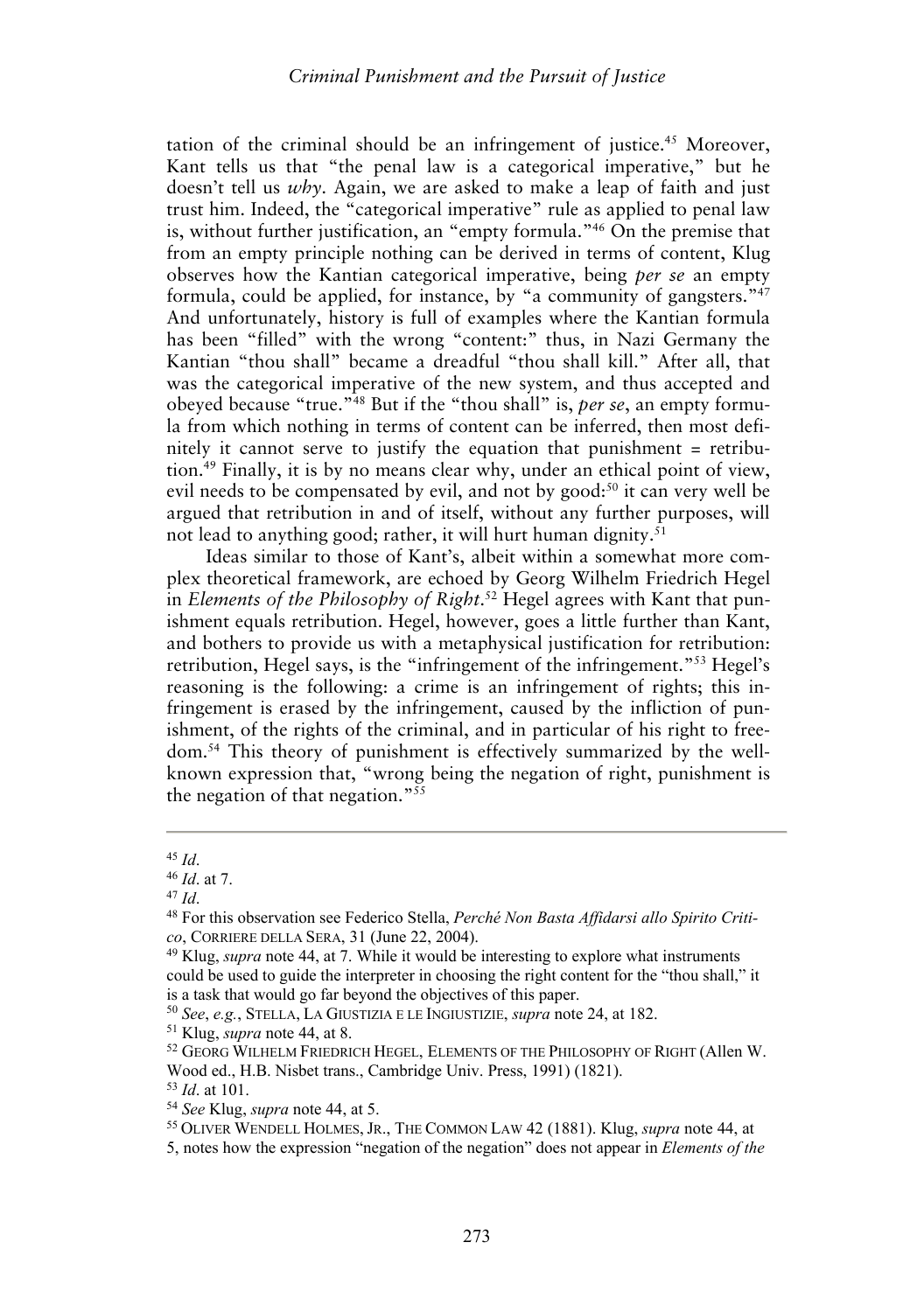tation of the criminal should be an infringement of justice.[45] Moreover, Kant tells us that "the penal law is a categorical imperative," but he doesn't tell us *why*. Again, we are asked to make a leap of faith and just trust him. Indeed, the "categorical imperative" rule as applied to penal law is, without further justification, an "empty formula."[46] On the premise that from an empty principle nothing can be derived in terms of content, Klug observes how the Kantian categorical imperative, being *per se* an empty formula, could be applied, for instance, by "a community of gangsters."[47] And unfortunately, history is full of examples where the Kantian formula has been "filled" with the wrong "content:" thus, in Nazi Germany the Kantian "thou shall" became a dreadful "thou shall kill." After all, that was the categorical imperative of the new system, and thus accepted and obeyed because "true."[48] But if the "thou shall" is, *per se*, an empty formula from which nothing in terms of content can be inferred, then most definitely it cannot serve to justify the equation that punishment = retribution.[49] Finally, it is by no means clear why, under an ethical point of view, evil needs to be compensated by evil, and not by good:[50] it can very well be argued that retribution in and of itself, without any further purposes, will not lead to anything good; rather, it will hurt human dignity.[51]

Ideas similar to those of Kant's, albeit within a somewhat more complex theoretical framework, are echoed by Georg Wilhelm Friedrich Hegel in *Elements of the Philosophy of Right*.[52] Hegel agrees with Kant that punishment equals retribution. Hegel, however, goes a little further than Kant, and bothers to provide us with a metaphysical justification for retribution: retribution, Hegel says, is the "infringement of the infringement."[53] Hegel's reasoning is the following: a crime is an infringement of rights; this infringement is erased by the infringement, caused by the infliction of punishment, of the rights of the criminal, and in particular of his right to freedom.[54] This theory of punishment is effectively summarized by the well-known expression that, "wrong being the negation of right, punishment is the negation of that negation."[55]

---

[45] *Id*.

[46] *Id*. at 7.

[47] *Id*.

[48] For this observation see Federico Stella, *Perché Non Basta Affidarsi allo Spirito Critico*, CORRIERE DELLA SERA, 31 (June 22, 2004).

[49] Klug, *supra* note 44, at 7. While it would be interesting to explore what instruments could be used to guide the interpreter in choosing the right content for the "thou shall," it is a task that would go far beyond the objectives of this paper.

[50] *See*, *e.g.*, STELLA, LA GIUSTIZIA E LE INGIUSTIZIE, *supra* note 24, at 182.

[51] Klug, *supra* note 44, at 8.

[52] GEORG WILHELM FRIEDRICH HEGEL, ELEMENTS OF THE PHILOSOPHY OF RIGHT (Allen W. Wood ed., H.B. Nisbet trans., Cambridge Univ. Press, 1991) (1821).

[53] *Id*. at 101.

[54] *See* Klug, *supra* note 44, at 5.

[55] OLIVER WENDELL HOLMES, JR., THE COMMON LAW 42 (1881). Klug, *supra* note 44, at 5, notes how the expression "negation of the negation" does not appear in *Elements of the*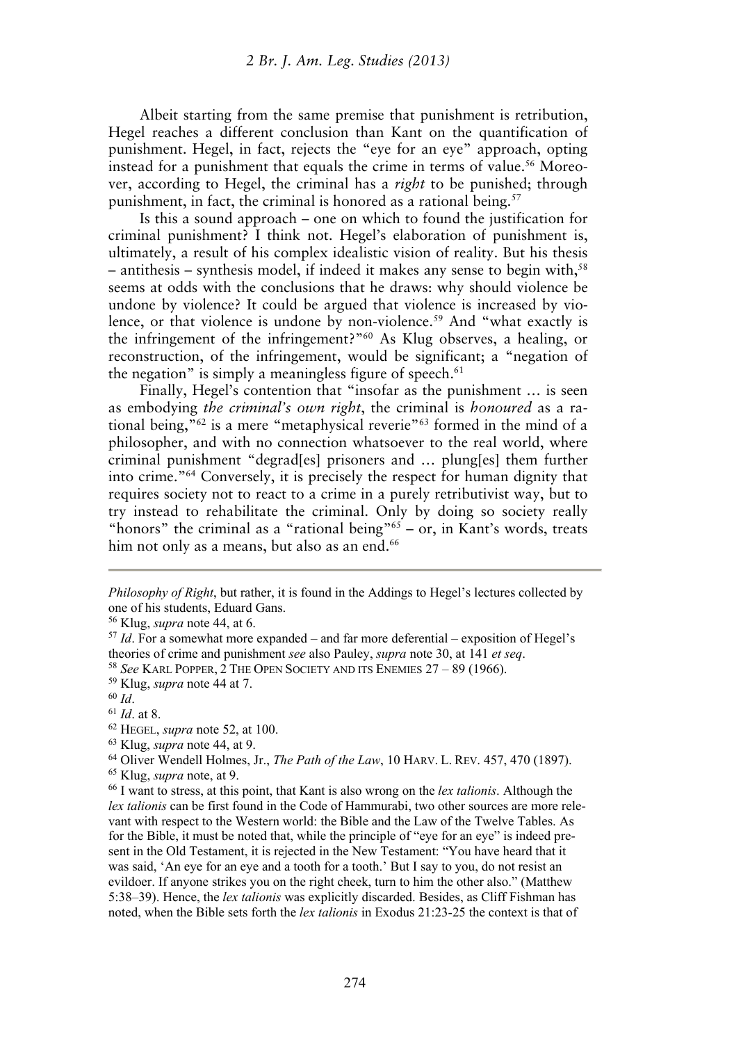Albeit starting from the same premise that punishment is retribution, Hegel reaches a different conclusion than Kant on the quantification of punishment. Hegel, in fact, rejects the "eye for an eye" approach, opting instead for a punishment that equals the crime in terms of value.[56] Moreover, according to Hegel, the criminal has a *right* to be punished; through punishment, in fact, the criminal is honored as a rational being.[57]

Is this a sound approach – one on which to found the justification for criminal punishment? I think not. Hegel's elaboration of punishment is, ultimately, a result of his complex idealistic vision of reality. But his thesis – antithesis – synthesis model, if indeed it makes any sense to begin with,[58] seems at odds with the conclusions that he draws: why should violence be undone by violence? It could be argued that violence is increased by violence, or that violence is undone by non-violence.[59] And "what exactly is the infringement of the infringement?"[60] As Klug observes, a healing, or reconstruction, of the infringement, would be significant; a "negation of the negation" is simply a meaningless figure of speech.[61]

Finally, Hegel's contention that "insofar as the punishment … is seen as embodying *the criminal's own right*, the criminal is *honoured* as a rational being,"[62] is a mere "metaphysical reverie"[63] formed in the mind of a philosopher, and with no connection whatsoever to the real world, where criminal punishment "degrad[es] prisoners and … plung[es] them further into crime."[64] Conversely, it is precisely the respect for human dignity that requires society not to react to a crime in a purely retributivist way, but to try instead to rehabilitate the criminal. Only by doing so society really "honors" the criminal as a "rational being"[65] – or, in Kant's words, treats him not only as a means, but also as an end.[66]

---

*Philosophy of Right*, but rather, it is found in the Addings to Hegel's lectures collected by one of his students, Eduard Gans.

[56] Klug, *supra* note 44, at 6.

[57] *Id*. For a somewhat more expanded – and far more deferential – exposition of Hegel's theories of crime and punishment *see* also Pauley, *supra* note 30, at 141 *et seq*.

[58] *See* KARL POPPER, 2 THE OPEN SOCIETY AND ITS ENEMIES 27 – 89 (1966).

[59] Klug, *supra* note 44 at 7.

[60] *Id*.

[61] *Id*. at 8.

[62] HEGEL, *supra* note 52, at 100.

[63] Klug, *supra* note 44, at 9.

[64] Oliver Wendell Holmes, Jr., *The Path of the Law*, 10 HARV. L. REV. 457, 470 (1897).

[65] Klug, *supra* note, at 9.

[66] I want to stress, at this point, that Kant is also wrong on the *lex talionis*. Although the *lex talionis* can be first found in the Code of Hammurabi, two other sources are more relevant with respect to the Western world: the Bible and the Law of the Twelve Tables. As for the Bible, it must be noted that, while the principle of "eye for an eye" is indeed present in the Old Testament, it is rejected in the New Testament: "You have heard that it was said, 'An eye for an eye and a tooth for a tooth.' But I say to you, do not resist an evildoer. If anyone strikes you on the right cheek, turn to him the other also." (Matthew 5:38–39). Hence, the *lex talionis* was explicitly discarded. Besides, as Cliff Fishman has noted, when the Bible sets forth the *lex talionis* in Exodus 21:23-25 the context is that of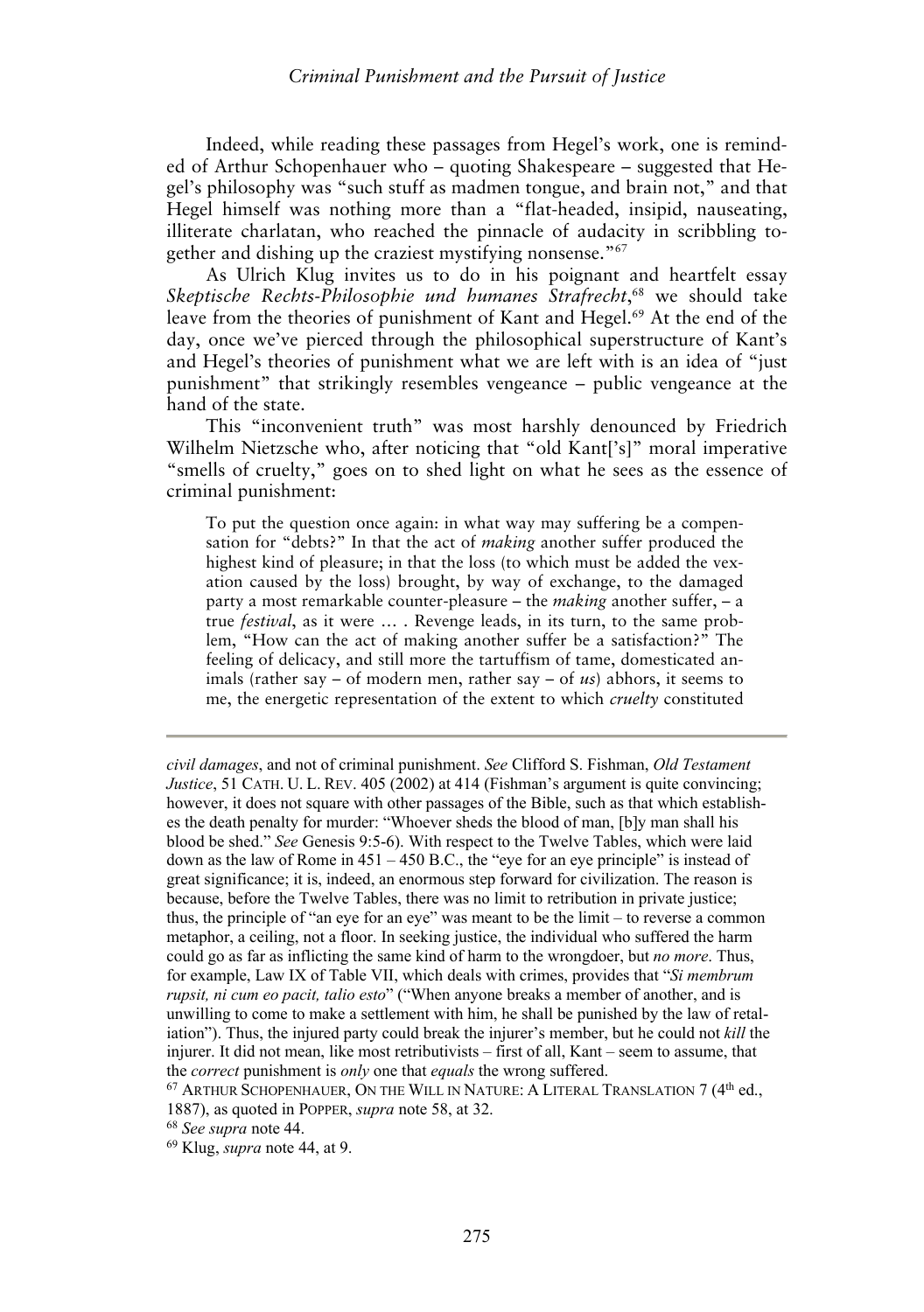Indeed, while reading these passages from Hegel's work, one is reminded of Arthur Schopenhauer who – quoting Shakespeare – suggested that Hegel's philosophy was "such stuff as madmen tongue, and brain not," and that Hegel himself was nothing more than a "flat-headed, insipid, nauseating, illiterate charlatan, who reached the pinnacle of audacity in scribbling together and dishing up the craziest mystifying nonsense."[67]

As Ulrich Klug invites us to do in his poignant and heartfelt essay *Skeptische Rechts-Philosophie und humanes Strafrecht*,[68] we should take leave from the theories of punishment of Kant and Hegel.[69] At the end of the day, once we've pierced through the philosophical superstructure of Kant's and Hegel's theories of punishment what we are left with is an idea of "just punishment" that strikingly resembles vengeance – public vengeance at the hand of the state.

This "inconvenient truth" was most harshly denounced by Friedrich Wilhelm Nietzsche who, after noticing that "old Kant['s]" moral imperative "smells of cruelty," goes on to shed light on what he sees as the essence of criminal punishment:

> To put the question once again: in what way may suffering be a compensation for "debts?" In that the act of *making* another suffer produced the highest kind of pleasure; in that the loss (to which must be added the vexation caused by the loss) brought, by way of exchange, to the damaged party a most remarkable counter-pleasure – the *making* another suffer, – a true *festival*, as it were ... . Revenge leads, in its turn, to the same problem, "How can the act of making another suffer be a satisfaction?" The feeling of delicacy, and still more the tartuffism of tame, domesticated animals (rather say – of modern men, rather say – of *us*) abhors, it seems to me, the energetic representation of the extent to which *cruelty* constituted

---

*civil damages*, and not of criminal punishment. *See* Clifford S. Fishman, *Old Testament Justice*, 51 CATH. U. L. REV. 405 (2002) at 414 (Fishman's argument is quite convincing; however, it does not square with other passages of the Bible, such as that which establishes the death penalty for murder: "Whoever sheds the blood of man, [b]y man shall his blood be shed." *See* Genesis 9:5-6). With respect to the Twelve Tables, which were laid down as the law of Rome in 451 – 450 B.C., the "eye for an eye principle" is instead of great significance; it is, indeed, an enormous step forward for civilization. The reason is because, before the Twelve Tables, there was no limit to retribution in private justice; thus, the principle of "an eye for an eye" was meant to be the limit – to reverse a common metaphor, a ceiling, not a floor. In seeking justice, the individual who suffered the harm could go as far as inflicting the same kind of harm to the wrongdoer, but *no more*. Thus, for example, Law IX of Table VII, which deals with crimes, provides that "*Si membrum rupsit, ni cum eo pacit, talio esto*" ("When anyone breaks a member of another, and is unwilling to come to make a settlement with him, he shall be punished by the law of retaliation"). Thus, the injured party could break the injurer's member, but he could not *kill* the injurer. It did not mean, like most retributivists – first of all, Kant – seem to assume, that the *correct* punishment is *only* one that *equals* the wrong suffered.

[67] ARTHUR SCHOPENHAUER, ON THE WILL IN NATURE: A LITERAL TRANSLATION 7 (4th ed., 1887), as quoted in POPPER, *supra* note 58, at 32.

[68] *See supra* note 44.

[69] Klug, *supra* note 44, at 9.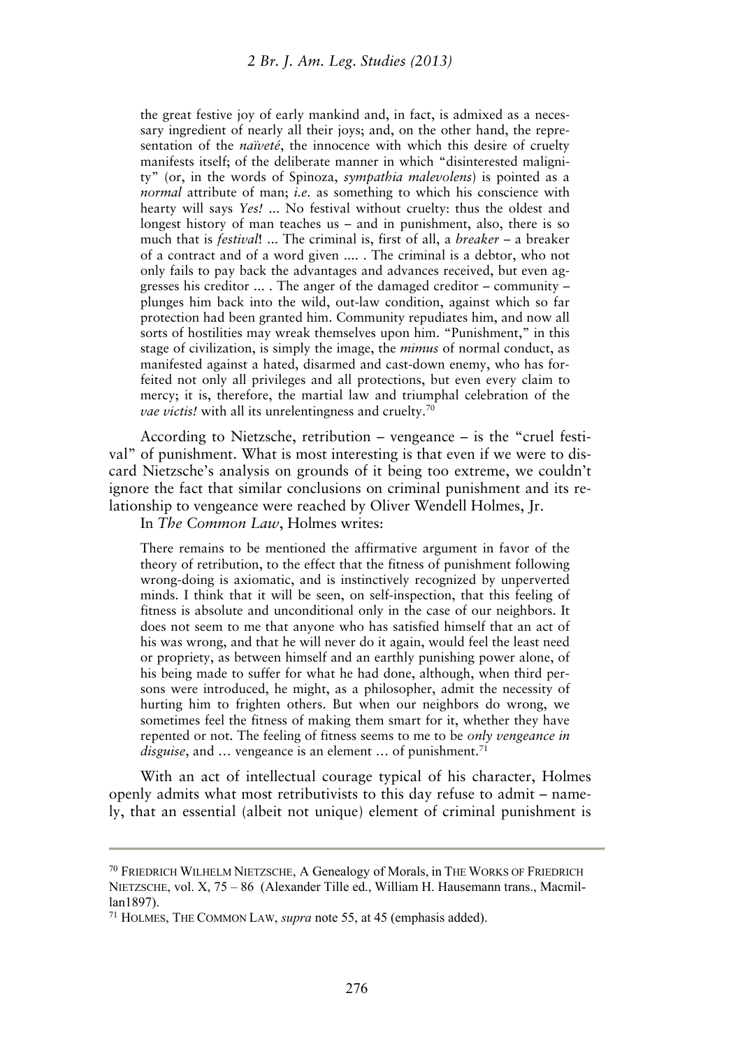> the great festive joy of early mankind and, in fact, is admixed as a necessary ingredient of nearly all their joys; and, on the other hand, the representation of the *naïveté*, the innocence with which this desire of cruelty manifests itself; of the deliberate manner in which "disinterested malignity" (or, in the words of Spinoza, *sympathia malevolens*) is pointed as a *normal* attribute of man; *i.e.* as something to which his conscience with hearty will says *Yes!* ... No festival without cruelty: thus the oldest and longest history of man teaches us – and in punishment, also, there is so much that is *festival*! ... The criminal is, first of all, a *breaker* – a breaker of a contract and of a word given .... . The criminal is a debtor, who not only fails to pay back the advantages and advances received, but even aggresses his creditor ... . The anger of the damaged creditor – community – plunges him back into the wild, out-law condition, against which so far protection had been granted him. Community repudiates him, and now all sorts of hostilities may wreak themselves upon him. "Punishment," in this stage of civilization, is simply the image, the *mimus* of normal conduct, as manifested against a hated, disarmed and cast-down enemy, who has forfeited not only all privileges and all protections, but even every claim to mercy; it is, therefore, the martial law and triumphal celebration of the *vae victis!* with all its unrelentingness and cruelty.[70]

According to Nietzsche, retribution – vengeance – is the "cruel festival" of punishment. What is most interesting is that even if we were to discard Nietzsche's analysis on grounds of it being too extreme, we couldn't ignore the fact that similar conclusions on criminal punishment and its relationship to vengeance were reached by Oliver Wendell Holmes, Jr.

In *The Common Law*, Holmes writes:

> There remains to be mentioned the affirmative argument in favor of the theory of retribution, to the effect that the fitness of punishment following wrong-doing is axiomatic, and is instinctively recognized by unperverted minds. I think that it will be seen, on self-inspection, that this feeling of fitness is absolute and unconditional only in the case of our neighbors. It does not seem to me that anyone who has satisfied himself that an act of his was wrong, and that he will never do it again, would feel the least need or propriety, as between himself and an earthly punishing power alone, of his being made to suffer for what he had done, although, when third persons were introduced, he might, as a philosopher, admit the necessity of hurting him to frighten others. But when our neighbors do wrong, we sometimes feel the fitness of making them smart for it, whether they have repented or not. The feeling of fitness seems to me to be *only vengeance in disguise*, and … vengeance is an element … of punishment.[71]

With an act of intellectual courage typical of his character, Holmes openly admits what most retributivists to this day refuse to admit – namely, that an essential (albeit not unique) element of criminal punishment is

---

[70] FRIEDRICH WILHELM NIETZSCHE, A Genealogy of Morals, in THE WORKS OF FRIEDRICH NIETZSCHE, vol. X, 75 – 86 (Alexander Tille ed., William H. Hausemann trans., Macmillan1897).

[71] HOLMES, THE COMMON LAW, *supra* note 55, at 45 (emphasis added).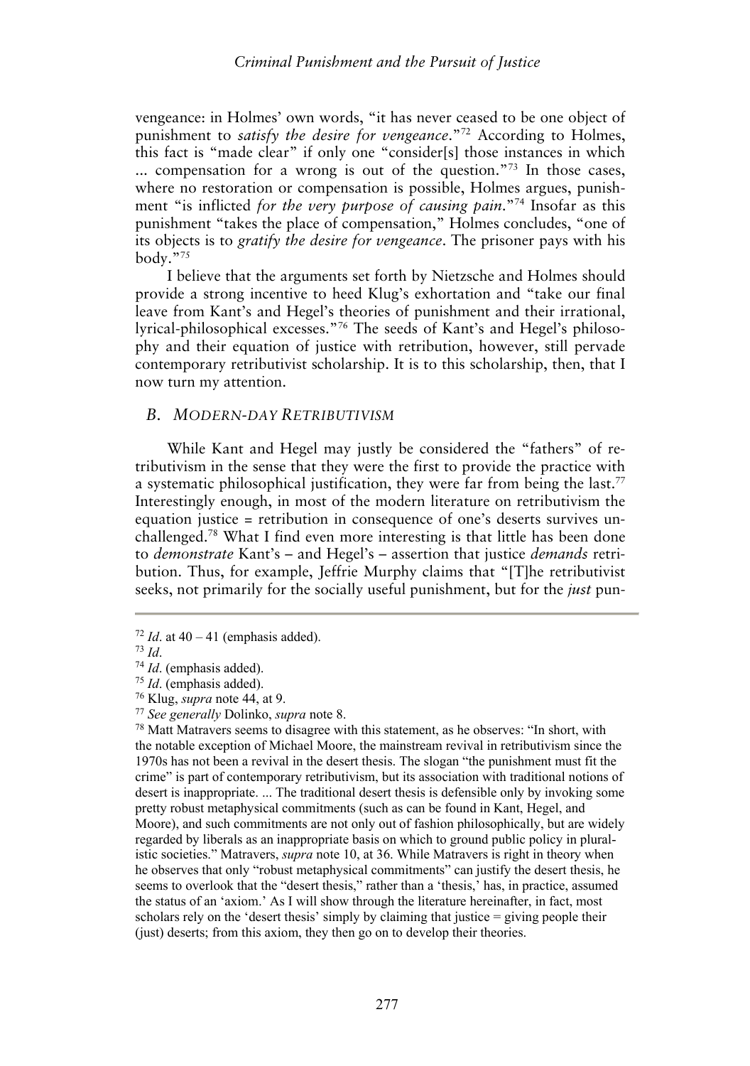vengeance: in Holmes' own words, "it has never ceased to be one object of punishment to *satisfy the desire for vengeance*."[72] According to Holmes, this fact is "made clear" if only one "consider[s] those instances in which ... compensation for a wrong is out of the question."[73] In those cases, where no restoration or compensation is possible, Holmes argues, punishment "is inflicted *for the very purpose of causing pain*."[74] Insofar as this punishment "takes the place of compensation," Holmes concludes, "one of its objects is to *gratify the desire for vengeance*. The prisoner pays with his body."[75]

I believe that the arguments set forth by Nietzsche and Holmes should provide a strong incentive to heed Klug's exhortation and "take our final leave from Kant's and Hegel's theories of punishment and their irrational, lyrical-philosophical excesses."[76] The seeds of Kant's and Hegel's philosophy and their equation of justice with retribution, however, still pervade contemporary retributivist scholarship. It is to this scholarship, then, that I now turn my attention.

## *B. MODERN-DAY RETRIBUTIVISM*

While Kant and Hegel may justly be considered the "fathers" of retributivism in the sense that they were the first to provide the practice with a systematic philosophical justification, they were far from being the last.[77] Interestingly enough, in most of the modern literature on retributivism the equation justice = retribution in consequence of one's deserts survives unchallenged.[78] What I find even more interesting is that little has been done to *demonstrate* Kant's – and Hegel's – assertion that justice *demands* retribution. Thus, for example, Jeffrie Murphy claims that "[T]he retributivist seeks, not primarily for the socially useful punishment, but for the *just* pun-

---

[72] *Id*. at 40 – 41 (emphasis added).

[73] *Id*.

[74] *Id*. (emphasis added).

[75] *Id*. (emphasis added).

[76] Klug, *supra* note 44, at 9.

[77] *See generally* Dolinko, *supra* note 8.

[78] Matt Matravers seems to disagree with this statement, as he observes: "In short, with the notable exception of Michael Moore, the mainstream revival in retributivism since the 1970s has not been a revival in the desert thesis. The slogan "the punishment must fit the crime" is part of contemporary retributivism, but its association with traditional notions of desert is inappropriate. ... The traditional desert thesis is defensible only by invoking some pretty robust metaphysical commitments (such as can be found in Kant, Hegel, and Moore), and such commitments are not only out of fashion philosophically, but are widely regarded by liberals as an inappropriate basis on which to ground public policy in pluralistic societies." Matravers, *supra* note 10, at 36. While Matravers is right in theory when he observes that only "robust metaphysical commitments" can justify the desert thesis, he seems to overlook that the "desert thesis," rather than a 'thesis,' has, in practice, assumed the status of an 'axiom.' As I will show through the literature hereinafter, in fact, most scholars rely on the 'desert thesis' simply by claiming that justice = giving people their (just) deserts; from this axiom, they then go on to develop their theories.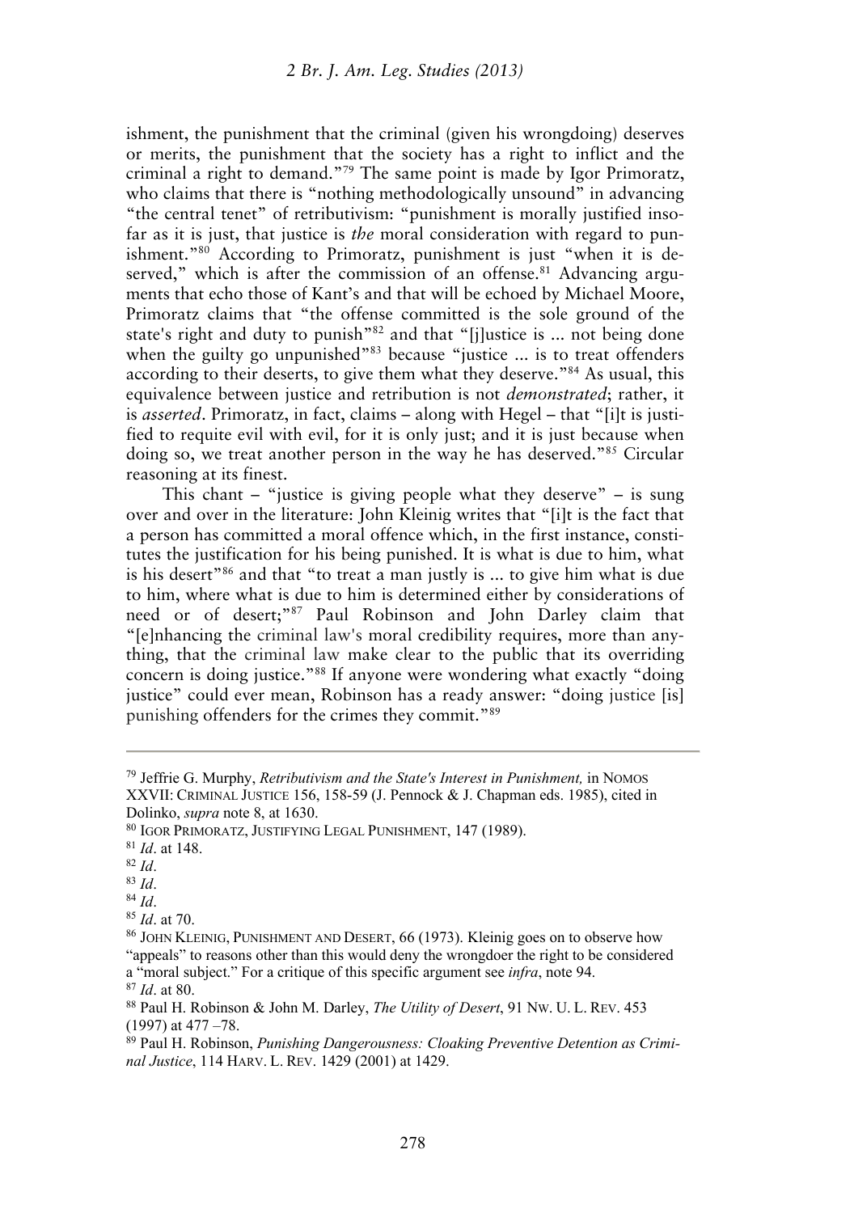ishment, the punishment that the criminal (given his wrongdoing) deserves or merits, the punishment that the society has a right to inflict and the criminal a right to demand."[79] The same point is made by Igor Primoratz, who claims that there is "nothing methodologically unsound" in advancing "the central tenet" of retributivism: "punishment is morally justified insofar as it is just, that justice is *the* moral consideration with regard to punishment."[80] According to Primoratz, punishment is just "when it is deserved," which is after the commission of an offense.[81] Advancing arguments that echo those of Kant's and that will be echoed by Michael Moore, Primoratz claims that "the offense committed is the sole ground of the state's right and duty to punish"[82] and that "[j]ustice is ... not being done when the guilty go unpunished"[83] because "justice ... is to treat offenders according to their deserts, to give them what they deserve."[84] As usual, this equivalence between justice and retribution is not *demonstrated*; rather, it is *asserted*. Primoratz, in fact, claims – along with Hegel – that "[i]t is justified to requite evil with evil, for it is only just; and it is just because when doing so, we treat another person in the way he has deserved."[85] Circular reasoning at its finest.

This chant – "justice is giving people what they deserve" – is sung over and over in the literature: John Kleinig writes that "[i]t is the fact that a person has committed a moral offence which, in the first instance, constitutes the justification for his being punished. It is what is due to him, what is his desert"[86] and that "to treat a man justly is ... to give him what is due to him, where what is due to him is determined either by considerations of need or of desert;"[87] Paul Robinson and John Darley claim that "[e]nhancing the criminal law's moral credibility requires, more than anything, that the criminal law make clear to the public that its overriding concern is doing justice."[88] If anyone were wondering what exactly "doing justice" could ever mean, Robinson has a ready answer: "doing justice [is] punishing offenders for the crimes they commit."[89]

---

[79] Jeffrie G. Murphy, *Retributivism and the State's Interest in Punishment,* in NOMOS XXVII: CRIMINAL JUSTICE 156, 158-59 (J. Pennock & J. Chapman eds. 1985), cited in Dolinko, *supra* note 8, at 1630.

[80] IGOR PRIMORATZ, JUSTIFYING LEGAL PUNISHMENT, 147 (1989).

[81] *Id*. at 148.

[82] *Id*.

[83] *Id*.

[84] *Id*.

[85] *Id*. at 70.

[86] JOHN KLEINIG, PUNISHMENT AND DESERT, 66 (1973). Kleinig goes on to observe how "appeals" to reasons other than this would deny the wrongdoer the right to be considered a "moral subject." For a critique of this specific argument see *infra*, note 94.

[87] *Id*. at 80.

[88] Paul H. Robinson & John M. Darley, *The Utility of Desert*, 91 NW. U. L. REV. 453 (1997) at 477 –78.

[89] Paul H. Robinson, *Punishing Dangerousness: Cloaking Preventive Detention as Criminal Justice*, 114 HARV. L. REV. 1429 (2001) at 1429.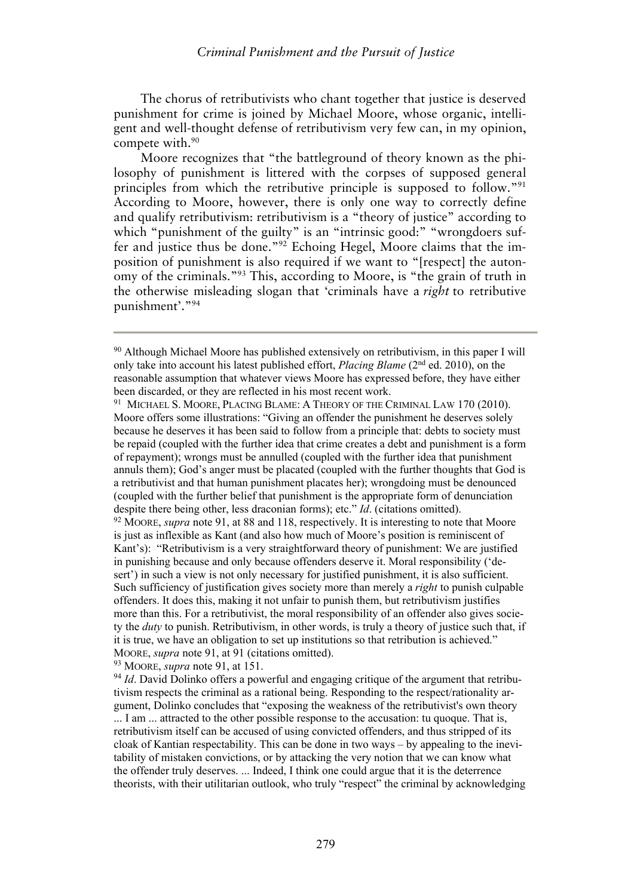The chorus of retributivists who chant together that justice is deserved punishment for crime is joined by Michael Moore, whose organic, intelligent and well-thought defense of retributivism very few can, in my opinion, compete with.[90]

Moore recognizes that "the battleground of theory known as the philosophy of punishment is littered with the corpses of supposed general principles from which the retributive principle is supposed to follow."[91] According to Moore, however, there is only one way to correctly define and qualify retributivism: retributivism is a "theory of justice" according to which "punishment of the guilty" is an "intrinsic good:" "wrongdoers suffer and justice thus be done."[92] Echoing Hegel, Moore claims that the imposition of punishment is also required if we want to "[respect] the autonomy of the criminals."[93] This, according to Moore, is "the grain of truth in the otherwise misleading slogan that 'criminals have a *right* to retributive punishment'."[94]

---

[90] Although Michael Moore has published extensively on retributivism, in this paper I will only take into account his latest published effort, *Placing Blame* (2nd ed. 2010), on the reasonable assumption that whatever views Moore has expressed before, they have either been discarded, or they are reflected in his most recent work.

[91] MICHAEL S. MOORE, PLACING BLAME: A THEORY OF THE CRIMINAL LAW 170 (2010). Moore offers some illustrations: "Giving an offender the punishment he deserves solely because he deserves it has been said to follow from a principle that: debts to society must be repaid (coupled with the further idea that crime creates a debt and punishment is a form of repayment); wrongs must be annulled (coupled with the further idea that punishment annuls them); God's anger must be placated (coupled with the further thoughts that God is a retributivist and that human punishment placates her); wrongdoing must be denounced (coupled with the further belief that punishment is the appropriate form of denunciation despite there being other, less draconian forms); etc." *Id*. (citations omitted).

[92] MOORE, *supra* note 91, at 88 and 118, respectively. It is interesting to note that Moore is just as inflexible as Kant (and also how much of Moore's position is reminiscent of Kant's): "Retributivism is a very straightforward theory of punishment: We are justified in punishing because and only because offenders deserve it. Moral responsibility ('desert') in such a view is not only necessary for justified punishment, it is also sufficient. Such sufficiency of justification gives society more than merely a *right* to punish culpable offenders. It does this, making it not unfair to punish them, but retributivism justifies more than this. For a retributivist, the moral responsibility of an offender also gives society the *duty* to punish. Retributivism, in other words, is truly a theory of justice such that, if it is true, we have an obligation to set up institutions so that retribution is achieved." MOORE, *supra* note 91, at 91 (citations omitted).

[93] MOORE, *supra* note 91, at 151.

[94] *Id*. David Dolinko offers a powerful and engaging critique of the argument that retributivism respects the criminal as a rational being. Responding to the respect/rationality argument, Dolinko concludes that "exposing the weakness of the retributivist's own theory ... I am ... attracted to the other possible response to the accusation: tu quoque. That is, retributivism itself can be accused of using convicted offenders, and thus stripped of its cloak of Kantian respectability. This can be done in two ways – by appealing to the inevitability of mistaken convictions, or by attacking the very notion that we can know what the offender truly deserves. ... Indeed, I think one could argue that it is the deterrence theorists, with their utilitarian outlook, who truly "respect" the criminal by acknowledging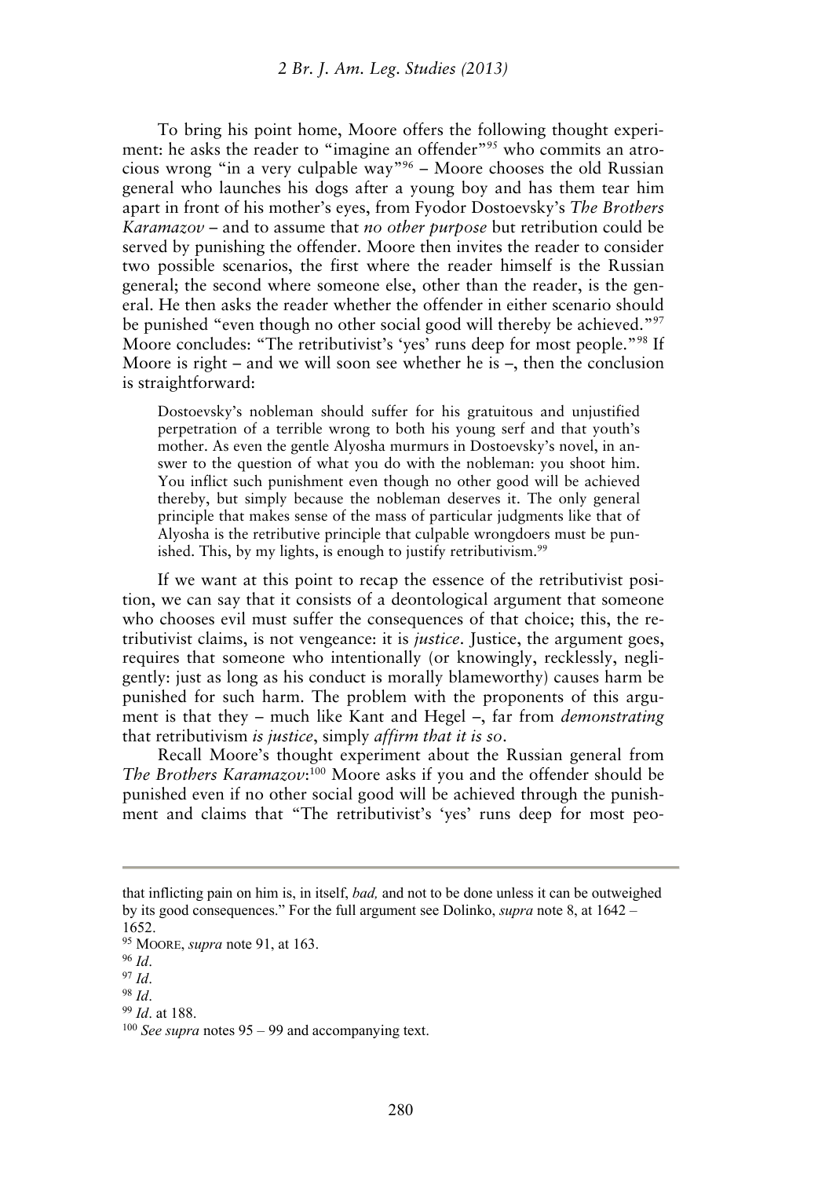To bring his point home, Moore offers the following thought experiment: he asks the reader to "imagine an offender"[95] who commits an atrocious wrong "in a very culpable way"[96] – Moore chooses the old Russian general who launches his dogs after a young boy and has them tear him apart in front of his mother's eyes, from Fyodor Dostoevsky's *The Brothers Karamazov* – and to assume that *no other purpose* but retribution could be served by punishing the offender. Moore then invites the reader to consider two possible scenarios, the first where the reader himself is the Russian general; the second where someone else, other than the reader, is the general. He then asks the reader whether the offender in either scenario should be punished "even though no other social good will thereby be achieved."[97] Moore concludes: "The retributivist's 'yes' runs deep for most people."[98] If Moore is right – and we will soon see whether he is –, then the conclusion is straightforward:

> Dostoevsky's nobleman should suffer for his gratuitous and unjustified perpetration of a terrible wrong to both his young serf and that youth's mother. As even the gentle Alyosha murmurs in Dostoevsky's novel, in answer to the question of what you do with the nobleman: you shoot him. You inflict such punishment even though no other good will be achieved thereby, but simply because the nobleman deserves it. The only general principle that makes sense of the mass of particular judgments like that of Alyosha is the retributive principle that culpable wrongdoers must be punished. This, by my lights, is enough to justify retributivism.[99]

If we want at this point to recap the essence of the retributivist position, we can say that it consists of a deontological argument that someone who chooses evil must suffer the consequences of that choice; this, the retributivist claims, is not vengeance: it is *justice*. Justice, the argument goes, requires that someone who intentionally (or knowingly, recklessly, negligently: just as long as his conduct is morally blameworthy) causes harm be punished for such harm. The problem with the proponents of this argument is that they – much like Kant and Hegel –, far from *demonstrating* that retributivism *is justice*, simply *affirm that it is so*.

Recall Moore's thought experiment about the Russian general from *The Brothers Karamazov*:[100] Moore asks if you and the offender should be punished even if no other social good will be achieved through the punishment and claims that "The retributivist's 'yes' runs deep for most peo-

---

that inflicting pain on him is, in itself, *bad,* and not to be done unless it can be outweighed by its good consequences." For the full argument see Dolinko, *supra* note 8, at 1642 – 1652.

[95] MOORE, *supra* note 91, at 163.

[96] *Id*.

[97] *Id*.

[98] *Id*.

[99] *Id*. at 188.

[100] *See supra* notes 95 – 99 and accompanying text.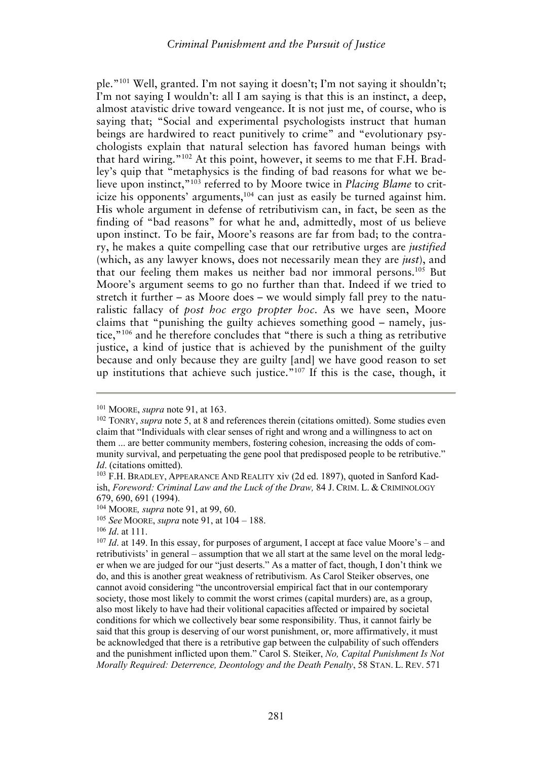ple."[101] Well, granted. I'm not saying it doesn't; I'm not saying it shouldn't; I'm not saying I wouldn't: all I am saying is that this is an instinct, a deep, almost atavistic drive toward vengeance. It is not just me, of course, who is saying that; "Social and experimental psychologists instruct that human beings are hardwired to react punitively to crime" and "evolutionary psychologists explain that natural selection has favored human beings with that hard wiring."[102] At this point, however, it seems to me that F.H. Bradley's quip that "metaphysics is the finding of bad reasons for what we believe upon instinct,"[103] referred to by Moore twice in *Placing Blame* to criticize his opponents' arguments,[104] can just as easily be turned against him. His whole argument in defense of retributivism can, in fact, be seen as the finding of "bad reasons" for what he and, admittedly, most of us believe upon instinct. To be fair, Moore's reasons are far from bad; to the contrary, he makes a quite compelling case that our retributive urges are *justified* (which, as any lawyer knows, does not necessarily mean they are *just*), and that our feeling them makes us neither bad nor immoral persons.[105] But Moore's argument seems to go no further than that. Indeed if we tried to stretch it further – as Moore does – we would simply fall prey to the naturalistic fallacy of *post hoc ergo propter hoc*. As we have seen, Moore claims that "punishing the guilty achieves something good – namely, justice,"[106] and he therefore concludes that "there is such a thing as retributive justice, a kind of justice that is achieved by the punishment of the guilty because and only because they are guilty [and] we have good reason to set up institutions that achieve such justice."[107] If this is the case, though, it

---

[101] MOORE, *supra* note 91, at 163.

[102] TONRY, *supra* note 5, at 8 and references therein (citations omitted). Some studies even claim that "Individuals with clear senses of right and wrong and a willingness to act on them ... are better community members, fostering cohesion, increasing the odds of community survival, and perpetuating the gene pool that predisposed people to be retributive." *Id*. (citations omitted).

[103] F.H. BRADLEY, APPEARANCE AND REALITY xiv (2d ed. 1897), quoted in Sanford Kadish, *Foreword: Criminal Law and the Luck of the Draw,* 84 J. CRIM. L. & CRIMINOLOGY 679, 690, 691 (1994).

[104] MOORE*, supra* note 91, at 99, 60.

[105] *See* MOORE, *supra* note 91, at 104 – 188.

[106] *Id*. at 111.

[107] *Id*. at 149. In this essay, for purposes of argument, I accept at face value Moore's – and retributivists' in general – assumption that we all start at the same level on the moral ledger when we are judged for our "just deserts." As a matter of fact, though, I don't think we do, and this is another great weakness of retributivism. As Carol Steiker observes, one cannot avoid considering "the uncontroversial empirical fact that in our contemporary society, those most likely to commit the worst crimes (capital murders) are, as a group, also most likely to have had their volitional capacities affected or impaired by societal conditions for which we collectively bear some responsibility. Thus, it cannot fairly be said that this group is deserving of our worst punishment, or, more affirmatively, it must be acknowledged that there is a retributive gap between the culpability of such offenders and the punishment inflicted upon them." Carol S. Steiker, *No, Capital Punishment Is Not Morally Required: Deterrence, Deontology and the Death Penalty*, 58 STAN. L. REV. 571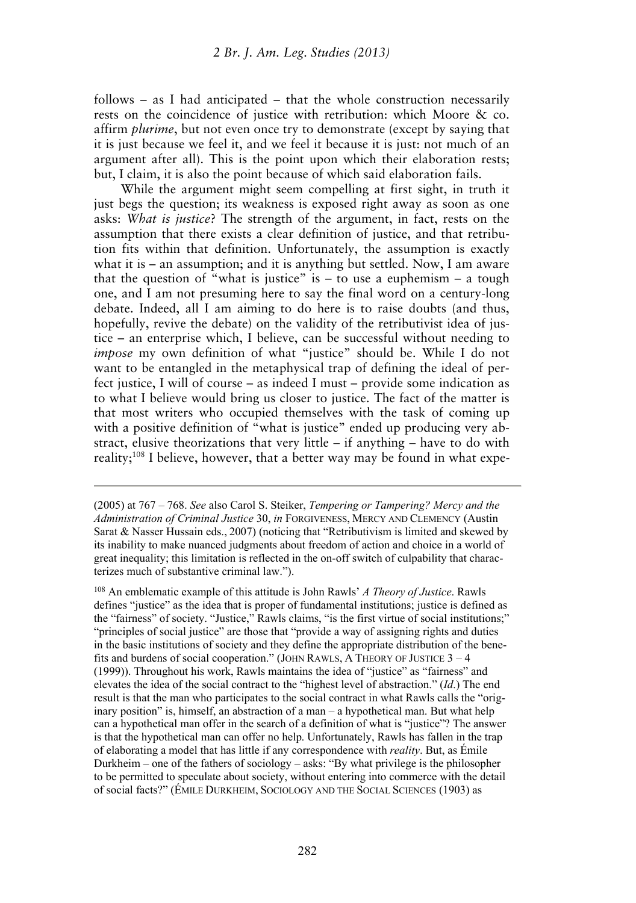follows – as I had anticipated – that the whole construction necessarily rests on the coincidence of justice with retribution: which Moore & co. affirm *plurime*, but not even once try to demonstrate (except by saying that it is just because we feel it, and we feel it because it is just: not much of an argument after all). This is the point upon which their elaboration rests; but, I claim, it is also the point because of which said elaboration fails.

While the argument might seem compelling at first sight, in truth it just begs the question; its weakness is exposed right away as soon as one asks: *What is justice*? The strength of the argument, in fact, rests on the assumption that there exists a clear definition of justice, and that retribution fits within that definition. Unfortunately, the assumption is exactly what it is – an assumption; and it is anything but settled. Now, I am aware that the question of "what is justice" is – to use a euphemism – a tough one, and I am not presuming here to say the final word on a century-long debate. Indeed, all I am aiming to do here is to raise doubts (and thus, hopefully, revive the debate) on the validity of the retributivist idea of justice – an enterprise which, I believe, can be successful without needing to *impose* my own definition of what "justice" should be. While I do not want to be entangled in the metaphysical trap of defining the ideal of perfect justice, I will of course – as indeed I must – provide some indication as to what I believe would bring us closer to justice. The fact of the matter is that most writers who occupied themselves with the task of coming up with a positive definition of "what is justice" ended up producing very abstract, elusive theorizations that very little – if anything – have to do with reality;[108] I believe, however, that a better way may be found in what expe-

---

(2005) at 767 – 768. *See* also Carol S. Steiker, *Tempering or Tampering? Mercy and the Administration of Criminal Justice* 30, *in* FORGIVENESS, MERCY AND CLEMENCY (Austin Sarat & Nasser Hussain eds., 2007) (noticing that "Retributivism is limited and skewed by its inability to make nuanced judgments about freedom of action and choice in a world of great inequality; this limitation is reflected in the on-off switch of culpability that characterizes much of substantive criminal law.").

[108] An emblematic example of this attitude is John Rawls' *A Theory of Justice*. Rawls defines "justice" as the idea that is proper of fundamental institutions; justice is defined as the "fairness" of society. "Justice," Rawls claims, "is the first virtue of social institutions;" "principles of social justice" are those that "provide a way of assigning rights and duties in the basic institutions of society and they define the appropriate distribution of the benefits and burdens of social cooperation." (JOHN RAWLS, A THEORY OF JUSTICE 3 – 4 (1999)). Throughout his work, Rawls maintains the idea of "justice" as "fairness" and elevates the idea of the social contract to the "highest level of abstraction." (*Id.*) The end result is that the man who participates to the social contract in what Rawls calls the "originary position" is, himself, an abstraction of a man – a hypothetical man. But what help can a hypothetical man offer in the search of a definition of what is "justice"? The answer is that the hypothetical man can offer no help. Unfortunately, Rawls has fallen in the trap of elaborating a model that has little if any correspondence with *reality*. But, as Émile Durkheim – one of the fathers of sociology – asks: "By what privilege is the philosopher to be permitted to speculate about society, without entering into commerce with the detail of social facts?" (ÉMILE DURKHEIM, SOCIOLOGY AND THE SOCIAL SCIENCES (1903) as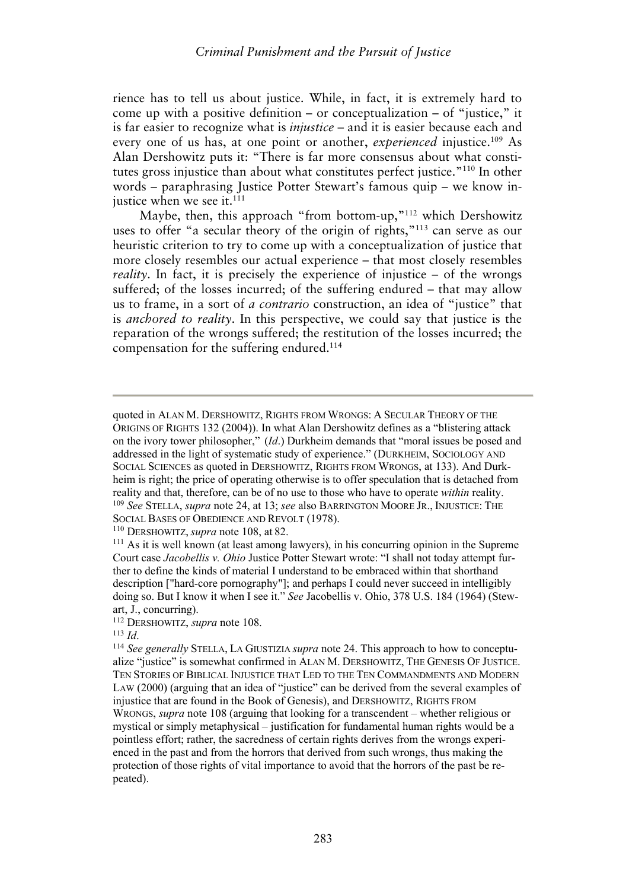rience has to tell us about justice. While, in fact, it is extremely hard to come up with a positive definition – or conceptualization – of "justice," it is far easier to recognize what is *injustice* – and it is easier because each and every one of us has, at one point or another, *experienced* injustice.[109] As Alan Dershowitz puts it: "There is far more consensus about what constitutes gross injustice than about what constitutes perfect justice."[110] In other words – paraphrasing Justice Potter Stewart's famous quip – we know injustice when we see it.[111]

Maybe, then, this approach "from bottom-up,"[112] which Dershowitz uses to offer "a secular theory of the origin of rights,"[113] can serve as our heuristic criterion to try to come up with a conceptualization of justice that more closely resembles our actual experience – that most closely resembles *reality*. In fact, it is precisely the experience of injustice – of the wrongs suffered; of the losses incurred; of the suffering endured – that may allow us to frame, in a sort of *a contrario* construction, an idea of "justice" that is *anchored to reality*. In this perspective, we could say that justice is the reparation of the wrongs suffered; the restitution of the losses incurred; the compensation for the suffering endured.[114]

---

quoted in ALAN M. DERSHOWITZ, RIGHTS FROM WRONGS: A SECULAR THEORY OF THE ORIGINS OF RIGHTS 132 (2004)). In what Alan Dershowitz defines as a "blistering attack on the ivory tower philosopher," (*Id*.) Durkheim demands that "moral issues be posed and addressed in the light of systematic study of experience." (DURKHEIM, SOCIOLOGY AND SOCIAL SCIENCES as quoted in DERSHOWITZ, RIGHTS FROM WRONGS, at 133). And Durkheim is right; the price of operating otherwise is to offer speculation that is detached from reality and that, therefore, can be of no use to those who have to operate *within* reality.

[109] *See* STELLA, *supra* note 24, at 13; *see* also BARRINGTON MOORE JR., INJUSTICE: THE SOCIAL BASES OF OBEDIENCE AND REVOLT (1978).

[110] DERSHOWITZ, *supra* note 108, at 82.

[111] As it is well known (at least among lawyers), in his concurring opinion in the Supreme Court case *Jacobellis v. Ohio* Justice Potter Stewart wrote: "I shall not today attempt further to define the kinds of material I understand to be embraced within that shorthand description ["hard-core pornography"]; and perhaps I could never succeed in intelligibly doing so. But I know it when I see it." *See* Jacobellis v. Ohio, 378 U.S. 184 (1964) (Stewart, J., concurring).

[112] DERSHOWITZ, *supra* note 108.

[113] *Id*.

[114] *See generally* STELLA, LA GIUSTIZIA *supra* note 24. This approach to how to conceptualize "justice" is somewhat confirmed in ALAN M. DERSHOWITZ, THE GENESIS OF JUSTICE. TEN STORIES OF BIBLICAL INJUSTICE THAT LED TO THE TEN COMMANDMENTS AND MODERN LAW (2000) (arguing that an idea of "justice" can be derived from the several examples of injustice that are found in the Book of Genesis), and DERSHOWITZ, RIGHTS FROM WRONGS, *supra* note 108 (arguing that looking for a transcendent – whether religious or mystical or simply metaphysical – justification for fundamental human rights would be a pointless effort; rather, the sacredness of certain rights derives from the wrongs experienced in the past and from the horrors that derived from such wrongs, thus making the protection of those rights of vital importance to avoid that the horrors of the past be repeated).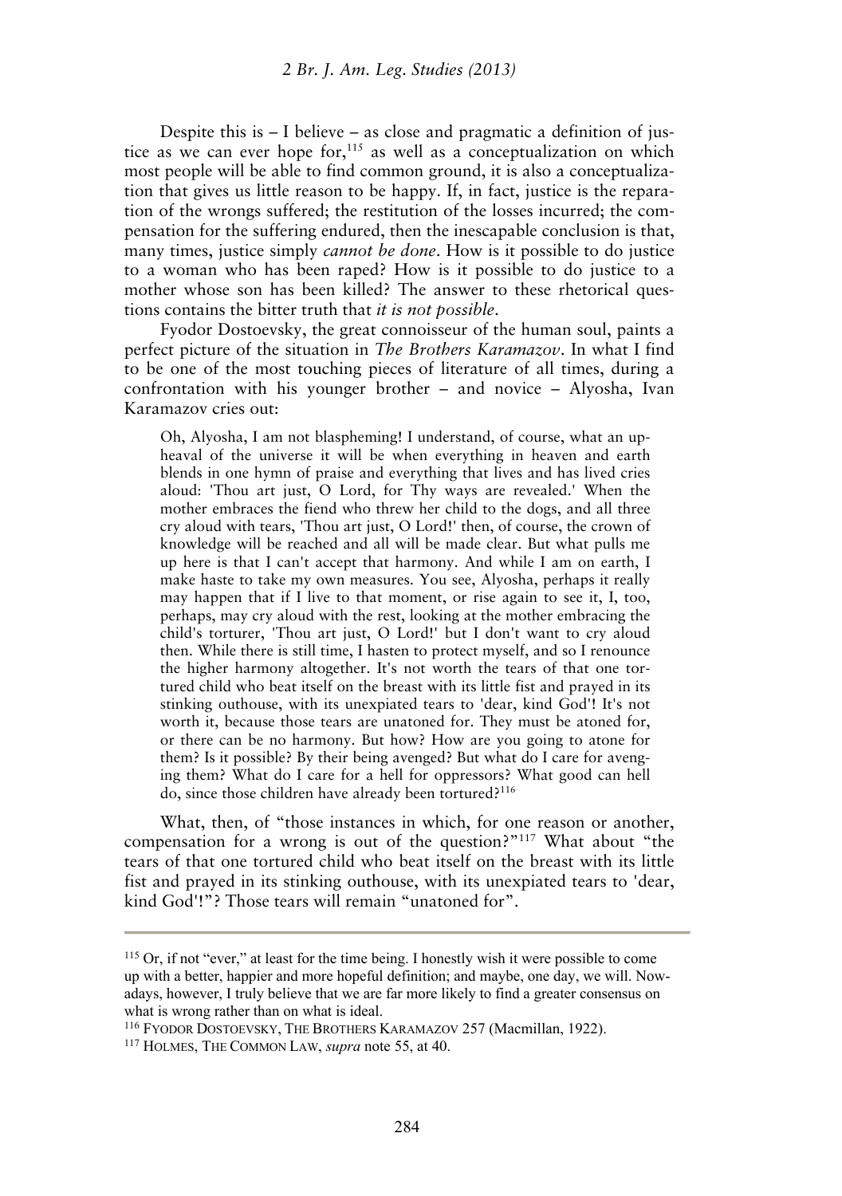Despite this is – I believe – as close and pragmatic a definition of justice as we can ever hope for,[115] as well as a conceptualization on which most people will be able to find common ground, it is also a conceptualization that gives us little reason to be happy. If, in fact, justice is the reparation of the wrongs suffered; the restitution of the losses incurred; the compensation for the suffering endured, then the inescapable conclusion is that, many times, justice simply *cannot be done*. How is it possible to do justice to a woman who has been raped? How is it possible to do justice to a mother whose son has been killed? The answer to these rhetorical questions contains the bitter truth that *it is not possible*.

Fyodor Dostoevsky, the great connoisseur of the human soul, paints a perfect picture of the situation in *The Brothers Karamazov*. In what I find to be one of the most touching pieces of literature of all times, during a confrontation with his younger brother – and novice – Alyosha, Ivan Karamazov cries out:

> Oh, Alyosha, I am not blaspheming! I understand, of course, what an upheaval of the universe it will be when everything in heaven and earth blends in one hymn of praise and everything that lives and has lived cries aloud: 'Thou art just, O Lord, for Thy ways are revealed.' When the mother embraces the fiend who threw her child to the dogs, and all three cry aloud with tears, 'Thou art just, O Lord!' then, of course, the crown of knowledge will be reached and all will be made clear. But what pulls me up here is that I can't accept that harmony. And while I am on earth, I make haste to take my own measures. You see, Alyosha, perhaps it really may happen that if I live to that moment, or rise again to see it, I, too, perhaps, may cry aloud with the rest, looking at the mother embracing the child's torturer, 'Thou art just, O Lord!' but I don't want to cry aloud then. While there is still time, I hasten to protect myself, and so I renounce the higher harmony altogether. It's not worth the tears of that one tortured child who beat itself on the breast with its little fist and prayed in its stinking outhouse, with its unexpiated tears to 'dear, kind God'! It's not worth it, because those tears are unatoned for. They must be atoned for, or there can be no harmony. But how? How are you going to atone for them? Is it possible? By their being avenged? But what do I care for avenging them? What do I care for a hell for oppressors? What good can hell do, since those children have already been tortured?[116]

What, then, of "those instances in which, for one reason or another, compensation for a wrong is out of the question?"[117] What about "the tears of that one tortured child who beat itself on the breast with its little fist and prayed in its stinking outhouse, with its unexpiated tears to 'dear, kind God'!"? Those tears will remain "unatoned for".

---

[115] Or, if not "ever," at least for the time being. I honestly wish it were possible to come up with a better, happier and more hopeful definition; and maybe, one day, we will. Nowadays, however, I truly believe that we are far more likely to find a greater consensus on what is wrong rather than on what is ideal.

[116] FYODOR DOSTOEVSKY, THE BROTHERS KARAMAZOV 257 (Macmillan, 1922).

[117] HOLMES, THE COMMON LAW, *supra* note 55, at 40.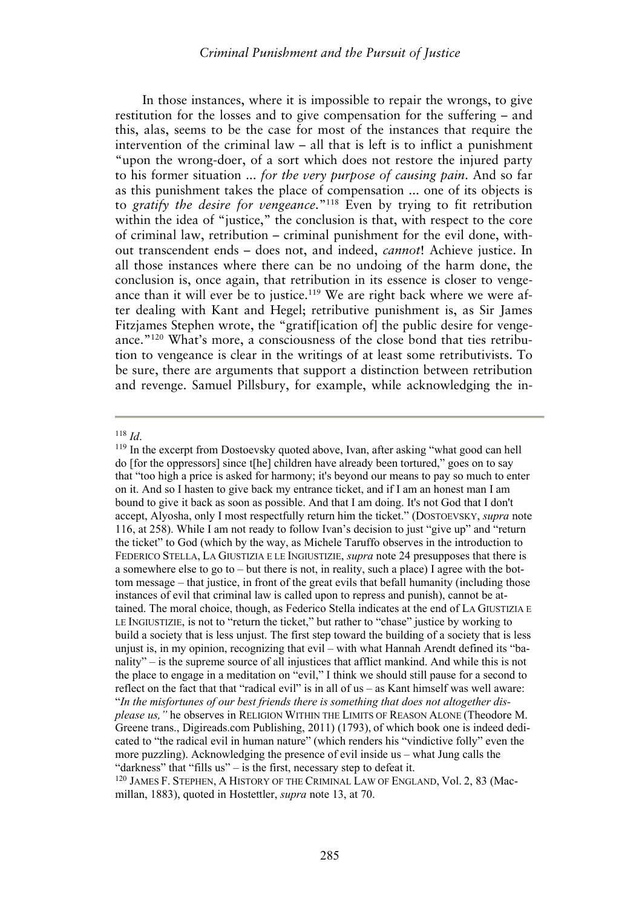In those instances, where it is impossible to repair the wrongs, to give restitution for the losses and to give compensation for the suffering – and this, alas, seems to be the case for most of the instances that require the intervention of the criminal law – all that is left is to inflict a punishment "upon the wrong-doer, of a sort which does not restore the injured party to his former situation ... *for the very purpose of causing pain*. And so far as this punishment takes the place of compensation ... one of its objects is to *gratify the desire for vengeance.*"[118] Even by trying to fit retribution within the idea of "justice," the conclusion is that, with respect to the core of criminal law, retribution – criminal punishment for the evil done, without transcendent ends – does not, and indeed, *cannot*! Achieve justice. In all those instances where there can be no undoing of the harm done, the conclusion is, once again, that retribution in its essence is closer to vengeance than it will ever be to justice.[119] We are right back where we were after dealing with Kant and Hegel; retributive punishment is, as Sir James Fitzjames Stephen wrote, the "gratif[ication of] the public desire for vengeance."[120] What's more, a consciousness of the close bond that ties retribution to vengeance is clear in the writings of at least some retributivists. To be sure, there are arguments that support a distinction between retribution and revenge. Samuel Pillsbury, for example, while acknowledging the in-

---

[118] *Id*.

[119] In the excerpt from Dostoevsky quoted above, Ivan, after asking "what good can hell do [for the oppressors] since t[he] children have already been tortured," goes on to say that "too high a price is asked for harmony; it's beyond our means to pay so much to enter on it. And so I hasten to give back my entrance ticket, and if I am an honest man I am bound to give it back as soon as possible. And that I am doing. It's not God that I don't accept, Alyosha, only I most respectfully return him the ticket." (DOSTOEVSKY, *supra* note 116, at 258). While I am not ready to follow Ivan's decision to just "give up" and "return the ticket" to God (which by the way, as Michele Taruffo observes in the introduction to FEDERICO STELLA, LA GIUSTIZIA E LE INGIUSTIZIE, *supra* note 24 presupposes that there is a somewhere else to go to – but there is not, in reality, such a place) I agree with the bottom message – that justice, in front of the great evils that befall humanity (including those instances of evil that criminal law is called upon to repress and punish), cannot be attained. The moral choice, though, as Federico Stella indicates at the end of LA GIUSTIZIA E LE INGIUSTIZIE, is not to "return the ticket," but rather to "chase" justice by working to build a society that is less unjust. The first step toward the building of a society that is less unjust is, in my opinion, recognizing that evil – with what Hannah Arendt defined its "banality" – is the supreme source of all injustices that afflict mankind. And while this is not the place to engage in a meditation on "evil," I think we should still pause for a second to reflect on the fact that that "radical evil" is in all of us – as Kant himself was well aware: "*In the misfortunes of our best friends there is something that does not altogether displease us,"* he observes in RELIGION WITHIN THE LIMITS OF REASON ALONE (Theodore M. Greene trans., Digireads.com Publishing, 2011) (1793), of which book one is indeed dedicated to "the radical evil in human nature" (which renders his "vindictive folly" even the more puzzling). Acknowledging the presence of evil inside us – what Jung calls the "darkness" that "fills us" – is the first, necessary step to defeat it.

[120] JAMES F. STEPHEN, A HISTORY OF THE CRIMINAL LAW OF ENGLAND, Vol. 2, 83 (Macmillan, 1883), quoted in Hostettler, *supra* note 13, at 70.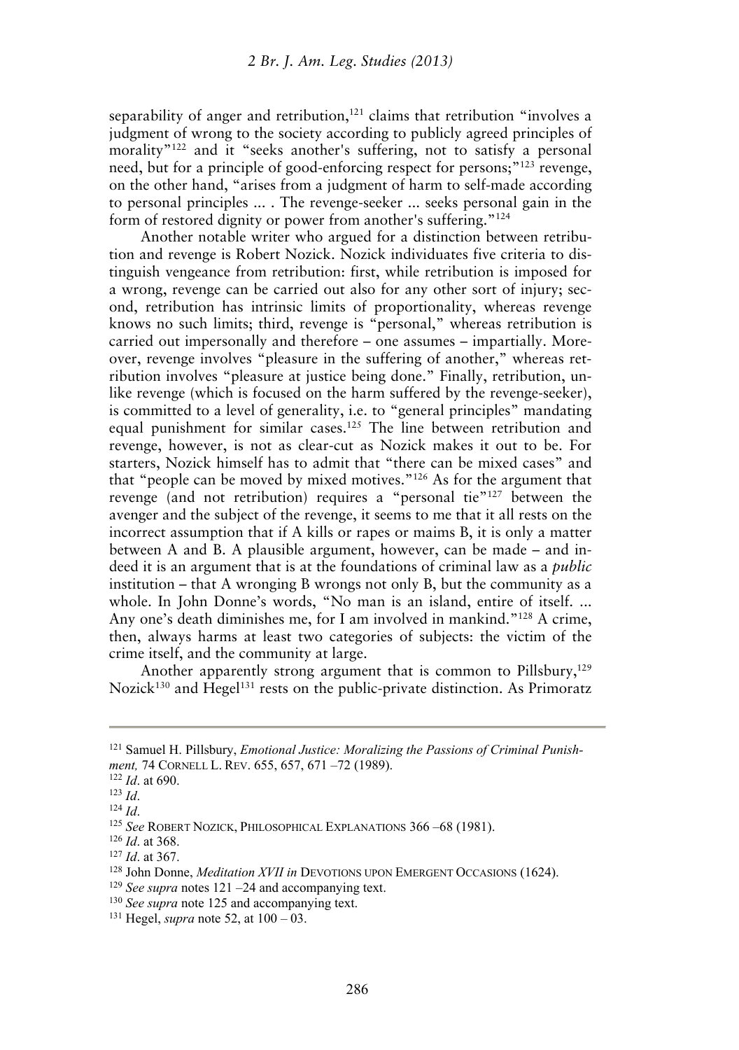separability of anger and retribution,[121] claims that retribution "involves a judgment of wrong to the society according to publicly agreed principles of morality"[122] and it "seeks another's suffering, not to satisfy a personal need, but for a principle of good-enforcing respect for persons;"[123] revenge, on the other hand, "arises from a judgment of harm to self-made according to personal principles ... . The revenge-seeker ... seeks personal gain in the form of restored dignity or power from another's suffering."[124]

Another notable writer who argued for a distinction between retribution and revenge is Robert Nozick. Nozick individuates five criteria to distinguish vengeance from retribution: first, while retribution is imposed for a wrong, revenge can be carried out also for any other sort of injury; second, retribution has intrinsic limits of proportionality, whereas revenge knows no such limits; third, revenge is "personal," whereas retribution is carried out impersonally and therefore – one assumes – impartially. Moreover, revenge involves "pleasure in the suffering of another," whereas retribution involves "pleasure at justice being done." Finally, retribution, unlike revenge (which is focused on the harm suffered by the revenge-seeker), is committed to a level of generality, i.e. to "general principles" mandating equal punishment for similar cases.[125] The line between retribution and revenge, however, is not as clear-cut as Nozick makes it out to be. For starters, Nozick himself has to admit that "there can be mixed cases" and that "people can be moved by mixed motives."[126] As for the argument that revenge (and not retribution) requires a "personal tie"[127] between the avenger and the subject of the revenge, it seems to me that it all rests on the incorrect assumption that if A kills or rapes or maims B, it is only a matter between A and B. A plausible argument, however, can be made – and indeed it is an argument that is at the foundations of criminal law as a *public* institution – that A wronging B wrongs not only B, but the community as a whole. In John Donne's words, "No man is an island, entire of itself. ... Any one's death diminishes me, for I am involved in mankind."[128] A crime, then, always harms at least two categories of subjects: the victim of the crime itself, and the community at large.

Another apparently strong argument that is common to Pillsbury,[129] Nozick[130] and Hegel[131] rests on the public-private distinction. As Primoratz

---

[121] Samuel H. Pillsbury, *Emotional Justice: Moralizing the Passions of Criminal Punishment,* 74 CORNELL L. REV. 655, 657, 671 –72 (1989).

[122] *Id*. at 690.

[123] *Id*.

[124] *Id*.

[125] *See* ROBERT NOZICK, PHILOSOPHICAL EXPLANATIONS 366 –68 (1981).

[126] *Id*. at 368.

[127] *Id*. at 367.

[128] John Donne, *Meditation XVII in* DEVOTIONS UPON EMERGENT OCCASIONS (1624).

[129] *See supra* notes 121 –24 and accompanying text.

[130] *See supra* note 125 and accompanying text.

[131] Hegel, *supra* note 52, at 100 – 03.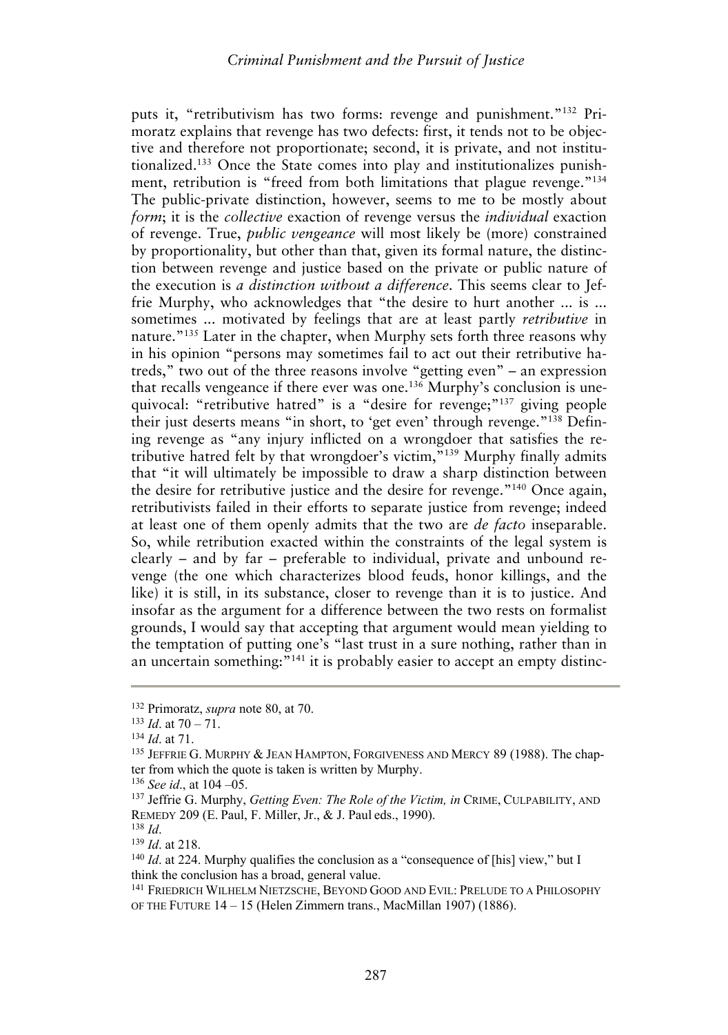puts it, "retributivism has two forms: revenge and punishment."[132] Primoratz explains that revenge has two defects: first, it tends not to be objective and therefore not proportionate; second, it is private, and not institutionalized.[133] Once the State comes into play and institutionalizes punishment, retribution is "freed from both limitations that plague revenge."[134] The public-private distinction, however, seems to me to be mostly about *form*; it is the *collective* exaction of revenge versus the *individual* exaction of revenge. True, *public vengeance* will most likely be (more) constrained by proportionality, but other than that, given its formal nature, the distinction between revenge and justice based on the private or public nature of the execution is *a distinction without a difference*. This seems clear to Jeffrie Murphy, who acknowledges that "the desire to hurt another ... is ... sometimes ... motivated by feelings that are at least partly *retributive* in nature."[135] Later in the chapter, when Murphy sets forth three reasons why in his opinion "persons may sometimes fail to act out their retributive hatreds," two out of the three reasons involve "getting even" – an expression that recalls vengeance if there ever was one.[136] Murphy's conclusion is unequivocal: "retributive hatred" is a "desire for revenge;"[137] giving people their just deserts means "in short, to 'get even' through revenge."[138] Defining revenge as "any injury inflicted on a wrongdoer that satisfies the retributive hatred felt by that wrongdoer's victim,"[139] Murphy finally admits that "it will ultimately be impossible to draw a sharp distinction between the desire for retributive justice and the desire for revenge."[140] Once again, retributivists failed in their efforts to separate justice from revenge; indeed at least one of them openly admits that the two are *de facto* inseparable. So, while retribution exacted within the constraints of the legal system is clearly – and by far – preferable to individual, private and unbound revenge (the one which characterizes blood feuds, honor killings, and the like) it is still, in its substance, closer to revenge than it is to justice. And insofar as the argument for a difference between the two rests on formalist grounds, I would say that accepting that argument would mean yielding to the temptation of putting one's "last trust in a sure nothing, rather than in an uncertain something:"[141] it is probably easier to accept an empty distinc-

---

[132] Primoratz, *supra* note 80, at 70.

[133] *Id*. at 70 – 71.

[134] *Id*. at 71.

[135] JEFFRIE G. MURPHY & JEAN HAMPTON, FORGIVENESS AND MERCY 89 (1988). The chapter from which the quote is taken is written by Murphy.

[136] *See id*., at 104 –05.

[137] Jeffrie G. Murphy, *Getting Even: The Role of the Victim, in* CRIME, CULPABILITY, AND REMEDY 209 (E. Paul, F. Miller, Jr., & J. Paul eds., 1990).

[138] *Id*.

[139] *Id*. at 218.

[140] *Id*. at 224. Murphy qualifies the conclusion as a "consequence of [his] view," but I think the conclusion has a broad, general value.

[141] FRIEDRICH WILHELM NIETZSCHE, BEYOND GOOD AND EVIL: PRELUDE TO A PHILOSOPHY OF THE FUTURE 14 – 15 (Helen Zimmern trans., MacMillan 1907) (1886).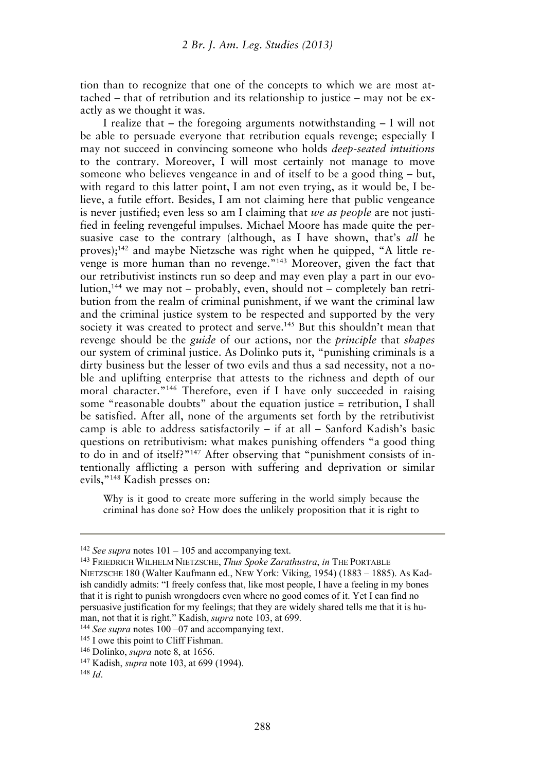tion than to recognize that one of the concepts to which we are most attached – that of retribution and its relationship to justice – may not be exactly as we thought it was.

I realize that – the foregoing arguments notwithstanding – I will not be able to persuade everyone that retribution equals revenge; especially I may not succeed in convincing someone who holds *deep-seated intuitions* to the contrary. Moreover, I will most certainly not manage to move someone who believes vengeance in and of itself to be a good thing – but, with regard to this latter point, I am not even trying, as it would be, I believe, a futile effort. Besides, I am not claiming here that public vengeance is never justified; even less so am I claiming that *we as people* are not justified in feeling revengeful impulses. Michael Moore has made quite the persuasive case to the contrary (although, as I have shown, that's *all* he proves);[142] and maybe Nietzsche was right when he quipped, "A little revenge is more human than no revenge."[143] Moreover, given the fact that our retributivist instincts run so deep and may even play a part in our evolution,[144] we may not – probably, even, should not – completely ban retribution from the realm of criminal punishment, if we want the criminal law and the criminal justice system to be respected and supported by the very society it was created to protect and serve.[145] But this shouldn't mean that revenge should be the *guide* of our actions, nor the *principle* that *shapes* our system of criminal justice. As Dolinko puts it, "punishing criminals is a dirty business but the lesser of two evils and thus a sad necessity, not a noble and uplifting enterprise that attests to the richness and depth of our moral character."[146] Therefore, even if I have only succeeded in raising some "reasonable doubts" about the equation justice = retribution, I shall be satisfied. After all, none of the arguments set forth by the retributivist camp is able to address satisfactorily – if at all – Sanford Kadish's basic questions on retributivism: what makes punishing offenders "a good thing to do in and of itself?"[147] After observing that "punishment consists of intentionally afflicting a person with suffering and deprivation or similar evils,"[148] Kadish presses on:

> Why is it good to create more suffering in the world simply because the criminal has done so? How does the unlikely proposition that it is right to

---

[142] *See supra* notes 101 – 105 and accompanying text.

[143] FRIEDRICH WILHELM NIETZSCHE, *Thus Spoke Zarathustra*, *in* THE PORTABLE NIETZSCHE 180 (Walter Kaufmann ed., NEW York: Viking, 1954) (1883 – 1885). As Kadish candidly admits: "I freely confess that, like most people, I have a feeling in my bones that it is right to punish wrongdoers even where no good comes of it. Yet I can find no persuasive justification for my feelings; that they are widely shared tells me that it is human, not that it is right." Kadish, *supra* note 103, at 699.

[144] *See supra* notes 100 –07 and accompanying text.

[145] I owe this point to Cliff Fishman.

[146] Dolinko, *supra* note 8, at 1656.

[147] Kadish, *supra* note 103, at 699 (1994).

[148] *Id*.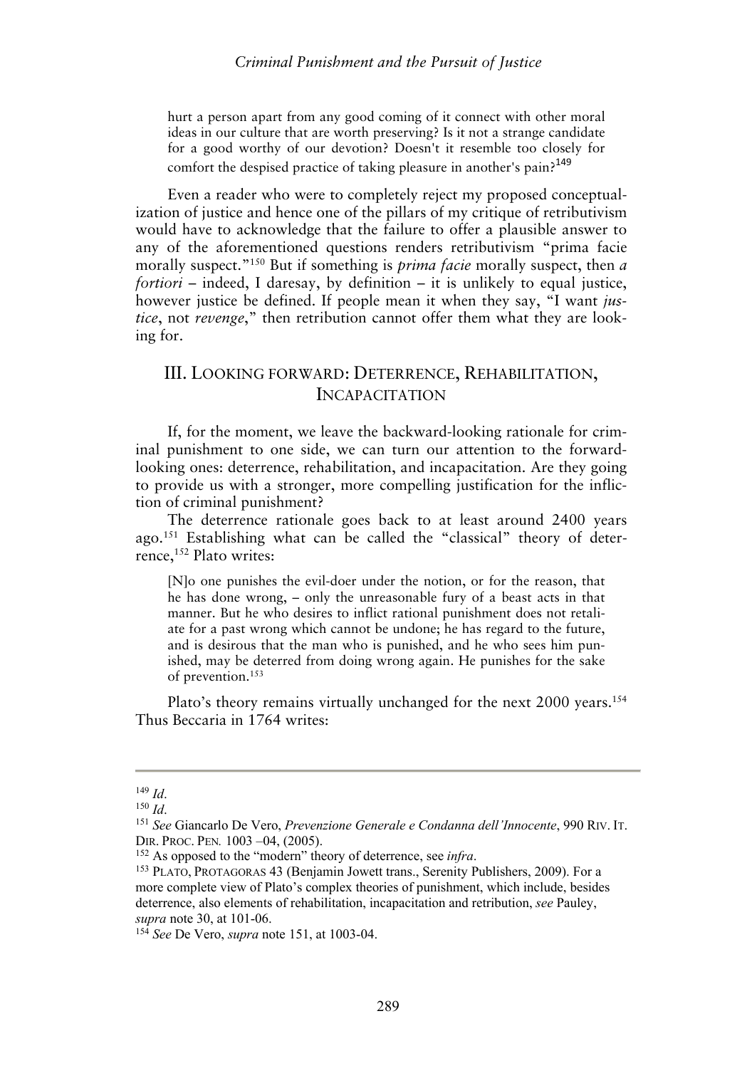> hurt a person apart from any good coming of it connect with other moral ideas in our culture that are worth preserving? Is it not a strange candidate for a good worthy of our devotion? Doesn't it resemble too closely for comfort the despised practice of taking pleasure in another's pain?[149]

Even a reader who were to completely reject my proposed conceptualization of justice and hence one of the pillars of my critique of retributivism would have to acknowledge that the failure to offer a plausible answer to any of the aforementioned questions renders retributivism "prima facie morally suspect."[150] But if something is *prima facie* morally suspect, then *a fortiori* – indeed, I daresay, by definition – it is unlikely to equal justice, however justice be defined. If people mean it when they say, "I want *justice*, not *revenge*," then retribution cannot offer them what they are looking for.

## III. Looking Forward: Deterrence, Rehabilitation, Incapacitation

If, for the moment, we leave the backward-looking rationale for criminal punishment to one side, we can turn our attention to the forward-looking ones: deterrence, rehabilitation, and incapacitation. Are they going to provide us with a stronger, more compelling justification for the infliction of criminal punishment?

The deterrence rationale goes back to at least around 2400 years ago.[151] Establishing what can be called the "classical" theory of deterrence,[152] Plato writes:

> [N]o one punishes the evil-doer under the notion, or for the reason, that he has done wrong, – only the unreasonable fury of a beast acts in that manner. But he who desires to inflict rational punishment does not retaliate for a past wrong which cannot be undone; he has regard to the future, and is desirous that the man who is punished, and he who sees him punished, may be deterred from doing wrong again. He punishes for the sake of prevention.[153]

Plato's theory remains virtually unchanged for the next 2000 years.[154] Thus Beccaria in 1764 writes:

---

[149] *Id*.

[150] *Id*.

[151] *See* Giancarlo De Vero, *Prevenzione Generale e Condanna dell'Innocente*, 990 Riv. It. Dir. Proc. Pen. 1003 –04, (2005).

[152] As opposed to the "modern" theory of deterrence, see *infra*.

[153] Plato, Protagoras 43 (Benjamin Jowett trans., Serenity Publishers, 2009). For a more complete view of Plato's complex theories of punishment, which include, besides deterrence, also elements of rehabilitation, incapacitation and retribution, *see* Pauley, *supra* note 30, at 101-06.

[154] *See* De Vero, *supra* note 151, at 1003-04.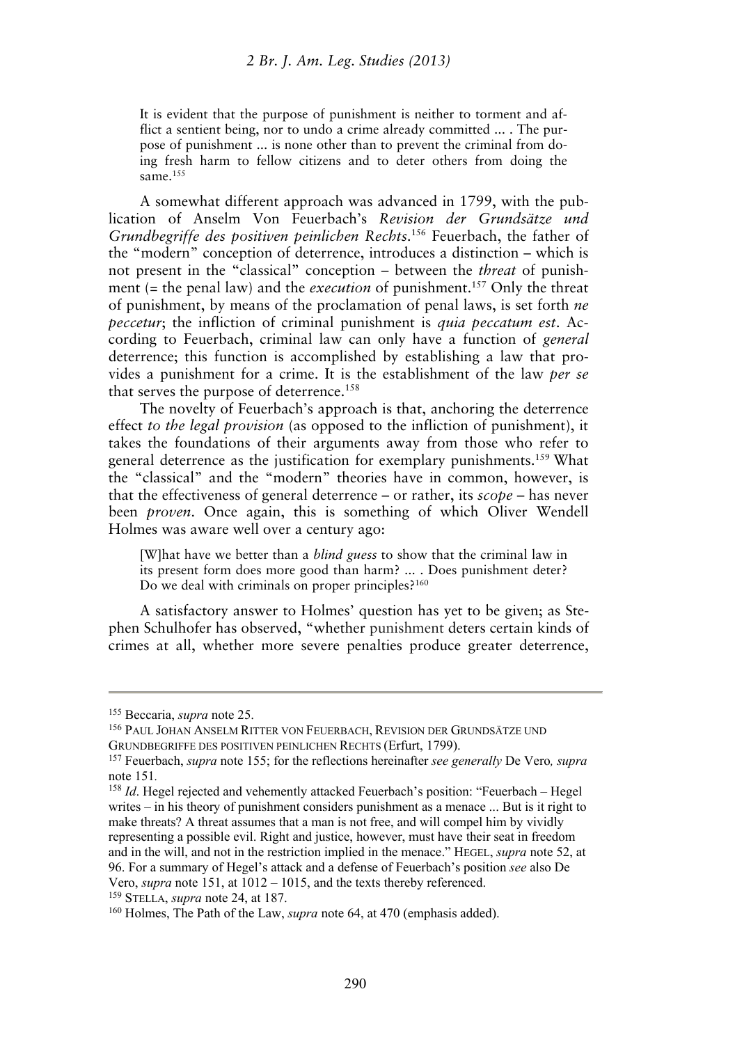> It is evident that the purpose of punishment is neither to torment and afflict a sentient being, nor to undo a crime already committed ... . The purpose of punishment ... is none other than to prevent the criminal from doing fresh harm to fellow citizens and to deter others from doing the same.[155]

A somewhat different approach was advanced in 1799, with the publication of Anselm Von Feuerbach's *Revision der Grundsätze und Grundbegriffe des positiven peinlichen Rechts*.[156] Feuerbach, the father of the "modern" conception of deterrence, introduces a distinction – which is not present in the "classical" conception – between the *threat* of punishment (= the penal law) and the *execution* of punishment.[157] Only the threat of punishment, by means of the proclamation of penal laws, is set forth *ne peccetur*; the infliction of criminal punishment is *quia peccatum est*. According to Feuerbach, criminal law can only have a function of *general* deterrence; this function is accomplished by establishing a law that provides a punishment for a crime. It is the establishment of the law *per se* that serves the purpose of deterrence.[158]

The novelty of Feuerbach's approach is that, anchoring the deterrence effect *to the legal provision* (as opposed to the infliction of punishment), it takes the foundations of their arguments away from those who refer to general deterrence as the justification for exemplary punishments.[159] What the "classical" and the "modern" theories have in common, however, is that the effectiveness of general deterrence – or rather, its *scope* – has never been *proven*. Once again, this is something of which Oliver Wendell Holmes was aware well over a century ago:

> [W]hat have we better than a *blind guess* to show that the criminal law in its present form does more good than harm? ... . Does punishment deter? Do we deal with criminals on proper principles?[160]

A satisfactory answer to Holmes' question has yet to be given; as Stephen Schulhofer has observed, "whether punishment deters certain kinds of crimes at all, whether more severe penalties produce greater deterrence,

---

[155] Beccaria, *supra* note 25.

[156] PAUL JOHAN ANSELM RITTER VON FEUERBACH, REVISION DER GRUNDSÄTZE UND GRUNDBEGRIFFE DES POSITIVEN PEINLICHEN RECHTS (Erfurt, 1799).

[157] Feuerbach, *supra* note 155; for the reflections hereinafter *see generally* De Vero*, supra* note 151.

[158] *Id*. Hegel rejected and vehemently attacked Feuerbach's position: "Feuerbach – Hegel writes – in his theory of punishment considers punishment as a menace ... But is it right to make threats? A threat assumes that a man is not free, and will compel him by vividly representing a possible evil. Right and justice, however, must have their seat in freedom and in the will, and not in the restriction implied in the menace." HEGEL, *supra* note 52, at 96. For a summary of Hegel's attack and a defense of Feuerbach's position *see* also De Vero, *supra* note 151, at 1012 – 1015, and the texts thereby referenced.

[159] STELLA, *supra* note 24, at 187.

[160] Holmes, The Path of the Law, *supra* note 64, at 470 (emphasis added).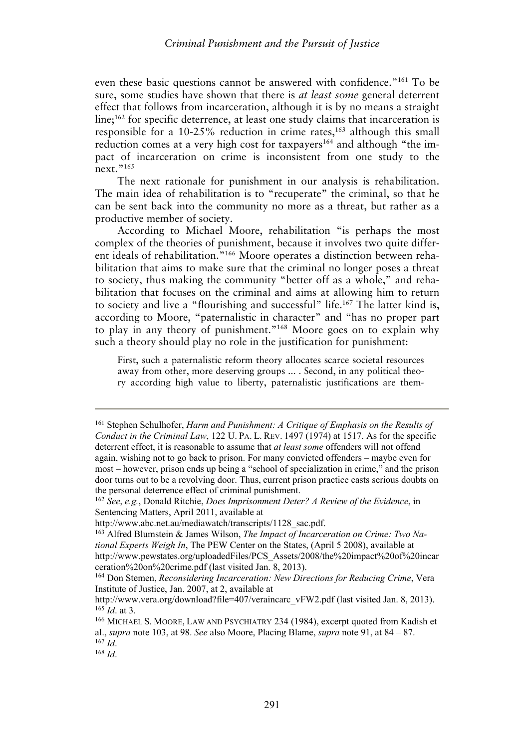even these basic questions cannot be answered with confidence."[161] To be sure, some studies have shown that there is *at least some* general deterrent effect that follows from incarceration, although it is by no means a straight line;[162] for specific deterrence, at least one study claims that incarceration is responsible for a 10-25% reduction in crime rates,[163] although this small reduction comes at a very high cost for taxpayers[164] and although "the impact of incarceration on crime is inconsistent from one study to the next."[165]

The next rationale for punishment in our analysis is rehabilitation. The main idea of rehabilitation is to "recuperate" the criminal, so that he can be sent back into the community no more as a threat, but rather as a productive member of society.

According to Michael Moore, rehabilitation "is perhaps the most complex of the theories of punishment, because it involves two quite different ideals of rehabilitation."[166] Moore operates a distinction between rehabilitation that aims to make sure that the criminal no longer poses a threat to society, thus making the community "better off as a whole," and rehabilitation that focuses on the criminal and aims at allowing him to return to society and live a "flourishing and successful" life.[167] The latter kind is, according to Moore, "paternalistic in character" and "has no proper part to play in any theory of punishment."[168] Moore goes on to explain why such a theory should play no role in the justification for punishment:

> First, such a paternalistic reform theory allocates scarce societal resources away from other, more deserving groups ... . Second, in any political theory according high value to liberty, paternalistic justifications are them-

---

[161] Stephen Schulhofer, *Harm and Punishment: A Critique of Emphasis on the Results of Conduct in the Criminal Law*, 122 U. PA. L. REV. 1497 (1974) at 1517. As for the specific deterrent effect, it is reasonable to assume that *at least some* offenders will not offend again, wishing not to go back to prison. For many convicted offenders – maybe even for most – however, prison ends up being a "school of specialization in crime," and the prison door turns out to be a revolving door. Thus, current prison practice casts serious doubts on the personal deterrence effect of criminal punishment.

[162] *See*, *e.g.*, Donald Ritchie, *Does Imprisonment Deter? A Review of the Evidence*, in Sentencing Matters, April 2011, available at http://www.abc.net.au/mediawatch/transcripts/1128_sac.pdf.

[163] Alfred Blumstein & James Wilson, *The Impact of Incarceration on Crime: Two National Experts Weigh In*, The PEW Center on the States, (April 5 2008), available at http://www.pewstates.org/uploadedFiles/PCS_Assets/2008/the%20impact%20of%20incarceration%20on%20crime.pdf (last visited Jan. 8, 2013).

[164] Don Stemen, *Reconsidering Incarceration: New Directions for Reducing Crime*, Vera Institute of Justice, Jan. 2007, at 2, available at http://www.vera.org/download?file=407/veraincarc_vFW2.pdf (last visited Jan. 8, 2013).

[165] *Id*. at 3.

[166] MICHAEL S. MOORE, LAW AND PSYCHIATRY 234 (1984), excerpt quoted from Kadish et al., *supra* note 103, at 98. *See* also Moore, Placing Blame, *supra* note 91, at 84 – 87.

[167] *Id*.

[168] *Id*.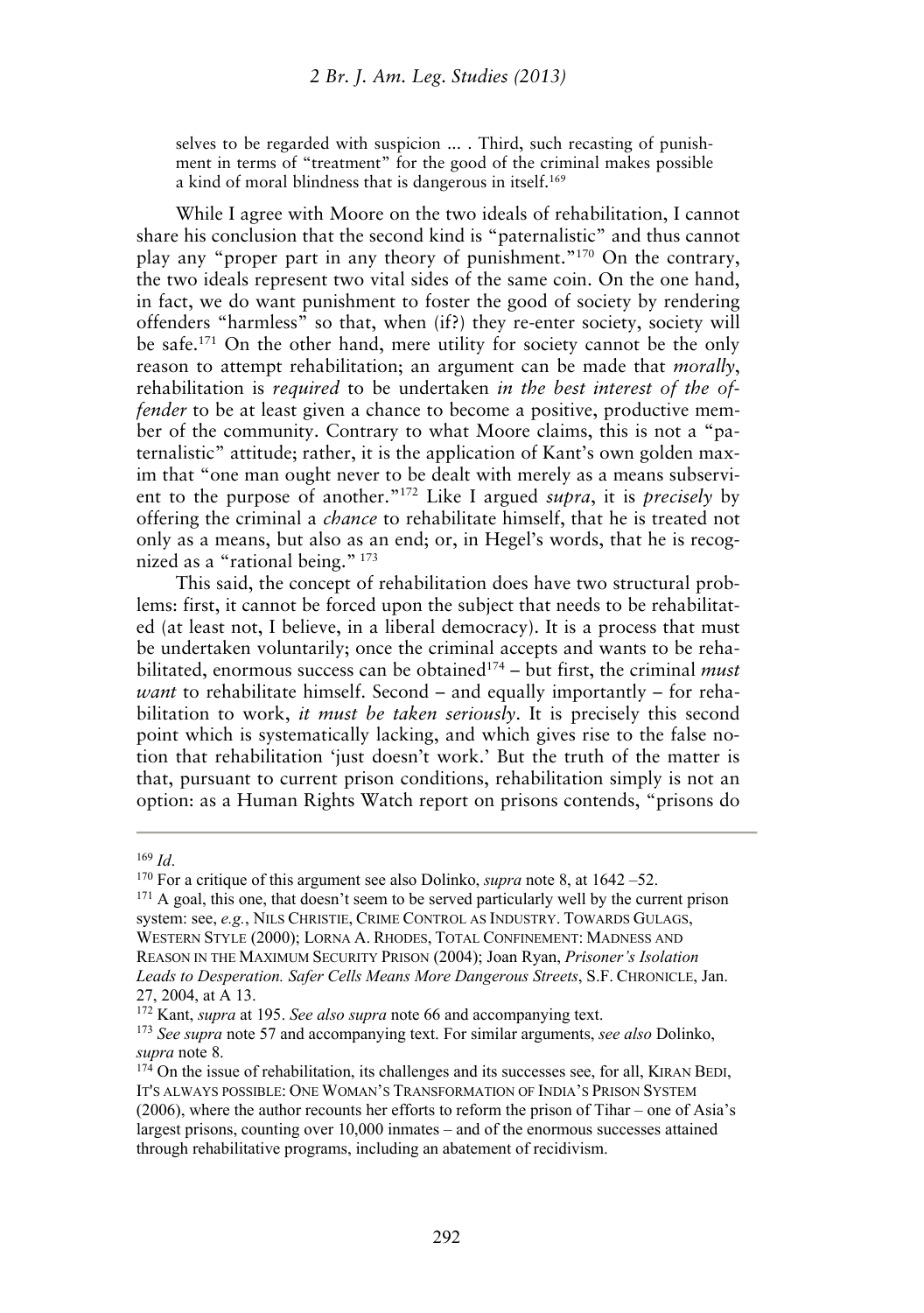> selves to be regarded with suspicion ... . Third, such recasting of punishment in terms of "treatment" for the good of the criminal makes possible a kind of moral blindness that is dangerous in itself.[169]

While I agree with Moore on the two ideals of rehabilitation, I cannot share his conclusion that the second kind is "paternalistic" and thus cannot play any "proper part in any theory of punishment."[170] On the contrary, the two ideals represent two vital sides of the same coin. On the one hand, in fact, we do want punishment to foster the good of society by rendering offenders "harmless" so that, when (if?) they re-enter society, society will be safe.[171] On the other hand, mere utility for society cannot be the only reason to attempt rehabilitation; an argument can be made that *morally*, rehabilitation is *required* to be undertaken *in the best interest of the offender* to be at least given a chance to become a positive, productive member of the community. Contrary to what Moore claims, this is not a "paternalistic" attitude; rather, it is the application of Kant's own golden maxim that "one man ought never to be dealt with merely as a means subservient to the purpose of another."[172] Like I argued *supra*, it is *precisely* by offering the criminal a *chance* to rehabilitate himself, that he is treated not only as a means, but also as an end; or, in Hegel's words, that he is recognized as a "rational being." [173]

This said, the concept of rehabilitation does have two structural problems: first, it cannot be forced upon the subject that needs to be rehabilitated (at least not, I believe, in a liberal democracy). It is a process that must be undertaken voluntarily; once the criminal accepts and wants to be rehabilitated, enormous success can be obtained[174] – but first, the criminal *must want* to rehabilitate himself. Second – and equally importantly – for rehabilitation to work, *it must be taken seriously*. It is precisely this second point which is systematically lacking, and which gives rise to the false notion that rehabilitation 'just doesn't work.' But the truth of the matter is that, pursuant to current prison conditions, rehabilitation simply is not an option: as a Human Rights Watch report on prisons contends, "prisons do

---

[169] *Id*.

[170] For a critique of this argument see also Dolinko, *supra* note 8, at 1642 –52.

[171] A goal, this one, that doesn't seem to be served particularly well by the current prison system: see, *e.g.*, NILS CHRISTIE, CRIME CONTROL AS INDUSTRY. TOWARDS GULAGS, WESTERN STYLE (2000); LORNA A. RHODES, TOTAL CONFINEMENT: MADNESS AND REASON IN THE MAXIMUM SECURITY PRISON (2004); Joan Ryan, *Prisoner's Isolation Leads to Desperation. Safer Cells Means More Dangerous Streets*, S.F. CHRONICLE, Jan. 27, 2004, at A 13.

[172] Kant, *supra* at 195. *See also supra* note 66 and accompanying text.

[173] *See supra* note 57 and accompanying text. For similar arguments, *see also* Dolinko, *supra* note 8.

[174] On the issue of rehabilitation, its challenges and its successes see, for all, KIRAN BEDI, IT'S ALWAYS POSSIBLE: ONE WOMAN'S TRANSFORMATION OF INDIA'S PRISON SYSTEM (2006), where the author recounts her efforts to reform the prison of Tihar – one of Asia's largest prisons, counting over 10,000 inmates – and of the enormous successes attained through rehabilitative programs, including an abatement of recidivism.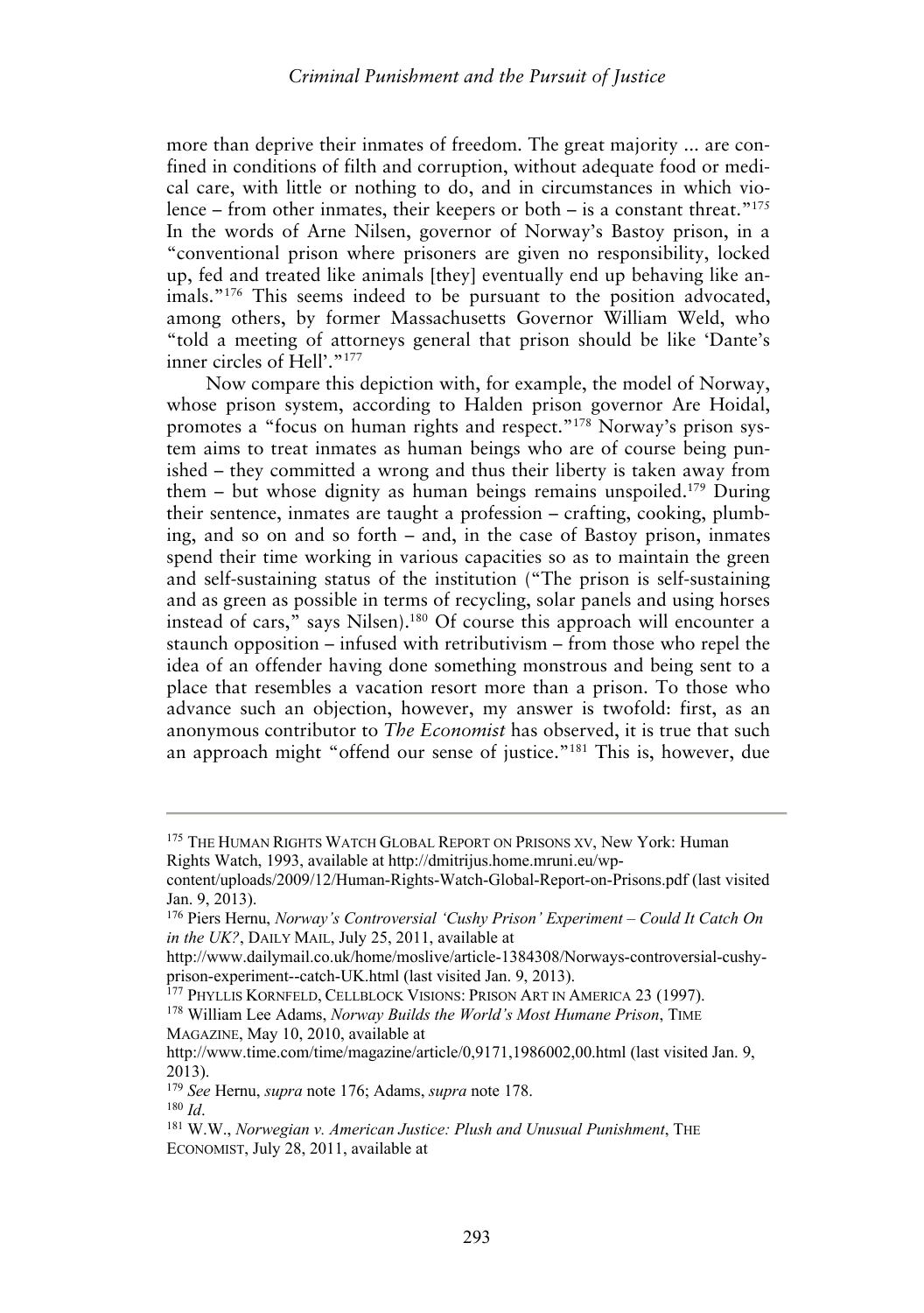more than deprive their inmates of freedom. The great majority ... are confined in conditions of filth and corruption, without adequate food or medical care, with little or nothing to do, and in circumstances in which violence – from other inmates, their keepers or both – is a constant threat."[175] In the words of Arne Nilsen, governor of Norway's Bastoy prison, in a "conventional prison where prisoners are given no responsibility, locked up, fed and treated like animals [they] eventually end up behaving like animals."[176] This seems indeed to be pursuant to the position advocated, among others, by former Massachusetts Governor William Weld, who "told a meeting of attorneys general that prison should be like 'Dante's inner circles of Hell'."[177]

Now compare this depiction with, for example, the model of Norway, whose prison system, according to Halden prison governor Are Hoidal, promotes a "focus on human rights and respect."[178] Norway's prison system aims to treat inmates as human beings who are of course being punished – they committed a wrong and thus their liberty is taken away from them – but whose dignity as human beings remains unspoiled.[179] During their sentence, inmates are taught a profession – crafting, cooking, plumbing, and so on and so forth – and, in the case of Bastoy prison, inmates spend their time working in various capacities so as to maintain the green and self-sustaining status of the institution ("The prison is self-sustaining and as green as possible in terms of recycling, solar panels and using horses instead of cars," says Nilsen).[180] Of course this approach will encounter a staunch opposition – infused with retributivism – from those who repel the idea of an offender having done something monstrous and being sent to a place that resembles a vacation resort more than a prison. To those who advance such an objection, however, my answer is twofold: first, as an anonymous contributor to *The Economist* has observed, it is true that such an approach might "offend our sense of justice."[181] This is, however, due

---

[175] THE HUMAN RIGHTS WATCH GLOBAL REPORT ON PRISONS XV, New York: Human Rights Watch, 1993, available at http://dmitrijus.home.mruni.eu/wp-content/uploads/2009/12/Human-Rights-Watch-Global-Report-on-Prisons.pdf (last visited Jan. 9, 2013).

[176] Piers Hernu, *Norway's Controversial 'Cushy Prison' Experiment – Could It Catch On in the UK?*, DAILY MAIL, July 25, 2011, available at http://www.dailymail.co.uk/home/moslive/article-1384308/Norways-controversial-cushy-prison-experiment--catch-UK.html (last visited Jan. 9, 2013).

[177] PHYLLIS KORNFELD, CELLBLOCK VISIONS: PRISON ART IN AMERICA 23 (1997).

[178] William Lee Adams, *Norway Builds the World's Most Humane Prison*, TIME MAGAZINE, May 10, 2010, available at http://www.time.com/time/magazine/article/0,9171,1986002,00.html (last visited Jan. 9, 2013).

[179] *See* Hernu, *supra* note 176; Adams, *supra* note 178.

[180] *Id*.

[181] W.W., *Norwegian v. American Justice: Plush and Unusual Punishment*, THE ECONOMIST, July 28, 2011, available at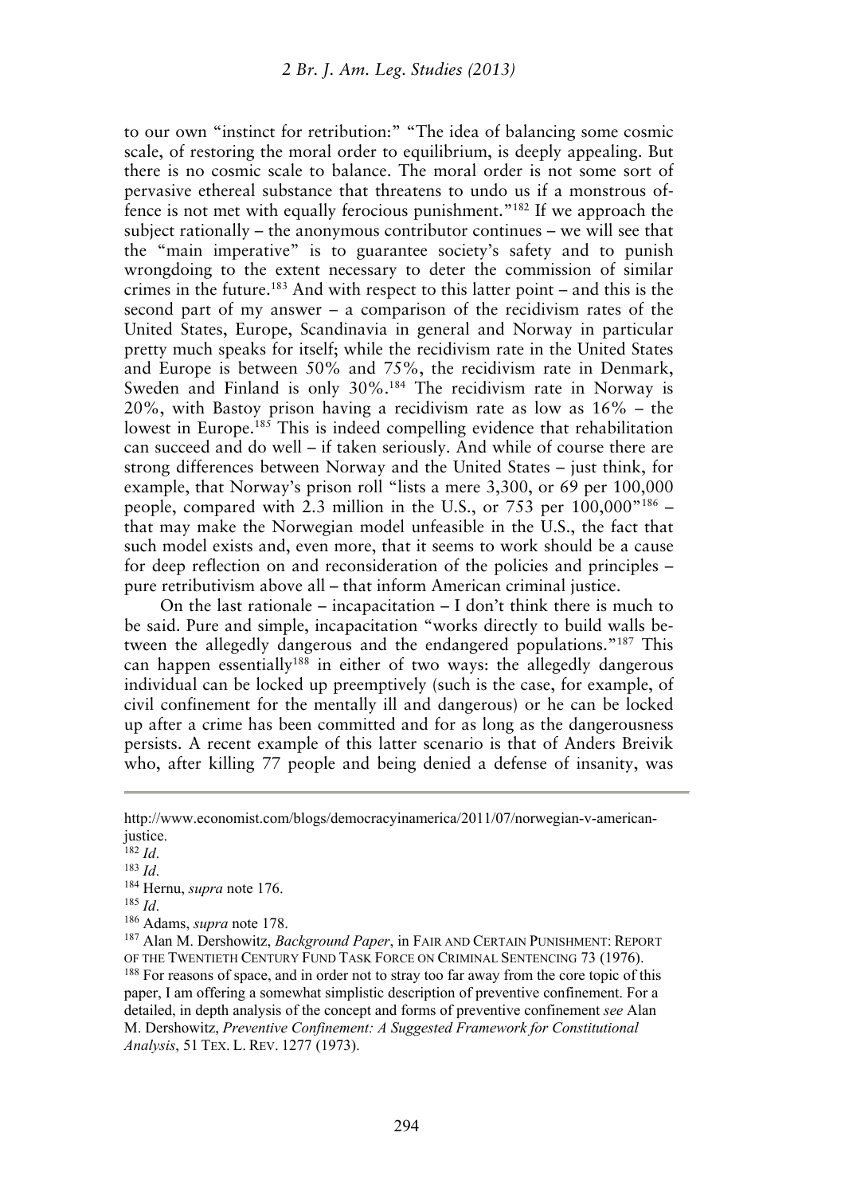to our own "instinct for retribution:" "The idea of balancing some cosmic scale, of restoring the moral order to equilibrium, is deeply appealing. But there is no cosmic scale to balance. The moral order is not some sort of pervasive ethereal substance that threatens to undo us if a monstrous offence is not met with equally ferocious punishment."[182] If we approach the subject rationally – the anonymous contributor continues – we will see that the "main imperative" is to guarantee society's safety and to punish wrongdoing to the extent necessary to deter the commission of similar crimes in the future.[183] And with respect to this latter point – and this is the second part of my answer – a comparison of the recidivism rates of the United States, Europe, Scandinavia in general and Norway in particular pretty much speaks for itself; while the recidivism rate in the United States and Europe is between 50% and 75%, the recidivism rate in Denmark, Sweden and Finland is only 30%.[184] The recidivism rate in Norway is 20%, with Bastoy prison having a recidivism rate as low as 16% – the lowest in Europe.[185] This is indeed compelling evidence that rehabilitation can succeed and do well – if taken seriously. And while of course there are strong differences between Norway and the United States – just think, for example, that Norway's prison roll "lists a mere 3,300, or 69 per 100,000 people, compared with 2.3 million in the U.S., or 753 per 100,000"[186] – that may make the Norwegian model unfeasible in the U.S., the fact that such model exists and, even more, that it seems to work should be a cause for deep reflection on and reconsideration of the policies and principles – pure retributivism above all – that inform American criminal justice.

On the last rationale – incapacitation – I don't think there is much to be said. Pure and simple, incapacitation "works directly to build walls between the allegedly dangerous and the endangered populations."[187] This can happen essentially[188] in either of two ways: the allegedly dangerous individual can be locked up preemptively (such is the case, for example, of civil confinement for the mentally ill and dangerous) or he can be locked up after a crime has been committed and for as long as the dangerousness persists. A recent example of this latter scenario is that of Anders Breivik who, after killing 77 people and being denied a defense of insanity, was

---

http://www.economist.com/blogs/democracyinamerica/2011/07/norwegian-v-american-justice.

[182] *Id*.

[183] *Id*.

[184] Hernu, *supra* note 176.

[185] *Id*.

[186] Adams, *supra* note 178.

[187] Alan M. Dershowitz, *Background Paper*, in FAIR AND CERTAIN PUNISHMENT: REPORT OF THE TWENTIETH CENTURY FUND TASK FORCE ON CRIMINAL SENTENCING 73 (1976).

[188] For reasons of space, and in order not to stray too far away from the core topic of this paper, I am offering a somewhat simplistic description of preventive confinement. For a detailed, in depth analysis of the concept and forms of preventive confinement *see* Alan M. Dershowitz, *Preventive Confinement: A Suggested Framework for Constitutional Analysis*, 51 TEX. L. REV. 1277 (1973).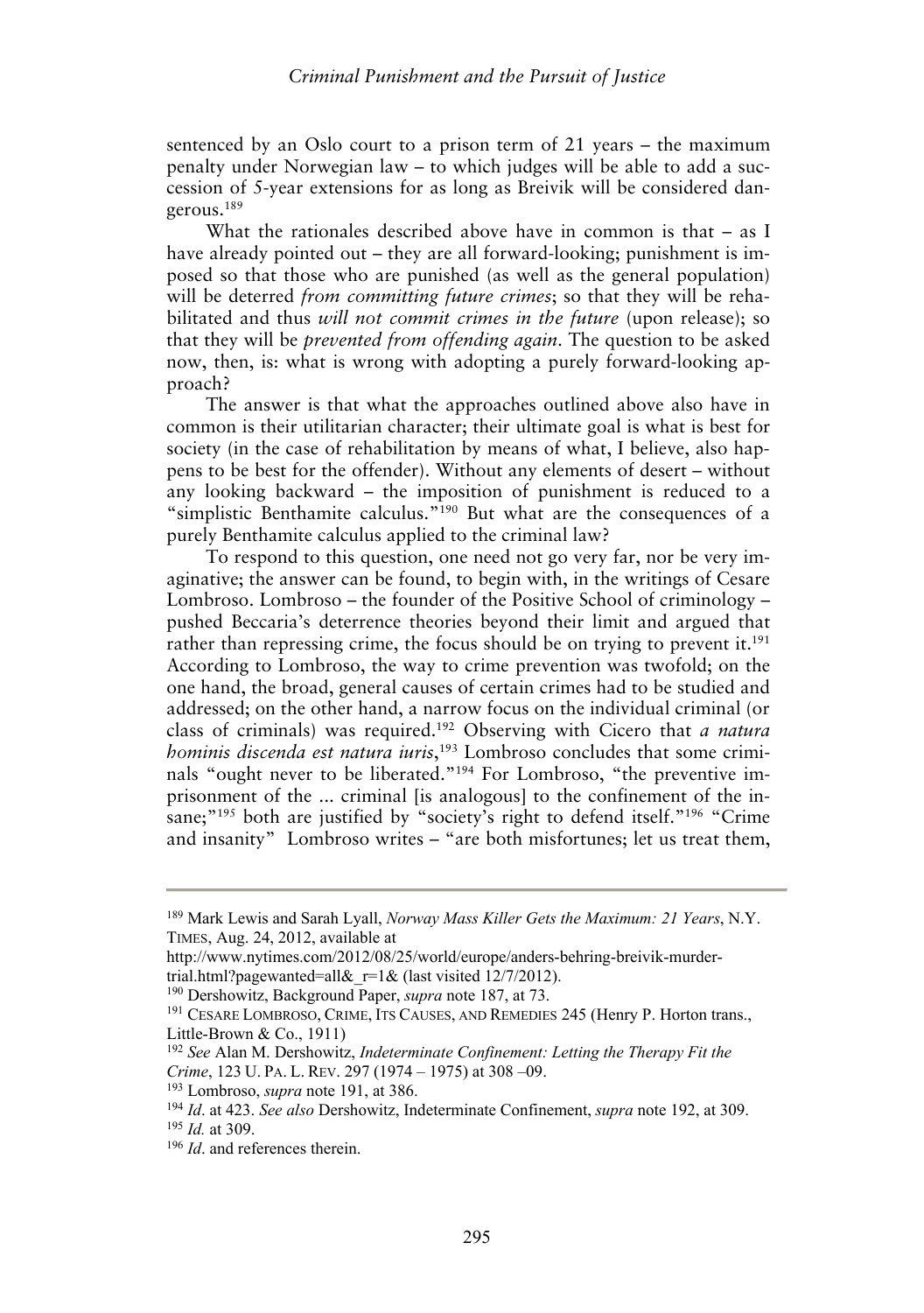sentenced by an Oslo court to a prison term of 21 years – the maximum penalty under Norwegian law – to which judges will be able to add a succession of 5-year extensions for as long as Breivik will be considered dangerous.[189]

What the rationales described above have in common is that – as I have already pointed out – they are all forward-looking; punishment is imposed so that those who are punished (as well as the general population) will be deterred *from committing future crimes*; so that they will be rehabilitated and thus *will not commit crimes in the future* (upon release); so that they will be *prevented from offending again*. The question to be asked now, then, is: what is wrong with adopting a purely forward-looking approach?

The answer is that what the approaches outlined above also have in common is their utilitarian character; their ultimate goal is what is best for society (in the case of rehabilitation by means of what, I believe, also happens to be best for the offender). Without any elements of desert – without any looking backward – the imposition of punishment is reduced to a "simplistic Benthamite calculus."[190] But what are the consequences of a purely Benthamite calculus applied to the criminal law?

To respond to this question, one need not go very far, nor be very imaginative; the answer can be found, to begin with, in the writings of Cesare Lombroso. Lombroso – the founder of the Positive School of criminology – pushed Beccaria's deterrence theories beyond their limit and argued that rather than repressing crime, the focus should be on trying to prevent it.[191] According to Lombroso, the way to crime prevention was twofold; on the one hand, the broad, general causes of certain crimes had to be studied and addressed; on the other hand, a narrow focus on the individual criminal (or class of criminals) was required.[192] Observing with Cicero that *a natura hominis discenda est natura iuris*,[193] Lombroso concludes that some criminals "ought never to be liberated."[194] For Lombroso, "the preventive imprisonment of the ... criminal [is analogous] to the confinement of the insane;"[195] both are justified by "society's right to defend itself."[196] "Crime and insanity" Lombroso writes – "are both misfortunes; let us treat them,

---

[189] Mark Lewis and Sarah Lyall, *Norway Mass Killer Gets the Maximum: 21 Years*, N.Y. TIMES, Aug. 24, 2012, available at http://www.nytimes.com/2012/08/25/world/europe/anders-behring-breivik-murder-trial.html?pagewanted=all&_r=1& (last visited 12/7/2012).

[190] Dershowitz, Background Paper, *supra* note 187, at 73.

[191] CESARE LOMBROSO, CRIME, ITS CAUSES, AND REMEDIES 245 (Henry P. Horton trans., Little-Brown & Co., 1911)

[192] *See* Alan M. Dershowitz, *Indeterminate Confinement: Letting the Therapy Fit the Crime*, 123 U. PA. L. REV. 297 (1974 – 1975) at 308 –09.

[193] Lombroso, *supra* note 191, at 386.

[194] *Id*. at 423. *See also* Dershowitz, Indeterminate Confinement, *supra* note 192, at 309.

[195] *Id.* at 309.

[196] *Id*. and references therein.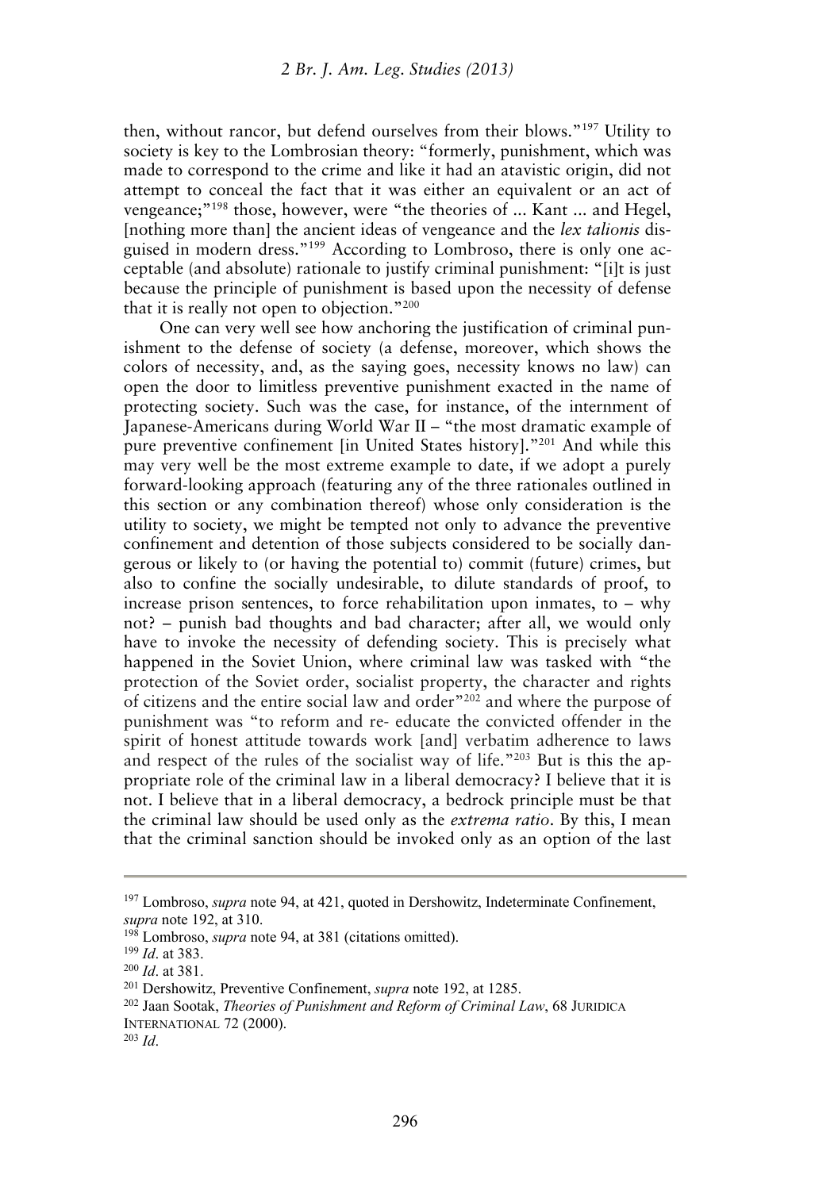then, without rancor, but defend ourselves from their blows."[197] Utility to society is key to the Lombrosian theory: "formerly, punishment, which was made to correspond to the crime and like it had an atavistic origin, did not attempt to conceal the fact that it was either an equivalent or an act of vengeance;"[198] those, however, were "the theories of ... Kant ... and Hegel, [nothing more than] the ancient ideas of vengeance and the *lex talionis* disguised in modern dress."[199] According to Lombroso, there is only one acceptable (and absolute) rationale to justify criminal punishment: "[i]t is just because the principle of punishment is based upon the necessity of defense that it is really not open to objection."[200]

One can very well see how anchoring the justification of criminal punishment to the defense of society (a defense, moreover, which shows the colors of necessity, and, as the saying goes, necessity knows no law) can open the door to limitless preventive punishment exacted in the name of protecting society. Such was the case, for instance, of the internment of Japanese-Americans during World War II – "the most dramatic example of pure preventive confinement [in United States history]."[201] And while this may very well be the most extreme example to date, if we adopt a purely forward-looking approach (featuring any of the three rationales outlined in this section or any combination thereof) whose only consideration is the utility to society, we might be tempted not only to advance the preventive confinement and detention of those subjects considered to be socially dangerous or likely to (or having the potential to) commit (future) crimes, but also to confine the socially undesirable, to dilute standards of proof, to increase prison sentences, to force rehabilitation upon inmates, to – why not? – punish bad thoughts and bad character; after all, we would only have to invoke the necessity of defending society. This is precisely what happened in the Soviet Union, where criminal law was tasked with "the protection of the Soviet order, socialist property, the character and rights of citizens and the entire social law and order"[202] and where the purpose of punishment was "to reform and re- educate the convicted offender in the spirit of honest attitude towards work [and] verbatim adherence to laws and respect of the rules of the socialist way of life."[203] But is this the appropriate role of the criminal law in a liberal democracy? I believe that it is not. I believe that in a liberal democracy, a bedrock principle must be that the criminal law should be used only as the *extrema ratio*. By this, I mean that the criminal sanction should be invoked only as an option of the last

---

[197] Lombroso, *supra* note 94, at 421, quoted in Dershowitz, Indeterminate Confinement, *supra* note 192, at 310.

[198] Lombroso, *supra* note 94, at 381 (citations omitted).

[199] *Id*. at 383.

[200] *Id*. at 381.

[201] Dershowitz, Preventive Confinement, *supra* note 192, at 1285.

[202] Jaan Sootak, *Theories of Punishment and Reform of Criminal Law*, 68 JURIDICA INTERNATIONAL 72 (2000).

[203] *Id*.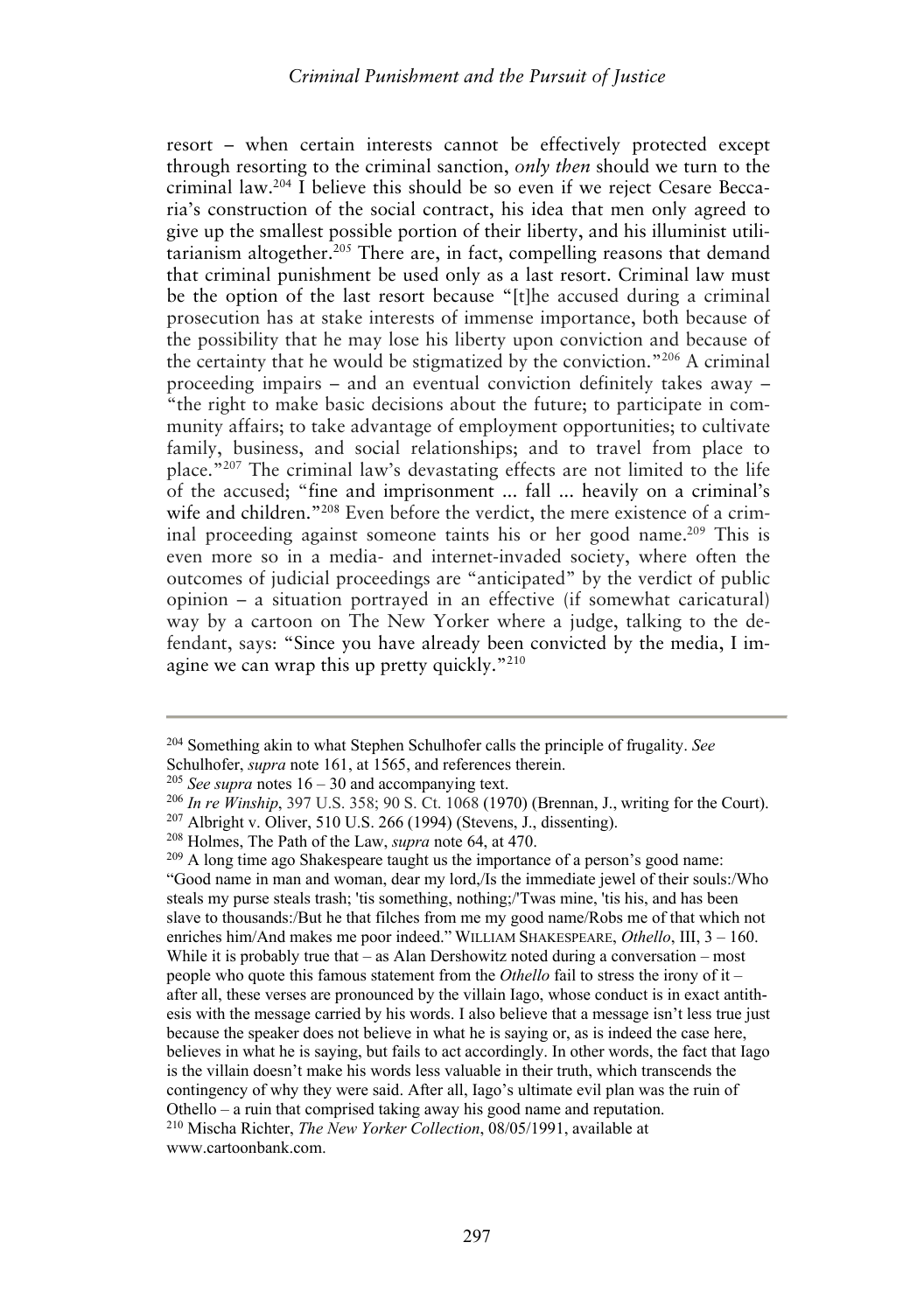resort – when certain interests cannot be effectively protected except through resorting to the criminal sanction, *only then* should we turn to the criminal law.[204] I believe this should be so even if we reject Cesare Beccaria's construction of the social contract, his idea that men only agreed to give up the smallest possible portion of their liberty, and his illuminist utilitarianism altogether.[205] There are, in fact, compelling reasons that demand that criminal punishment be used only as a last resort. Criminal law must be the option of the last resort because "[t]he accused during a criminal prosecution has at stake interests of immense importance, both because of the possibility that he may lose his liberty upon conviction and because of the certainty that he would be stigmatized by the conviction."[206] A criminal proceeding impairs – and an eventual conviction definitely takes away – "the right to make basic decisions about the future; to participate in community affairs; to take advantage of employment opportunities; to cultivate family, business, and social relationships; and to travel from place to place."[207] The criminal law's devastating effects are not limited to the life of the accused; "fine and imprisonment ... fall ... heavily on a criminal's wife and children."[208] Even before the verdict, the mere existence of a criminal proceeding against someone taints his or her good name.[209] This is even more so in a media- and internet-invaded society, where often the outcomes of judicial proceedings are "anticipated" by the verdict of public opinion – a situation portrayed in an effective (if somewhat caricatural) way by a cartoon on The New Yorker where a judge, talking to the defendant, says: "Since you have already been convicted by the media, I imagine we can wrap this up pretty quickly."[210]

---

[204] Something akin to what Stephen Schulhofer calls the principle of frugality. *See* Schulhofer, *supra* note 161, at 1565, and references therein.

[205] *See supra* notes 16 – 30 and accompanying text.

[206] *In re Winship*, 397 U.S. 358; 90 S. Ct. 1068 (1970) (Brennan, J., writing for the Court).

[207] Albright v. Oliver, 510 U.S. 266 (1994) (Stevens, J., dissenting).

[208] Holmes, The Path of the Law, *supra* note 64, at 470.

[209] A long time ago Shakespeare taught us the importance of a person's good name: "Good name in man and woman, dear my lord,/Is the immediate jewel of their souls:/Who steals my purse steals trash; 'tis something, nothing;/'Twas mine, 'tis his, and has been slave to thousands:/But he that filches from me my good name/Robs me of that which not enriches him/And makes me poor indeed." WILLIAM SHAKESPEARE, *Othello*, III, 3 – 160. While it is probably true that – as Alan Dershowitz noted during a conversation – most people who quote this famous statement from the *Othello* fail to stress the irony of it – after all, these verses are pronounced by the villain Iago, whose conduct is in exact antithesis with the message carried by his words. I also believe that a message isn't less true just because the speaker does not believe in what he is saying or, as is indeed the case here, believes in what he is saying, but fails to act accordingly. In other words, the fact that Iago is the villain doesn't make his words less valuable in their truth, which transcends the contingency of why they were said. After all, Iago's ultimate evil plan was the ruin of Othello – a ruin that comprised taking away his good name and reputation.

[210] Mischa Richter, *The New Yorker Collection*, 08/05/1991, available at www.cartoonbank.com.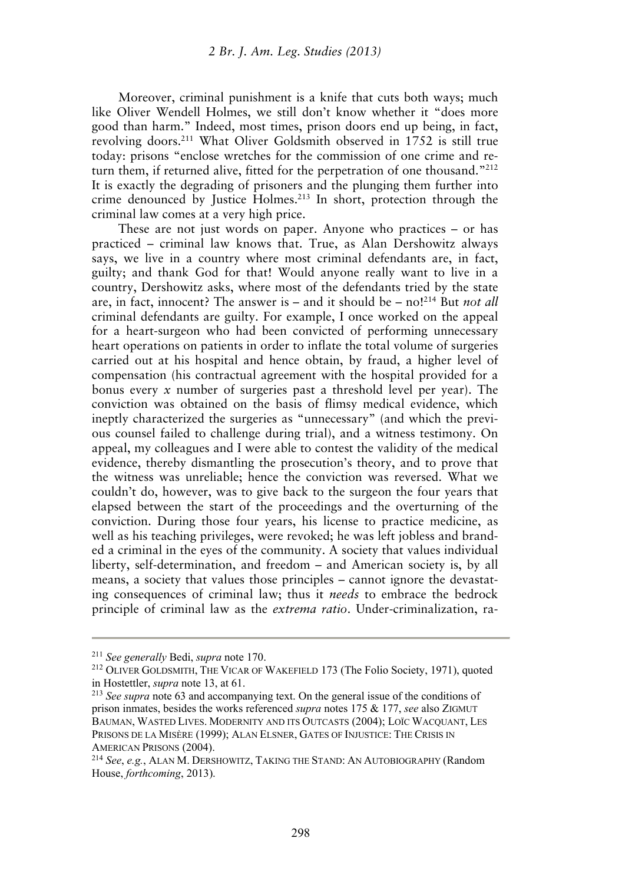Moreover, criminal punishment is a knife that cuts both ways; much like Oliver Wendell Holmes, we still don't know whether it "does more good than harm." Indeed, most times, prison doors end up being, in fact, revolving doors.[211] What Oliver Goldsmith observed in 1752 is still true today: prisons "enclose wretches for the commission of one crime and return them, if returned alive, fitted for the perpetration of one thousand."[212] It is exactly the degrading of prisoners and the plunging them further into crime denounced by Justice Holmes.[213] In short, protection through the criminal law comes at a very high price.

These are not just words on paper. Anyone who practices – or has practiced – criminal law knows that. True, as Alan Dershowitz always says, we live in a country where most criminal defendants are, in fact, guilty; and thank God for that! Would anyone really want to live in a country, Dershowitz asks, where most of the defendants tried by the state are, in fact, innocent? The answer is – and it should be – no![214] But *not all* criminal defendants are guilty. For example, I once worked on the appeal for a heart-surgeon who had been convicted of performing unnecessary heart operations on patients in order to inflate the total volume of surgeries carried out at his hospital and hence obtain, by fraud, a higher level of compensation (his contractual agreement with the hospital provided for a bonus every $x$ number of surgeries past a threshold level per year). The conviction was obtained on the basis of flimsy medical evidence, which ineptly characterized the surgeries as "unnecessary" (and which the previous counsel failed to challenge during trial), and a witness testimony. On appeal, my colleagues and I were able to contest the validity of the medical evidence, thereby dismantling the prosecution's theory, and to prove that the witness was unreliable; hence the conviction was reversed. What we couldn't do, however, was to give back to the surgeon the four years that elapsed between the start of the proceedings and the overturning of the conviction. During those four years, his license to practice medicine, as well as his teaching privileges, were revoked; he was left jobless and branded a criminal in the eyes of the community. A society that values individual liberty, self-determination, and freedom – and American society is, by all means, a society that values those principles – cannot ignore the devastating consequences of criminal law; thus it *needs* to embrace the bedrock principle of criminal law as the *extrema ratio*. Under-criminalization, ra-

---

[211] *See generally* Bedi, *supra* note 170.

[212] OLIVER GOLDSMITH, THE VICAR OF WAKEFIELD 173 (The Folio Society, 1971), quoted in Hostettler, *supra* note 13, at 61.

[213] *See supra* note 63 and accompanying text. On the general issue of the conditions of prison inmates, besides the works referenced *supra* notes 175 & 177, *see* also ZIGMUT BAUMAN, WASTED LIVES. MODERNITY AND ITS OUTCASTS (2004); LOÏC WACQUANT, LES PRISONS DE LA MISÈRE (1999); ALAN ELSNER, GATES OF INJUSTICE: THE CRISIS IN AMERICAN PRISONS (2004).

[214] *See*, *e.g.*, ALAN M. DERSHOWITZ, TAKING THE STAND: AN AUTOBIOGRAPHY (Random House, *forthcoming*, 2013).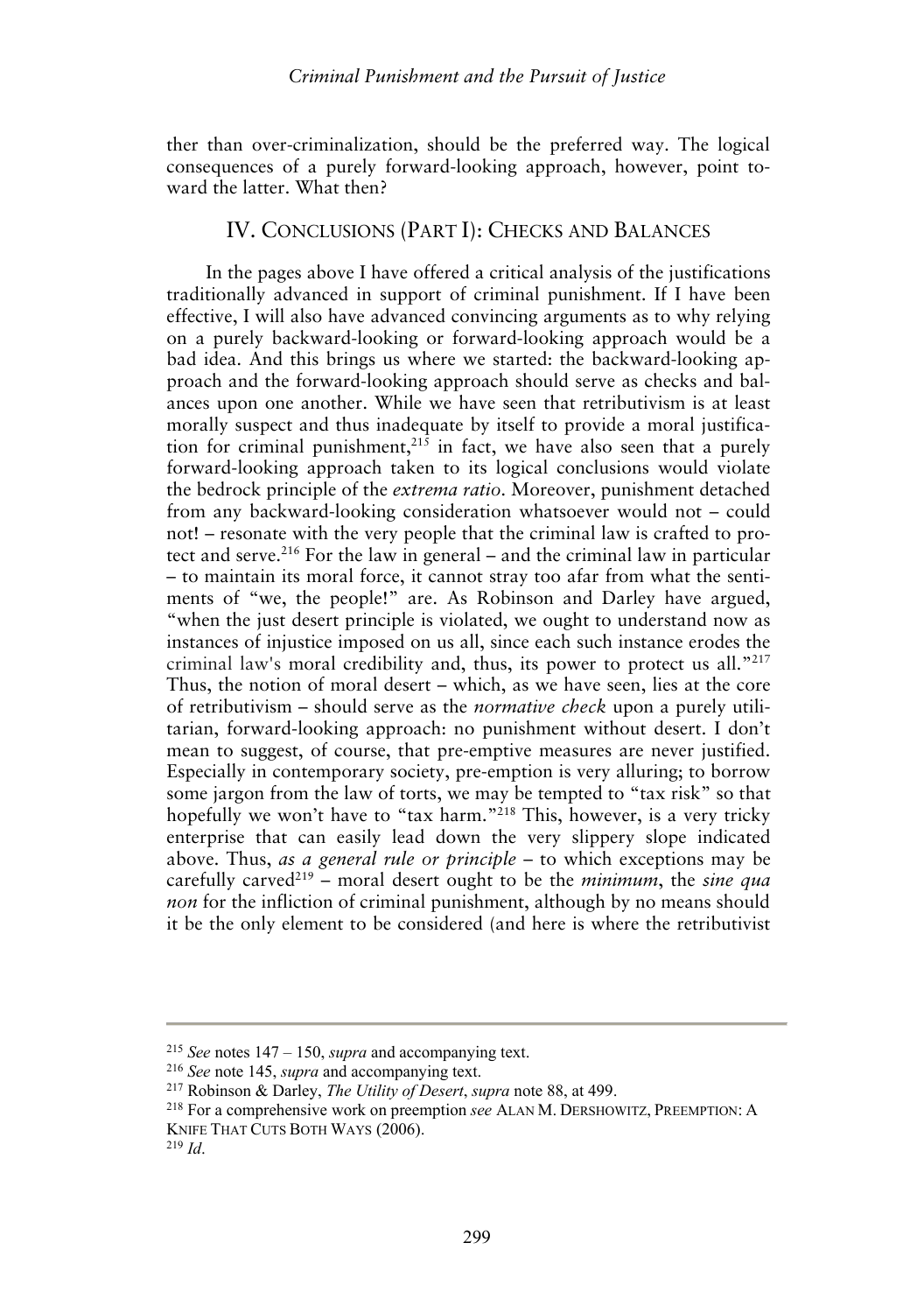ther than over-criminalization, should be the preferred way. The logical consequences of a purely forward-looking approach, however, point toward the latter. What then?

## IV. CONCLUSIONS (PART I): CHECKS AND BALANCES

In the pages above I have offered a critical analysis of the justifications traditionally advanced in support of criminal punishment. If I have been effective, I will also have advanced convincing arguments as to why relying on a purely backward-looking or forward-looking approach would be a bad idea. And this brings us where we started: the backward-looking approach and the forward-looking approach should serve as checks and balances upon one another. While we have seen that retributivism is at least morally suspect and thus inadequate by itself to provide a moral justification for criminal punishment,[215] in fact, we have also seen that a purely forward-looking approach taken to its logical conclusions would violate the bedrock principle of the *extrema ratio*. Moreover, punishment detached from any backward-looking consideration whatsoever would not – could not! – resonate with the very people that the criminal law is crafted to protect and serve.[216] For the law in general – and the criminal law in particular – to maintain its moral force, it cannot stray too afar from what the sentiments of "we, the people!" are. As Robinson and Darley have argued, "when the just desert principle is violated, we ought to understand now as instances of injustice imposed on us all, since each such instance erodes the criminal law's moral credibility and, thus, its power to protect us all."[217] Thus, the notion of moral desert – which, as we have seen, lies at the core of retributivism – should serve as the *normative check* upon a purely utilitarian, forward-looking approach: no punishment without desert. I don't mean to suggest, of course, that pre-emptive measures are never justified. Especially in contemporary society, pre-emption is very alluring; to borrow some jargon from the law of torts, we may be tempted to "tax risk" so that hopefully we won't have to "tax harm."[218] This, however, is a very tricky enterprise that can easily lead down the very slippery slope indicated above. Thus, *as a general rule or principle* – to which exceptions may be carefully carved[219] – moral desert ought to be the *minimum*, the *sine qua non* for the infliction of criminal punishment, although by no means should it be the only element to be considered (and here is where the retributivist

---

[215] *See* notes 147 – 150, *supra* and accompanying text.

[216] *See* note 145, *supra* and accompanying text.

[217] Robinson & Darley, *The Utility of Desert*, *supra* note 88, at 499.

[218] For a comprehensive work on preemption *see* ALAN M. DERSHOWITZ, PREEMPTION: A KNIFE THAT CUTS BOTH WAYS (2006).

[219] *Id.*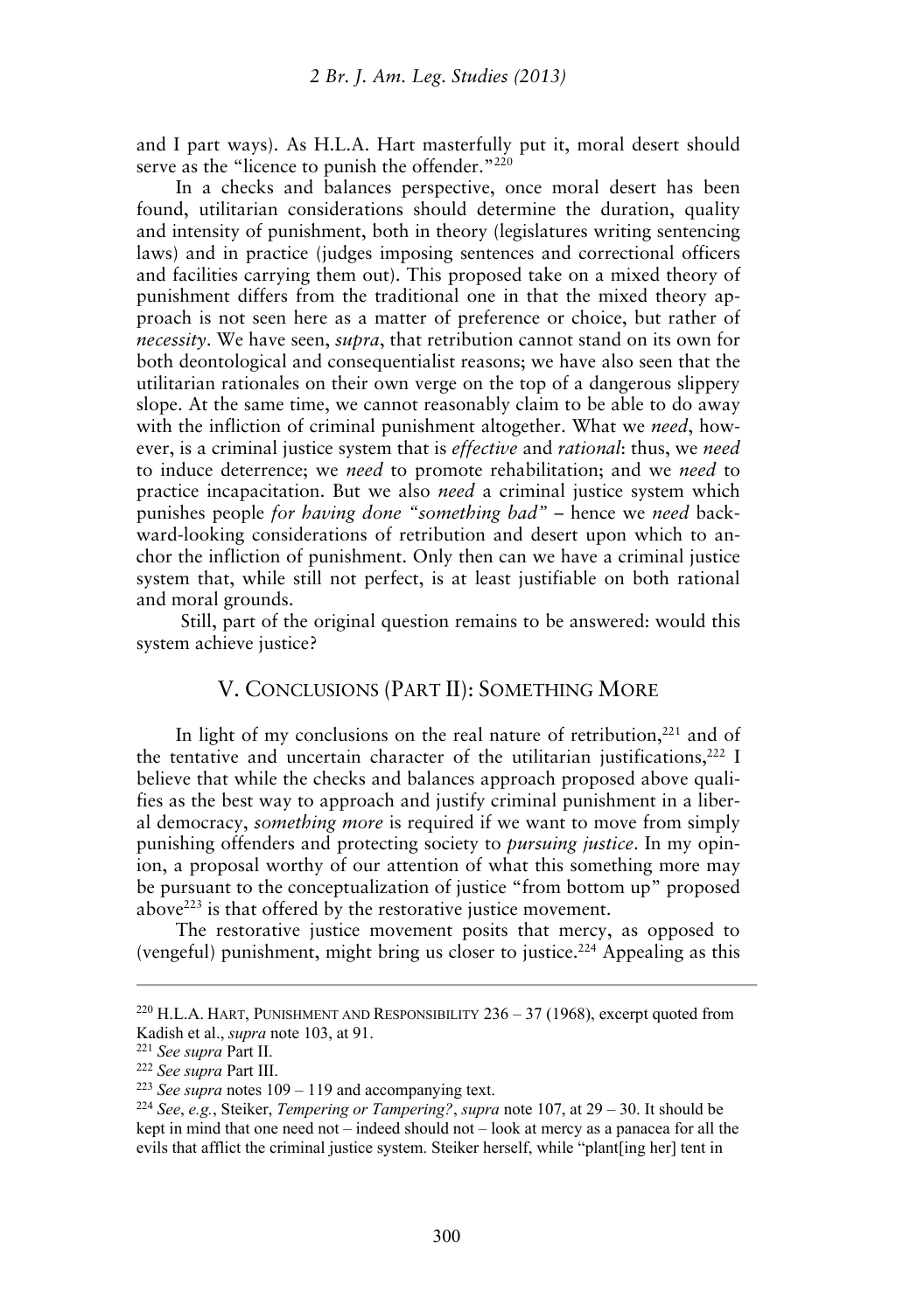and I part ways). As H.L.A. Hart masterfully put it, moral desert should serve as the "licence to punish the offender."[220]

In a checks and balances perspective, once moral desert has been found, utilitarian considerations should determine the duration, quality and intensity of punishment, both in theory (legislatures writing sentencing laws) and in practice (judges imposing sentences and correctional officers and facilities carrying them out). This proposed take on a mixed theory of punishment differs from the traditional one in that the mixed theory approach is not seen here as a matter of preference or choice, but rather of *necessity*. We have seen, *supra*, that retribution cannot stand on its own for both deontological and consequentialist reasons; we have also seen that the utilitarian rationales on their own verge on the top of a dangerous slippery slope. At the same time, we cannot reasonably claim to be able to do away with the infliction of criminal punishment altogether. What we *need*, however, is a criminal justice system that is *effective* and *rational*: thus, we *need* to induce deterrence; we *need* to promote rehabilitation; and we *need* to practice incapacitation. But we also *need* a criminal justice system which punishes people *for having done "something bad"* – hence we *need* backward-looking considerations of retribution and desert upon which to anchor the infliction of punishment. Only then can we have a criminal justice system that, while still not perfect, is at least justifiable on both rational and moral grounds.

Still, part of the original question remains to be answered: would this system achieve justice?

## V. CONCLUSIONS (PART II): SOMETHING MORE

In light of my conclusions on the real nature of retribution,[221] and of the tentative and uncertain character of the utilitarian justifications,[222] I believe that while the checks and balances approach proposed above qualifies as the best way to approach and justify criminal punishment in a liberal democracy, *something more* is required if we want to move from simply punishing offenders and protecting society to *pursuing justice*. In my opinion, a proposal worthy of our attention of what this something more may be pursuant to the conceptualization of justice "from bottom up" proposed above[223] is that offered by the restorative justice movement.

The restorative justice movement posits that mercy, as opposed to (vengeful) punishment, might bring us closer to justice.[224] Appealing as this

---

[220] H.L.A. HART, PUNISHMENT AND RESPONSIBILITY 236 – 37 (1968), excerpt quoted from Kadish et al., *supra* note 103, at 91.

[221] *See supra* Part II.

[222] *See supra* Part III.

[223] *See supra* notes 109 – 119 and accompanying text.

[224] *See*, *e.g.*, Steiker, *Tempering or Tampering?*, *supra* note 107, at 29 – 30. It should be kept in mind that one need not – indeed should not – look at mercy as a panacea for all the evils that afflict the criminal justice system. Steiker herself, while "plant[ing her] tent in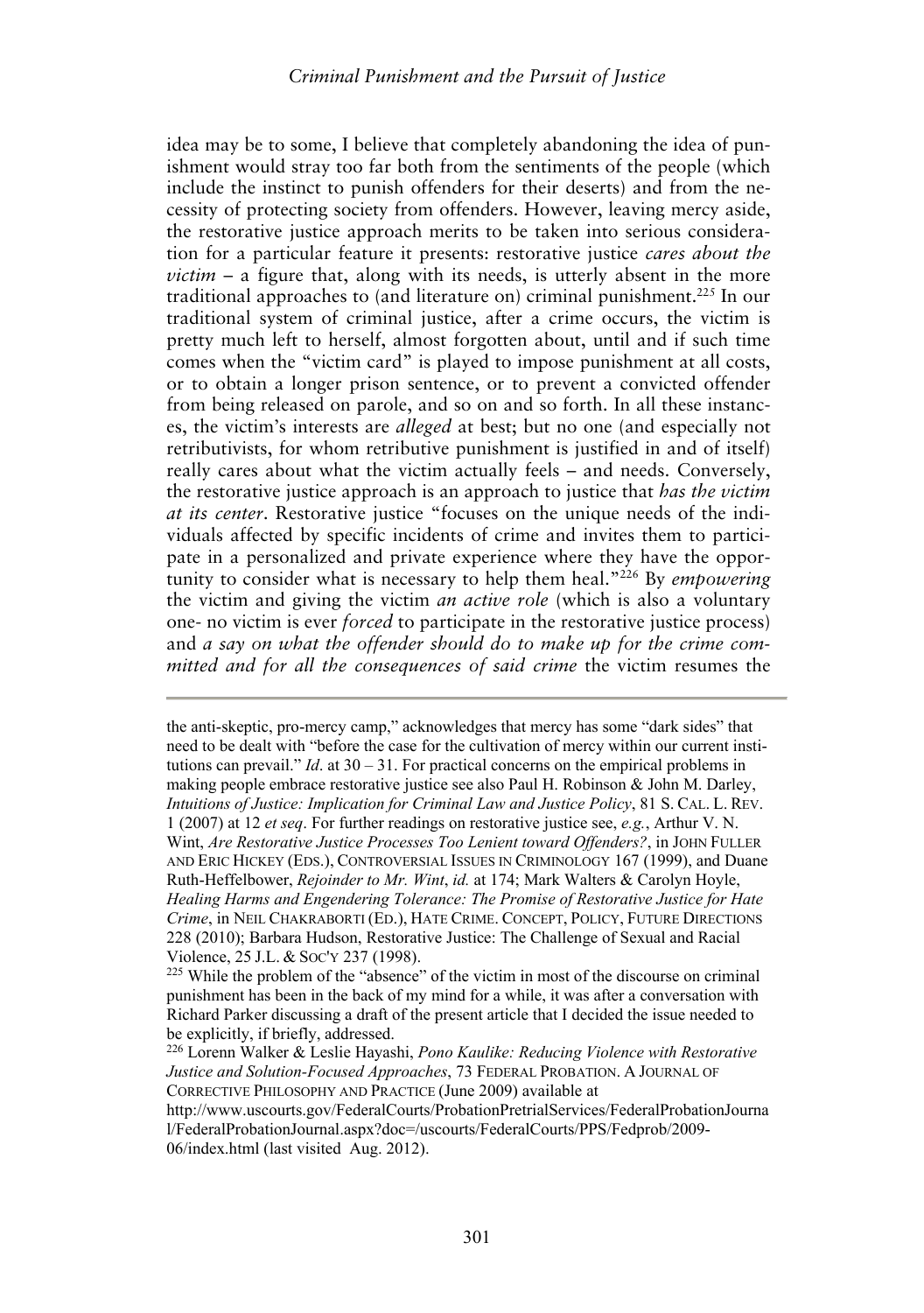idea may be to some, I believe that completely abandoning the idea of punishment would stray too far both from the sentiments of the people (which include the instinct to punish offenders for their deserts) and from the necessity of protecting society from offenders. However, leaving mercy aside, the restorative justice approach merits to be taken into serious consideration for a particular feature it presents: restorative justice *cares about the victim* – a figure that, along with its needs, is utterly absent in the more traditional approaches to (and literature on) criminal punishment.[225] In our traditional system of criminal justice, after a crime occurs, the victim is pretty much left to herself, almost forgotten about, until and if such time comes when the "victim card" is played to impose punishment at all costs, or to obtain a longer prison sentence, or to prevent a convicted offender from being released on parole, and so on and so forth. In all these instances, the victim's interests are *alleged* at best; but no one (and especially not retributivists, for whom retributive punishment is justified in and of itself) really cares about what the victim actually feels – and needs. Conversely, the restorative justice approach is an approach to justice that *has the victim at its center*. Restorative justice "focuses on the unique needs of the individuals affected by specific incidents of crime and invites them to participate in a personalized and private experience where they have the opportunity to consider what is necessary to help them heal."[226] By *empowering* the victim and giving the victim *an active role* (which is also a voluntary one- no victim is ever *forced* to participate in the restorative justice process) and *a say on what the offender should do to make up for the crime committed and for all the consequences of said crime* the victim resumes the

---

the anti-skeptic, pro-mercy camp," acknowledges that mercy has some "dark sides" that need to be dealt with "before the case for the cultivation of mercy within our current institutions can prevail." *Id*. at 30 – 31. For practical concerns on the empirical problems in making people embrace restorative justice see also Paul H. Robinson & John M. Darley, *Intuitions of Justice: Implication for Criminal Law and Justice Policy*, 81 S. CAL. L. REV. 1 (2007) at 12 *et seq*. For further readings on restorative justice see, *e.g.*, Arthur V. N. Wint, *Are Restorative Justice Processes Too Lenient toward Offenders?*, in JOHN FULLER AND ERIC HICKEY (EDS.), CONTROVERSIAL ISSUES IN CRIMINOLOGY 167 (1999), and Duane Ruth-Heffelbower, *Rejoinder to Mr. Wint*, *id.* at 174; Mark Walters & Carolyn Hoyle, *Healing Harms and Engendering Tolerance: The Promise of Restorative Justice for Hate Crime*, in NEIL CHAKRABORTI (ED.), HATE CRIME. CONCEPT, POLICY, FUTURE DIRECTIONS 228 (2010); Barbara Hudson, Restorative Justice: The Challenge of Sexual and Racial Violence, 25 J.L. & SOC'Y 237 (1998).

[225] While the problem of the "absence" of the victim in most of the discourse on criminal punishment has been in the back of my mind for a while, it was after a conversation with Richard Parker discussing a draft of the present article that I decided the issue needed to be explicitly, if briefly, addressed.

[226] Lorenn Walker & Leslie Hayashi, *Pono Kaulike: Reducing Violence with Restorative Justice and Solution-Focused Approaches*, 73 FEDERAL PROBATION. A JOURNAL OF CORRECTIVE PHILOSOPHY AND PRACTICE (June 2009) available at http://www.uscourts.gov/FederalCourts/ProbationPretrialServices/FederalProbationJournal/FederalProbationJournal.aspx?doc=/uscourts/FederalCourts/PPS/Fedprob/2009-06/index.html (last visited Aug. 2012).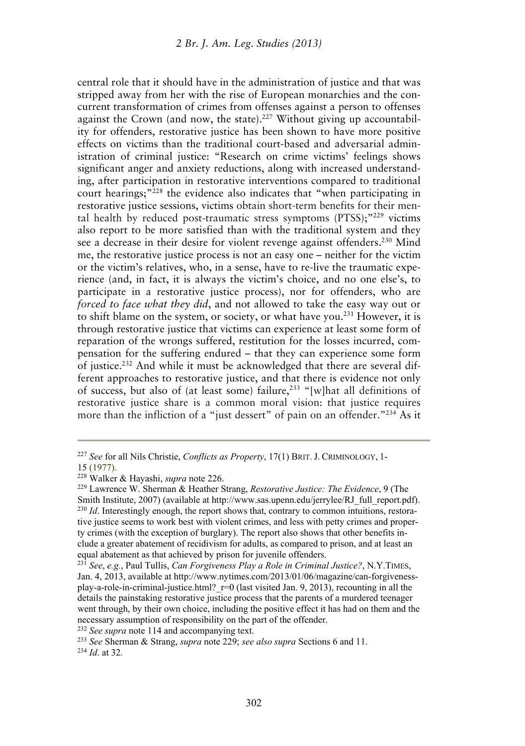central role that it should have in the administration of justice and that was stripped away from her with the rise of European monarchies and the concurrent transformation of crimes from offenses against a person to offenses against the Crown (and now, the state).[227] Without giving up accountability for offenders, restorative justice has been shown to have more positive effects on victims than the traditional court-based and adversarial administration of criminal justice: "Research on crime victims' feelings shows significant anger and anxiety reductions, along with increased understanding, after participation in restorative interventions compared to traditional court hearings;"[228] the evidence also indicates that "when participating in restorative justice sessions, victims obtain short-term benefits for their mental health by reduced post-traumatic stress symptoms (PTSS);"[229] victims also report to be more satisfied than with the traditional system and they see a decrease in their desire for violent revenge against offenders.[230] Mind me, the restorative justice process is not an easy one – neither for the victim or the victim's relatives, who, in a sense, have to re-live the traumatic experience (and, in fact, it is always the victim's choice, and no one else's, to participate in a restorative justice process), nor for offenders, who are *forced to face what they did*, and not allowed to take the easy way out or to shift blame on the system, or society, or what have you.[231] However, it is through restorative justice that victims can experience at least some form of reparation of the wrongs suffered, restitution for the losses incurred, compensation for the suffering endured – that they can experience some form of justice.[232] And while it must be acknowledged that there are several different approaches to restorative justice, and that there is evidence not only of success, but also of (at least some) failure,[233] "[w]hat all definitions of restorative justice share is a common moral vision: that justice requires more than the infliction of a "just dessert" of pain on an offender."[234] As it

---

[227] *See* for all Nils Christie, *Conflicts as Property*, 17(1) BRIT. J. CRIMINOLOGY, 1-15 (1977).

[228] Walker & Hayashi, *supra* note 226.

[229] Lawrence W. Sherman & Heather Strang, *Restorative Justice: The Evidence*, 9 (The Smith Institute, 2007) (available at http://www.sas.upenn.edu/jerrylee/RJ_full_report.pdf).

[230] *Id*. Interestingly enough, the report shows that, contrary to common intuitions, restorative justice seems to work best with violent crimes, and less with petty crimes and property crimes (with the exception of burglary). The report also shows that other benefits include a greater abatement of recidivism for adults, as compared to prison, and at least an equal abatement as that achieved by prison for juvenile offenders.

[231] *See*, *e.g.*, Paul Tullis, *Can Forgiveness Play a Role in Criminal Justice?*, N.Y.TIMES, Jan. 4, 2013, available at http://www.nytimes.com/2013/01/06/magazine/can-forgiveness-play-a-role-in-criminal-justice.html?_r=0 (last visited Jan. 9, 2013), recounting in all the details the painstaking restorative justice process that the parents of a murdered teenager went through, by their own choice, including the positive effect it has had on them and the necessary assumption of responsibility on the part of the offender.

[232] *See supra* note 114 and accompanying text.

[233] *See* Sherman & Strang, *supra* note 229; *see also supra* Sections 6 and 11.

[234] *Id*. at 32.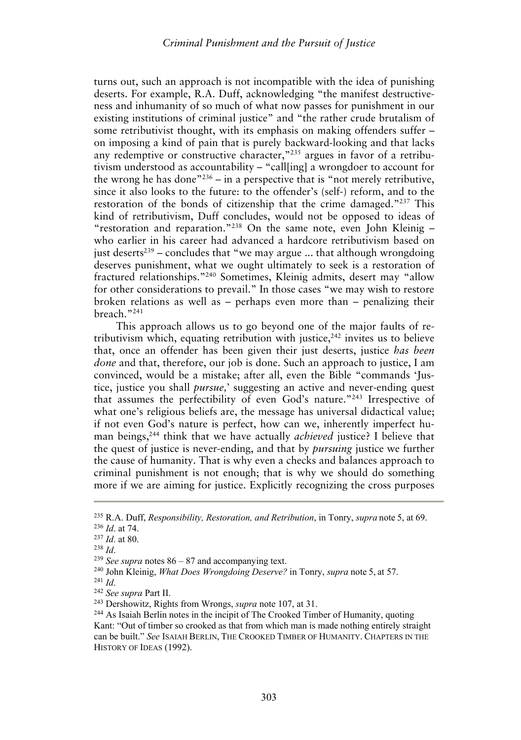turns out, such an approach is not incompatible with the idea of punishing deserts. For example, R.A. Duff, acknowledging "the manifest destructiveness and inhumanity of so much of what now passes for punishment in our existing institutions of criminal justice" and "the rather crude brutalism of some retributivist thought, with its emphasis on making offenders suffer – on imposing a kind of pain that is purely backward-looking and that lacks any redemptive or constructive character,"[235] argues in favor of a retributivism understood as accountability – "call[ing] a wrongdoer to account for the wrong he has done"[236] – in a perspective that is "not merely retributive, since it also looks to the future: to the offender's (self-) reform, and to the restoration of the bonds of citizenship that the crime damaged."[237] This kind of retributivism, Duff concludes, would not be opposed to ideas of "restoration and reparation."[238] On the same note, even John Kleinig – who earlier in his career had advanced a hardcore retributivism based on just deserts[239] – concludes that "we may argue ... that although wrongdoing deserves punishment, what we ought ultimately to seek is a restoration of fractured relationships."[240] Sometimes, Kleinig admits, desert may "allow for other considerations to prevail." In those cases "we may wish to restore broken relations as well as – perhaps even more than – penalizing their breach."[241]

This approach allows us to go beyond one of the major faults of retributivism which, equating retribution with justice,[242] invites us to believe that, once an offender has been given their just deserts, justice *has been done* and that, therefore, our job is done. Such an approach to justice, I am convinced, would be a mistake; after all, even the Bible "commands 'Justice, justice you shall *pursue,*' suggesting an active and never-ending quest that assumes the perfectibility of even God's nature."[243] Irrespective of what one's religious beliefs are, the message has universal didactical value; if not even God's nature is perfect, how can we, inherently imperfect human beings,[244] think that we have actually *achieved* justice? I believe that the quest of justice is never-ending, and that by *pursuing* justice we further the cause of humanity. That is why even a checks and balances approach to criminal punishment is not enough; that is why we should do something more if we are aiming for justice. Explicitly recognizing the cross purposes

---

[235] R.A. Duff, *Responsibility, Restoration, and Retribution*, in Tonry, *supra* note 5, at 69.

[236] *Id*. at 74.

[237] *Id*. at 80.

[238] *Id*.

[239] *See supra* notes 86 – 87 and accompanying text.

[240] John Kleinig, *What Does Wrongdoing Deserve?* in Tonry, *supra* note 5, at 57.

[241] *Id*.

[242] *See supra* Part II.

[243] Dershowitz, Rights from Wrongs, *supra* note 107, at 31.

[244] As Isaiah Berlin notes in the incipit of The Crooked Timber of Humanity, quoting Kant: "Out of timber so crooked as that from which man is made nothing entirely straight can be built." *See* ISAIAH BERLIN, THE CROOKED TIMBER OF HUMANITY. CHAPTERS IN THE HISTORY OF IDEAS (1992).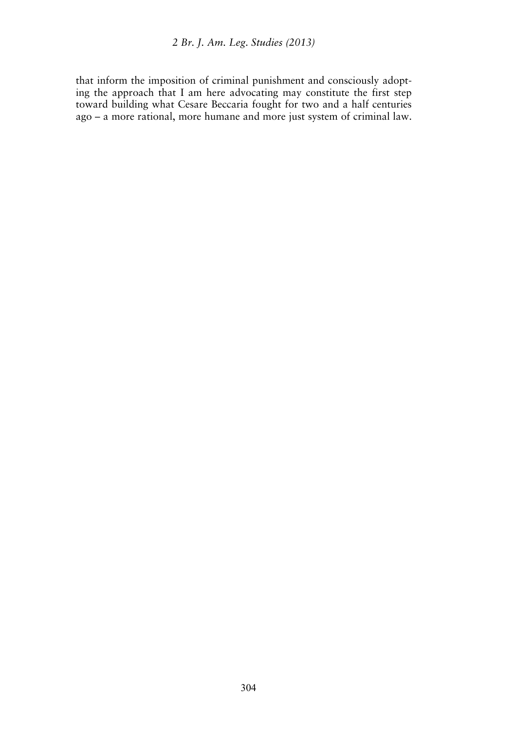that inform the imposition of criminal punishment and consciously adopting the approach that I am here advocating may constitute the first step toward building what Cesare Beccaria fought for two and a half centuries ago – a more rational, more humane and more just system of criminal law.